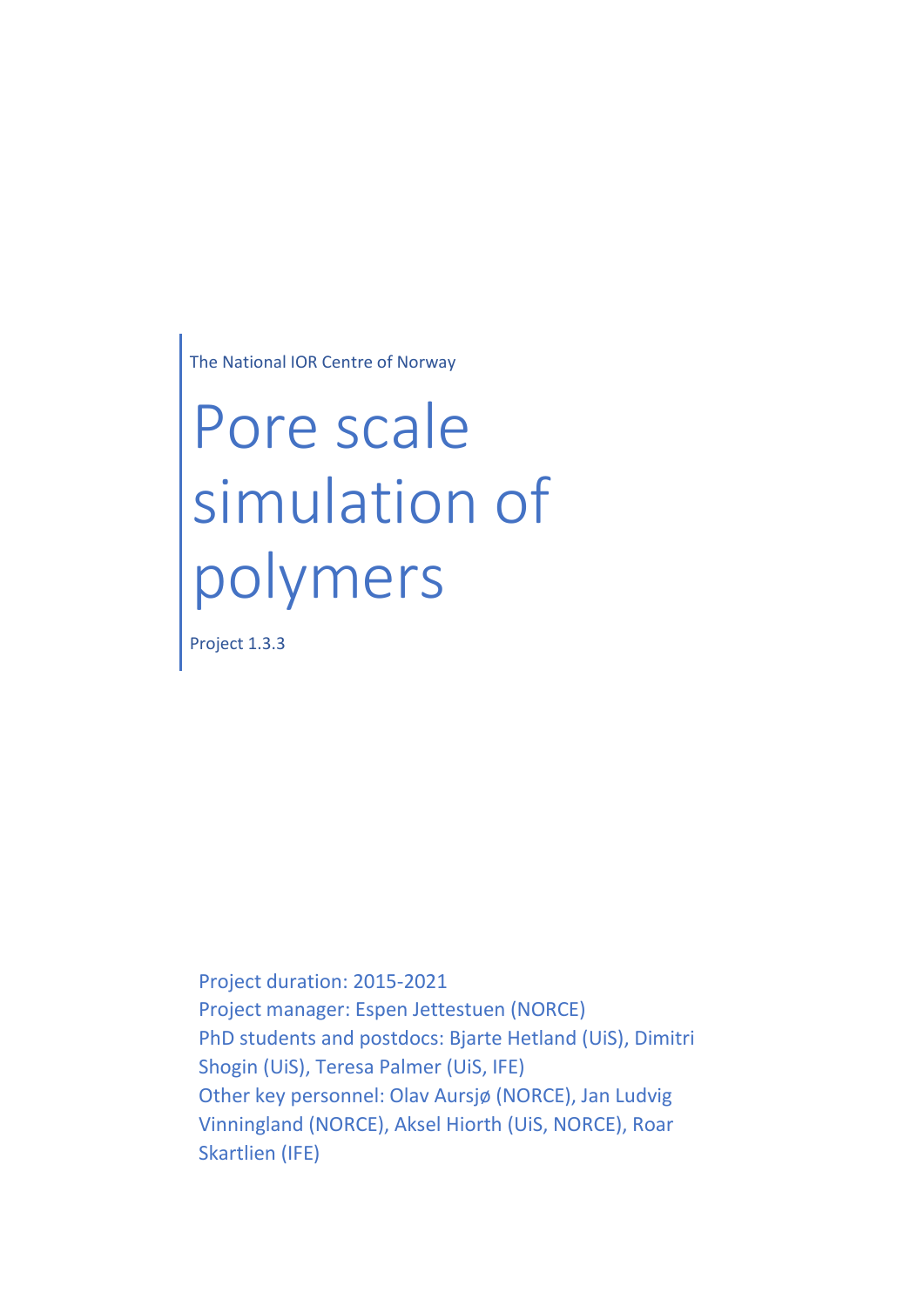The National IOR Centre of Norway

# Pore scale simulation of polymers

Project 1.3.3

Project duration: 2015-2021
Project manager: Espen Jettestuen (NORCE)
PhD students and postdocs: Bjarte Hetland (UiS), Dimitri Shogin (UiS), Teresa Palmer (UiS, IFE)
Other key personnel: Olav Aursjø (NORCE), Jan Ludvig Vinningland (NORCE), Aksel Hiorth (UiS, NORCE), Roar Skartlien (IFE)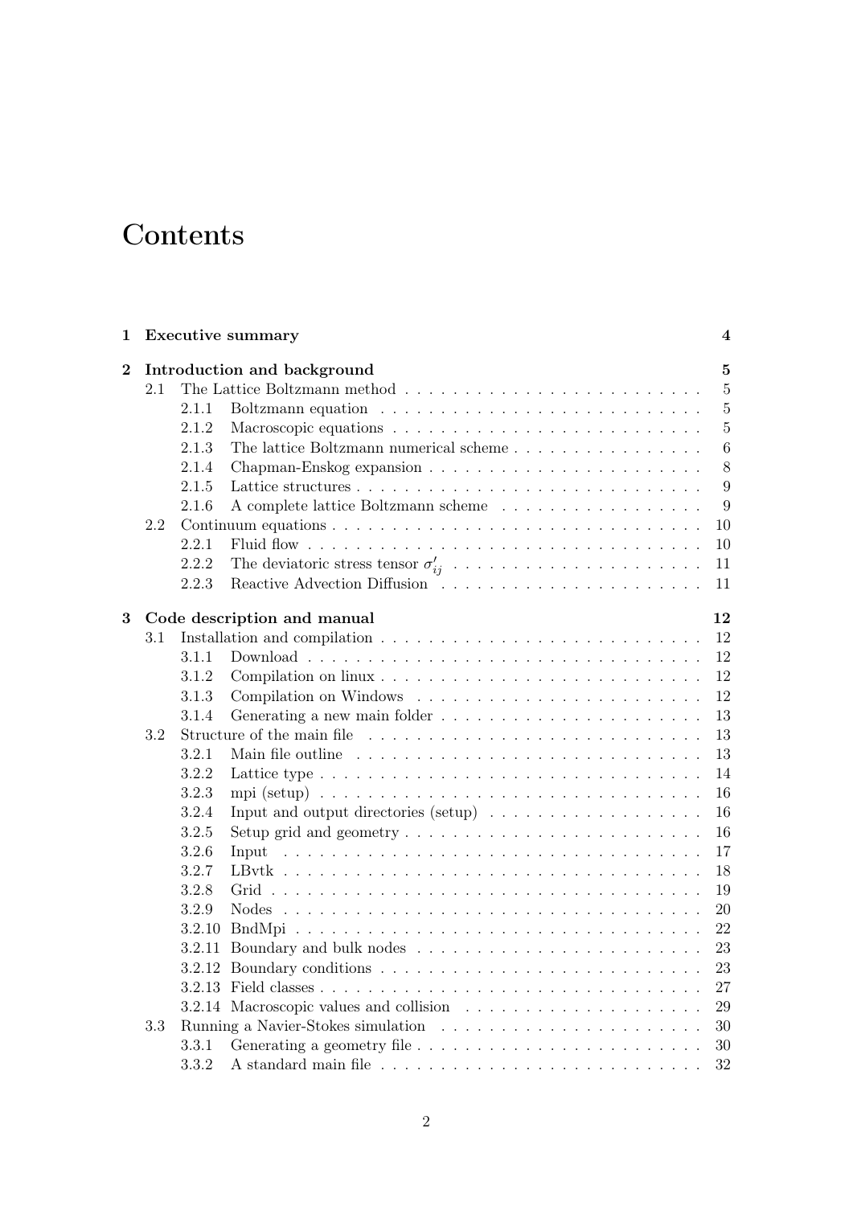# Contents

| | | |
|---|---|---|
| **1** | **Executive summary** | **4** |
| **2** | **Introduction and background** | **5** |
| 2.1 | The Lattice Boltzmann method | 5 |
| 2.1.1 | Boltzmann equation | 5 |
| 2.1.2 | Macroscopic equations | 5 |
| 2.1.3 | The lattice Boltzmann numerical scheme | 6 |
| 2.1.4 | Chapman-Enskog expansion | 8 |
| 2.1.5 | Lattice structures | 9 |
| 2.1.6 | A complete lattice Boltzmann scheme | 9 |
| 2.2 | Continuum equations | 10 |
| 2.2.1 | Fluid flow | 10 |
| 2.2.2 | The deviatoric stress tensor $\sigma'_{ij}$ | 11 |
| 2.2.3 | Reactive Advection Diffusion | 11 |
| **3** | **Code description and manual** | **12** |
| 3.1 | Installation and compilation | 12 |
| 3.1.1 | Download | 12 |
| 3.1.2 | Compilation on linux | 12 |
| 3.1.3 | Compilation on Windows | 12 |
| 3.1.4 | Generating a new main folder | 13 |
| 3.2 | Structure of the main file | 13 |
| 3.2.1 | Main file outline | 13 |
| 3.2.2 | Lattice type | 14 |
| 3.2.3 | mpi (setup) | 16 |
| 3.2.4 | Input and output directories (setup) | 16 |
| 3.2.5 | Setup grid and geometry | 16 |
| 3.2.6 | Input | 17 |
| 3.2.7 | LBvtk | 18 |
| 3.2.8 | Grid | 19 |
| 3.2.9 | Nodes | 20 |
| 3.2.10 | BndMpi | 22 |
| 3.2.11 | Boundary and bulk nodes | 23 |
| 3.2.12 | Boundary conditions | 23 |
| 3.2.13 | Field classes | 27 |
| 3.2.14 | Macroscopic values and collision | 29 |
| 3.3 | Running a Navier-Stokes simulation | 30 |
| 3.3.1 | Generating a geometry file | 30 |
| 3.3.2 | A standard main file | 32 |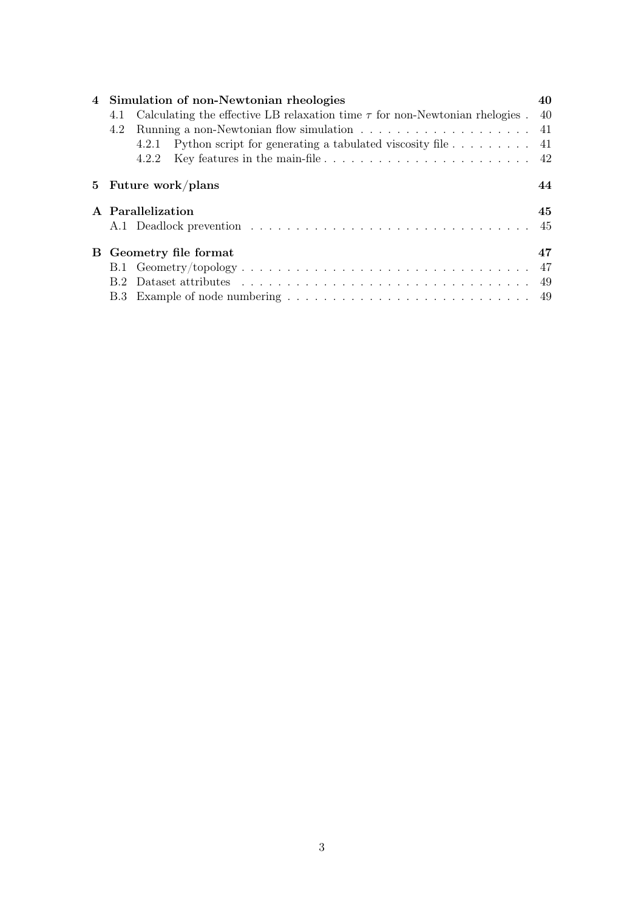**4 Simulation of non-Newtonian rheologies** — 40

- 4.1 Calculating the effective LB relaxation time $\tau$ for non-Newtonian rhelogies — 40
- 4.2 Running a non-Newtonian flow simulation — 41
  - 4.2.1 Python script for generating a tabulated viscosity file — 41
  - 4.2.2 Key features in the main-file — 42

**5 Future work/plans** — 44

**A Parallelization** — 45

- A.1 Deadlock prevention — 45

**B Geometry file format** — 47

- B.1 Geometry/topology — 47
- B.2 Dataset attributes — 49
- B.3 Example of node numbering — 49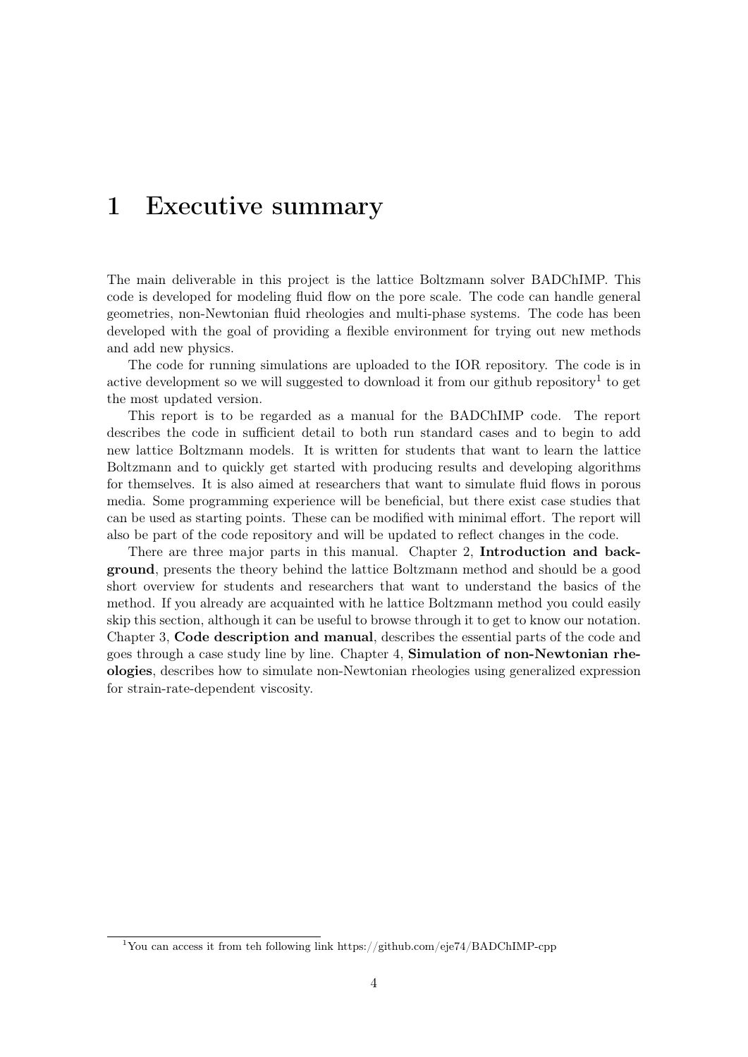# 1 Executive summary

The main deliverable in this project is the lattice Boltzmann solver BADChIMP. This code is developed for modeling fluid flow on the pore scale. The code can handle general geometries, non-Newtonian fluid rheologies and multi-phase systems. The code has been developed with the goal of providing a flexible environment for trying out new methods and add new physics.

The code for running simulations are uploaded to the IOR repository. The code is in active development so we will suggested to download it from our github repository[1] to get the most updated version.

This report is to be regarded as a manual for the BADChIMP code. The report describes the code in sufficient detail to both run standard cases and to begin to add new lattice Boltzmann models. It is written for students that want to learn the lattice Boltzmann and to quickly get started with producing results and developing algorithms for themselves. It is also aimed at researchers that want to simulate fluid flows in porous media. Some programming experience will be beneficial, but there exist case studies that can be used as starting points. These can be modified with minimal effort. The report will also be part of the code repository and will be updated to reflect changes in the code.

There are three major parts in this manual. Chapter 2, **Introduction and background**, presents the theory behind the lattice Boltzmann method and should be a good short overview for students and researchers that want to understand the basics of the method. If you already are acquainted with he lattice Boltzmann method you could easily skip this section, although it can be useful to browse through it to get to know our notation. Chapter 3, **Code description and manual**, describes the essential parts of the code and goes through a case study line by line. Chapter 4, **Simulation of non-Newtonian rheologies**, describes how to simulate non-Newtonian rheologies using generalized expression for strain-rate-dependent viscosity.

[1] You can access it from teh following link https://github.com/eje74/BADChIMP-cpp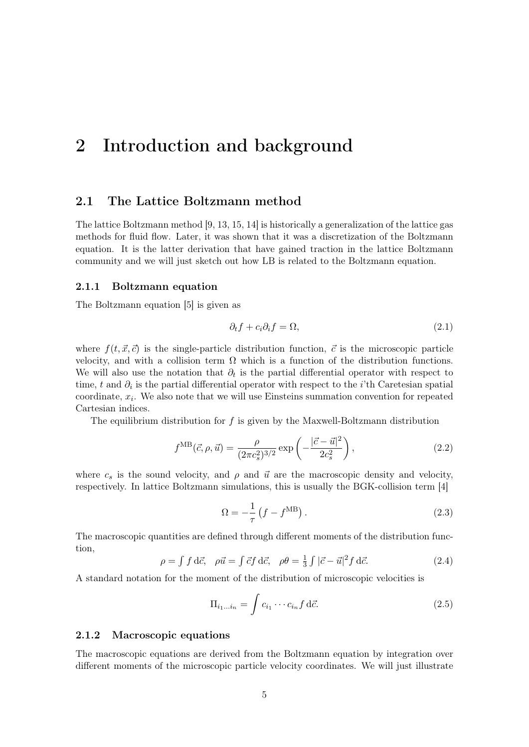# 2 Introduction and background

## 2.1 The Lattice Boltzmann method

The lattice Boltzmann method [9, 13, 15, 14] is historically a generalization of the lattice gas methods for fluid flow. Later, it was shown that it was a discretization of the Boltzmann equation. It is the latter derivation that have gained traction in the lattice Boltzmann community and we will just sketch out how LB is related to the Boltzmann equation.

### 2.1.1 Boltzmann equation

The Boltzmann equation [5] is given as

$$\partial_t f + c_i \partial_i f = \Omega, \tag{2.1}$$

where $f(t, \vec{x}, \vec{c})$ is the single-particle distribution function, $\vec{c}$ is the microscopic particle velocity, and with a collision term $\Omega$ which is a function of the distribution functions. We will also use the notation that $\partial_t$ is the partial differential operator with respect to time, $t$ and $\partial_i$ is the partial differential operator with respect to the $i$'th Caretesian spatial coordinate, $x_i$. We also note that we will use Einsteins summation convention for repeated Cartesian indices.

The equilibrium distribution for $f$ is given by the Maxwell-Boltzmann distribution

$$f^{\mathrm{MB}}(\vec{c}, \rho, \vec{u}) = \frac{\rho}{(2\pi c_s^2)^{3/2}} \exp\left(-\frac{|\vec{c}-\vec{u}|^2}{2c_s^2}\right), \tag{2.2}$$

where $c_s$ is the sound velocity, and $\rho$ and $\vec{u}$ are the macroscopic density and velocity, respectively. In lattice Boltzmann simulations, this is usually the BGK-collision term [4]

$$\Omega = -\frac{1}{\tau}\left(f - f^{\mathrm{MB}}\right). \tag{2.3}$$

The macroscopic quantities are defined through different moments of the distribution function,

$$\rho = \int f \, \mathrm{d}\vec{c}, \quad \rho\vec{u} = \int \vec{c} f \, \mathrm{d}\vec{c}, \quad \rho\theta = \tfrac{1}{3}\int |\vec{c}-\vec{u}|^2 f \, \mathrm{d}\vec{c}. \tag{2.4}$$

A standard notation for the moment of the distribution of microscopic velocities is

$$\Pi_{i_1 \ldots i_n} = \int c_{i_1} \cdots c_{i_n} f \, \mathrm{d}\vec{c}. \tag{2.5}$$

### 2.1.2 Macroscopic equations

The macroscopic equations are derived from the Boltzmann equation by integration over different moments of the microscopic particle velocity coordinates. We will just illustrate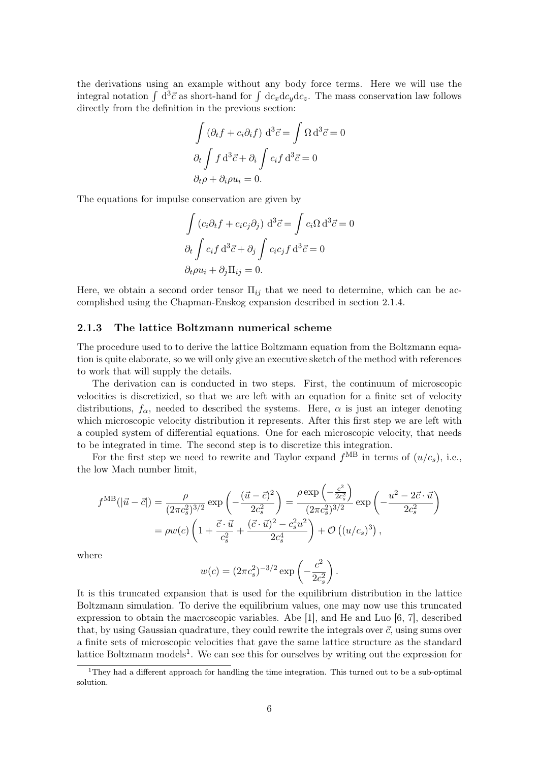the derivations using an example without any body force terms. Here we will use the integral notation $\int \mathrm{d}^3\vec{c}$ as short-hand for $\int \mathrm{d}c_x\mathrm{d}c_y\mathrm{d}c_z$. The mass conservation law follows directly from the definition in the previous section:

$$\int \left(\partial_t f + c_i \partial_i f\right) \mathrm{d}^3\vec{c} = \int \Omega \, \mathrm{d}^3\vec{c} = 0$$
$$\partial_t \int f \, \mathrm{d}^3\vec{c} + \partial_i \int c_i f \, \mathrm{d}^3\vec{c} = 0$$
$$\partial_t \rho + \partial_i \rho u_i = 0.$$

The equations for impulse conservation are given by

$$\int \left(c_i \partial_t f + c_i c_j \partial_j\right) \mathrm{d}^3\vec{c} = \int c_i \Omega \, \mathrm{d}^3\vec{c} = 0$$
$$\partial_t \int c_i f \, \mathrm{d}^3\vec{c} + \partial_j \int c_i c_j f \, \mathrm{d}^3\vec{c} = 0$$
$$\partial_t \rho u_i + \partial_j \Pi_{ij} = 0.$$

Here, we obtain a second order tensor $\Pi_{ij}$ that we need to determine, which can be accomplished using the Chapman-Enskog expansion described in section 2.1.4.

### 2.1.3 The lattice Boltzmann numerical scheme

The procedure used to to derive the lattice Boltzmann equation from the Boltzmann equation is quite elaborate, so we will only give an executive sketch of the method with references to work that will supply the details.

The derivation can is conducted in two steps. First, the continuum of microscopic velocities is discretizied, so that we are left with an equation for a finite set of velocity distributions, $f_\alpha$, needed to described the systems. Here, $\alpha$ is just an integer denoting which microscopic velocity distribution it represents. After this first step we are left with a coupled system of differential equations. One for each microscopic velocity, that needs to be integrated in time. The second step is to discretize this integration.

For the first step we need to rewrite and Taylor expand $f^{\mathrm{MB}}$ in terms of $(u/c_s)$, i.e., the low Mach number limit,

$$\begin{aligned} f^{\mathrm{MB}}(|\vec{u}-\vec{c}|) &= \frac{\rho}{(2\pi c_s^2)^{3/2}} \exp\left(-\frac{(\vec{u}-\vec{c})^2}{2c_s^2}\right) = \frac{\rho \exp\left(-\frac{c^2}{2c_s^2}\right)}{(2\pi c_s^2)^{3/2}} \exp\left(-\frac{u^2 - 2\vec{c}\cdot\vec{u}}{2c_s^2}\right) \\ &= \rho w(c) \left(1 + \frac{\vec{c}\cdot\vec{u}}{c_s^2} + \frac{(\vec{c}\cdot\vec{u})^2 - c_s^2 u^2}{2c_s^4}\right) + \mathcal{O}\left((u/c_s)^3\right), \end{aligned}$$

where

$$w(c) = (2\pi c_s^2)^{-3/2} \exp\left(-\frac{c^2}{2c_s^2}\right).$$

It is this truncated expansion that is used for the equilibrium distribution in the lattice Boltzmann simulation. To derive the equilibrium values, one may now use this truncated expression to obtain the macroscopic variables. Abe [1], and He and Luo [6, 7], described that, by using Gaussian quadrature, they could rewrite the integrals over $\vec{c}$, using sums over a finite sets of microscopic velocities that gave the same lattice structure as the standard lattice Boltzmann models[1]. We can see this for ourselves by writing out the expression for

[1] They had a different approach for handling the time integration. This turned out to be a sub-optimal solution.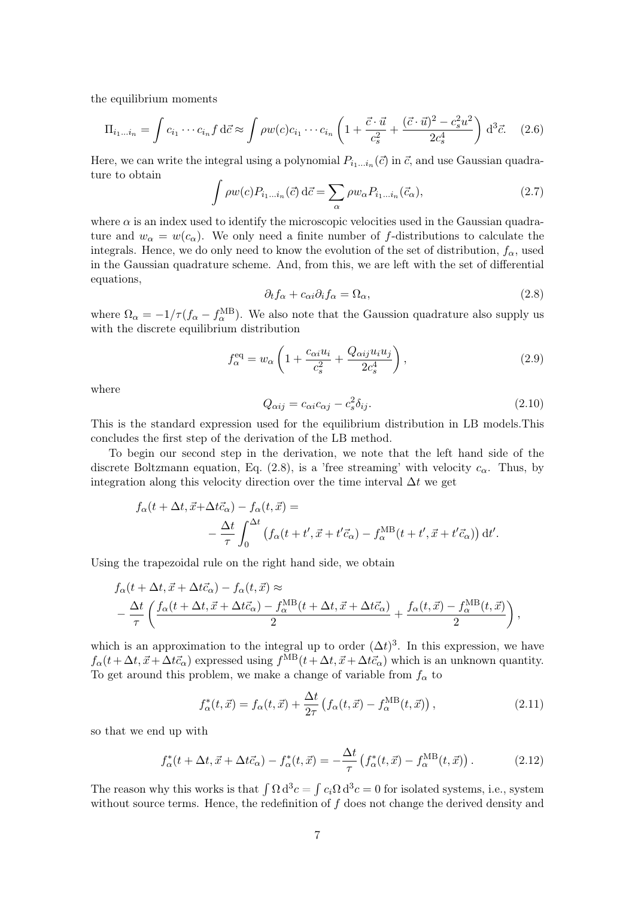the equilibrium moments

$$\Pi_{i_1\ldots i_n} = \int c_{i_1}\cdots c_{i_n} f \,\mathrm{d}\vec{c} \approx \int \rho w(c) c_{i_1}\cdots c_{i_n}\left(1 + \frac{\vec{c}\cdot\vec{u}}{c_s^2} + \frac{(\vec{c}\cdot\vec{u})^2 - c_s^2 u^2}{2c_s^4}\right)\mathrm{d}^3\vec{c}. \quad (2.6)$$

Here, we can write the integral using a polynomial $P_{i_1\ldots i_n}(\vec{c})$ in $\vec{c}$, and use Gaussian quadrature to obtain

$$\int \rho w(c) P_{i_1\ldots i_n}(\vec{c})\,\mathrm{d}\vec{c} = \sum_\alpha \rho w_\alpha P_{i_1\ldots i_n}(\vec{c}_\alpha), \quad (2.7)$$

where $\alpha$ is an index used to identify the microscopic velocities used in the Gaussian quadrature and $w_\alpha = w(c_\alpha)$. We only need a finite number of $f$-distributions to calculate the integrals. Hence, we do only need to know the evolution of the set of distribution, $f_\alpha$, used in the Gaussian quadrature scheme. And, from this, we are left with the set of differential equations,

$$\partial_t f_\alpha + c_{\alpha i}\partial_i f_\alpha = \Omega_\alpha, \quad (2.8)$$

where $\Omega_\alpha = -1/\tau(f_\alpha - f_\alpha^{\mathrm{MB}})$. We also note that the Gaussion quadrature also supply us with the discrete equilibrium distribution

$$f_\alpha^{\mathrm{eq}} = w_\alpha\left(1 + \frac{c_{\alpha i}u_i}{c_s^2} + \frac{Q_{\alpha ij}u_i u_j}{2c_s^4}\right), \quad (2.9)$$

where

$$Q_{\alpha ij} = c_{\alpha i}c_{\alpha j} - c_s^2\delta_{ij}. \quad (2.10)$$

This is the standard expression used for the equilibrium distribution in LB models.This concludes the first step of the derivation of the LB method.

To begin our second step in the derivation, we note that the left hand side of the discrete Boltzmann equation, Eq. (2.8), is a 'free streaming' with velocity $c_\alpha$. Thus, by integration along this velocity direction over the time interval $\Delta t$ we get

$$f_\alpha(t+\Delta t, \vec{x}+\Delta t\vec{c}_\alpha) - f_\alpha(t,\vec{x}) = -\frac{\Delta t}{\tau}\int_0^{\Delta t}\left(f_\alpha(t+t', \vec{x}+t'\vec{c}_\alpha) - f_\alpha^{\mathrm{MB}}(t+t', \vec{x}+t'\vec{c}_\alpha)\right)\mathrm{d}t'.$$

Using the trapezoidal rule on the right hand side, we obtain

$$f_\alpha(t+\Delta t, \vec{x}+\Delta t\vec{c}_\alpha) - f_\alpha(t,\vec{x}) \approx -\frac{\Delta t}{\tau}\left(\frac{f_\alpha(t+\Delta t, \vec{x}+\Delta t\vec{c}_\alpha) - f_\alpha^{\mathrm{MB}}(t+\Delta t, \vec{x}+\Delta t\vec{c}_\alpha)}{2} + \frac{f_\alpha(t,\vec{x}) - f_\alpha^{\mathrm{MB}}(t,\vec{x})}{2}\right),$$

which is an approximation to the integral up to order $(\Delta t)^3$. In this expression, we have $f_\alpha(t+\Delta t, \vec{x}+\Delta t\vec{c}_\alpha)$ expressed using $f^{\mathrm{MB}}(t+\Delta t, \vec{x}+\Delta t\vec{c}_\alpha)$ which is an unknown quantity. To get around this problem, we make a change of variable from $f_\alpha$ to

$$f_\alpha^*(t,\vec{x}) = f_\alpha(t,\vec{x}) + \frac{\Delta t}{2\tau}\left(f_\alpha(t,\vec{x}) - f_\alpha^{\mathrm{MB}}(t,\vec{x})\right), \quad (2.11)$$

so that we end up with

$$f_\alpha^*(t+\Delta t, \vec{x}+\Delta t\vec{c}_\alpha) - f_\alpha^*(t,\vec{x}) = -\frac{\Delta t}{\tau}\left(f_\alpha^*(t,\vec{x}) - f_\alpha^{\mathrm{MB}}(t,\vec{x})\right). \quad (2.12)$$

The reason why this works is that $\int \Omega\,\mathrm{d}^3c = \int c_i\Omega\,\mathrm{d}^3c = 0$ for isolated systems, i.e., system without source terms. Hence, the redefinition of $f$ does not change the derived density and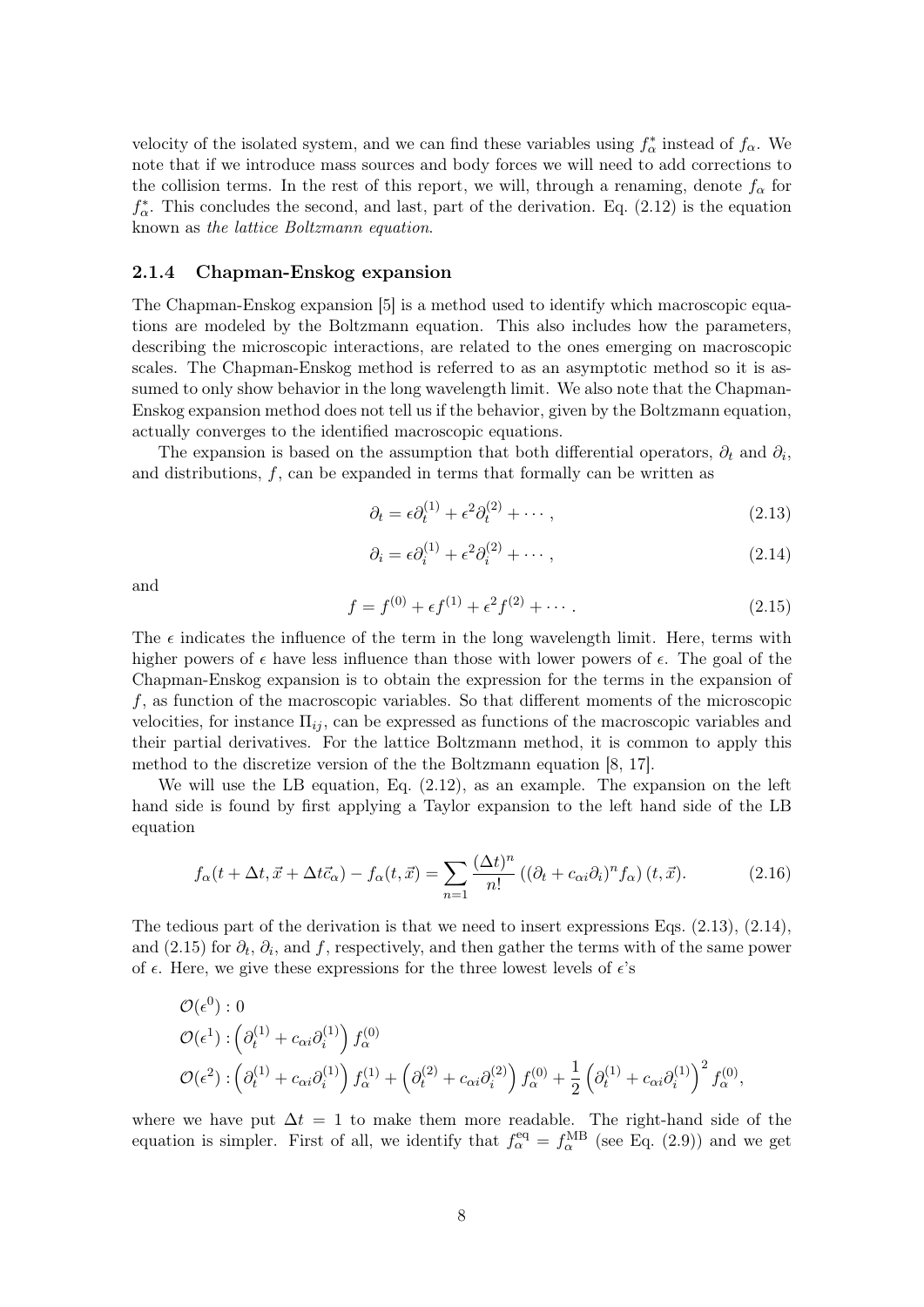velocity of the isolated system, and we can find these variables using $f^*_\alpha$ instead of $f_\alpha$. We note that if we introduce mass sources and body forces we will need to add corrections to the collision terms. In the rest of this report, we will, through a renaming, denote $f_\alpha$ for $f^*_\alpha$. This concludes the second, and last, part of the derivation. Eq. (2.12) is the equation known as *the lattice Boltzmann equation*.

### 2.1.4 Chapman-Enskog expansion

The Chapman-Enskog expansion [5] is a method used to identify which macroscopic equations are modeled by the Boltzmann equation. This also includes how the parameters, describing the microscopic interactions, are related to the ones emerging on macroscopic scales. The Chapman-Enskog method is referred to as an asymptotic method so it is assumed to only show behavior in the long wavelength limit. We also note that the Chapman-Enskog expansion method does not tell us if the behavior, given by the Boltzmann equation, actually converges to the identified macroscopic equations.

The expansion is based on the assumption that both differential operators, $\partial_t$ and $\partial_i$, and distributions, $f$, can be expanded in terms that formally can be written as

$$\partial_t = \epsilon \partial_t^{(1)} + \epsilon^2 \partial_t^{(2)} + \cdots , \tag{2.13}$$

$$\partial_i = \epsilon \partial_i^{(1)} + \epsilon^2 \partial_i^{(2)} + \cdots , \tag{2.14}$$

and

$$f = f^{(0)} + \epsilon f^{(1)} + \epsilon^2 f^{(2)} + \cdots . \tag{2.15}$$

The $\epsilon$ indicates the influence of the term in the long wavelength limit. Here, terms with higher powers of $\epsilon$ have less influence than those with lower powers of $\epsilon$. The goal of the Chapman-Enskog expansion is to obtain the expression for the terms in the expansion of $f$, as function of the macroscopic variables. So that different moments of the microscopic velocities, for instance $\Pi_{ij}$, can be expressed as functions of the macroscopic variables and their partial derivatives. For the lattice Boltzmann method, it is common to apply this method to the discretize version of the the Boltzmann equation [8, 17].

We will use the LB equation, Eq. (2.12), as an example. The expansion on the left hand side is found by first applying a Taylor expansion to the left hand side of the LB equation

$$f_\alpha(t + \Delta t, \vec{x} + \Delta t \vec{c}_\alpha) - f_\alpha(t, \vec{x}) = \sum_{n=1} \frac{(\Delta t)^n}{n!} \left( (\partial_t + c_{\alpha i}\partial_i)^n f_\alpha \right)(t, \vec{x}). \tag{2.16}$$

The tedious part of the derivation is that we need to insert expressions Eqs. (2.13), (2.14), and (2.15) for $\partial_t$, $\partial_i$, and $f$, respectively, and then gather the terms with of the same power of $\epsilon$. Here, we give these expressions for the three lowest levels of $\epsilon$'s

$$\begin{aligned}
&\mathcal{O}(\epsilon^0) : 0 \\
&\mathcal{O}(\epsilon^1) : \left( \partial_t^{(1)} + c_{\alpha i}\partial_i^{(1)} \right) f_\alpha^{(0)} \\
&\mathcal{O}(\epsilon^2) : \left( \partial_t^{(1)} + c_{\alpha i}\partial_i^{(1)} \right) f_\alpha^{(1)} + \left( \partial_t^{(2)} + c_{\alpha i}\partial_i^{(2)} \right) f_\alpha^{(0)} + \frac{1}{2}\left( \partial_t^{(1)} + c_{\alpha i}\partial_i^{(1)} \right)^2 f_\alpha^{(0)},
\end{aligned}$$

where we have put $\Delta t = 1$ to make them more readable. The right-hand side of the equation is simpler. First of all, we identify that $f_\alpha^{\text{eq}} = f_\alpha^{\text{MB}}$ (see Eq. (2.9)) and we get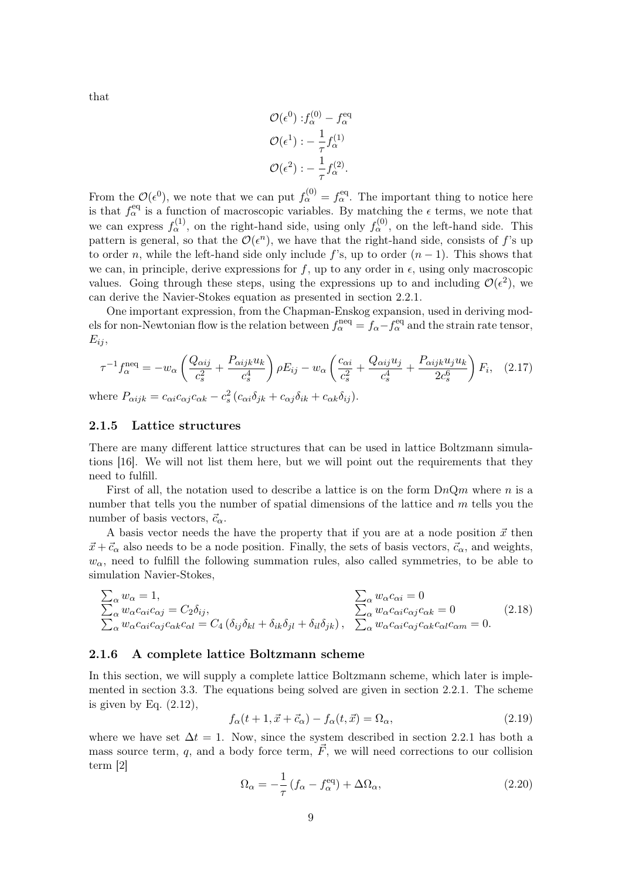that

$$
\begin{aligned}
\mathcal{O}(\epsilon^0) &: f_\alpha^{(0)} - f_\alpha^{\text{eq}} \\
\mathcal{O}(\epsilon^1) &: -\frac{1}{\tau} f_\alpha^{(1)} \\
\mathcal{O}(\epsilon^2) &: -\frac{1}{\tau} f_\alpha^{(2)}.
\end{aligned}
$$

From the $\mathcal{O}(\epsilon^0)$, we note that we can put $f_\alpha^{(0)} = f_\alpha^{\text{eq}}$. The important thing to notice here is that $f_\alpha^{\text{eq}}$ is a function of macroscopic variables. By matching the $\epsilon$ terms, we note that we can express $f_\alpha^{(1)}$, on the right-hand side, using only $f_\alpha^{(0)}$, on the left-hand side. This pattern is general, so that the $\mathcal{O}(\epsilon^n)$, we have that the right-hand side, consists of $f$'s up to order $n$, while the left-hand side only include $f$'s, up to order $(n-1)$. This shows that we can, in principle, derive expressions for $f$, up to any order in $\epsilon$, using only macroscopic values. Going through these steps, using the expressions up to and including $\mathcal{O}(\epsilon^2)$, we can derive the Navier-Stokes equation as presented in section 2.2.1.

One important expression, from the Chapman-Enskog expansion, used in deriving models for non-Newtonian flow is the relation between $f_\alpha^{\text{neq}} = f_\alpha - f_\alpha^{\text{eq}}$ and the strain rate tensor, $E_{ij}$,

$$
\tau^{-1} f_\alpha^{\text{neq}} = -w_\alpha \left( \frac{Q_{\alpha ij}}{c_s^2} + \frac{P_{\alpha ijk} u_k}{c_s^4} \right) \rho E_{ij} - w_\alpha \left( \frac{c_{\alpha i}}{c_s^2} + \frac{Q_{\alpha ij} u_j}{c_s^4} + \frac{P_{\alpha ijk} u_j u_k}{2 c_s^6} \right) F_i, \tag{2.17}
$$

where $P_{\alpha ijk} = c_{\alpha i} c_{\alpha j} c_{\alpha k} - c_s^2 \left( c_{\alpha i} \delta_{jk} + c_{\alpha j} \delta_{ik} + c_{\alpha k} \delta_{ij} \right)$.

### 2.1.5 Lattice structures

There are many different lattice structures that can be used in lattice Boltzmann simulations [16]. We will not list them here, but we will point out the requirements that they need to fulfill.

First of all, the notation used to describe a lattice is on the form D$n$Q$m$ where $n$ is a number that tells you the number of spatial dimensions of the lattice and $m$ tells you the number of basis vectors, $\vec{c}_\alpha$.

A basis vector needs the have the property that if you are at a node position $\vec{x}$ then $\vec{x} + \vec{c}_\alpha$ also needs to be a node position. Finally, the sets of basis vectors, $\vec{c}_\alpha$, and weights, $w_\alpha$, need to fulfill the following summation rules, also called symmetries, to be able to simulation Navier-Stokes,

$$
\begin{array}{ll}
\sum_\alpha w_\alpha = 1, & \sum_\alpha w_\alpha c_{\alpha i} = 0 \\
\sum_\alpha w_\alpha c_{\alpha i} c_{\alpha j} = C_2 \delta_{ij}, & \sum_\alpha w_\alpha c_{\alpha i} c_{\alpha j} c_{\alpha k} = 0 \\
\sum_\alpha w_\alpha c_{\alpha i} c_{\alpha j} c_{\alpha k} c_{\alpha l} = C_4 \left( \delta_{ij}\delta_{kl} + \delta_{ik}\delta_{jl} + \delta_{il}\delta_{jk} \right), & \sum_\alpha w_\alpha c_{\alpha i} c_{\alpha j} c_{\alpha k} c_{\alpha l} c_{\alpha m} = 0.
\end{array} \tag{2.18}
$$

### 2.1.6 A complete lattice Boltzmann scheme

In this section, we will supply a complete lattice Boltzmann scheme, which later is implemented in section 3.3. The equations being solved are given in section 2.2.1. The scheme is given by Eq. (2.12),

$$
f_\alpha(t+1, \vec{x} + \vec{c}_\alpha) - f_\alpha(t, \vec{x}) = \Omega_\alpha, \tag{2.19}
$$

where we have set $\Delta t = 1$. Now, since the system described in section 2.2.1 has both a mass source term, $q$, and a body force term, $\vec{F}$, we will need corrections to our collision term [2]

$$
\Omega_\alpha = -\frac{1}{\tau} \left( f_\alpha - f_\alpha^{\text{eq}} \right) + \Delta\Omega_\alpha, \tag{2.20}
$$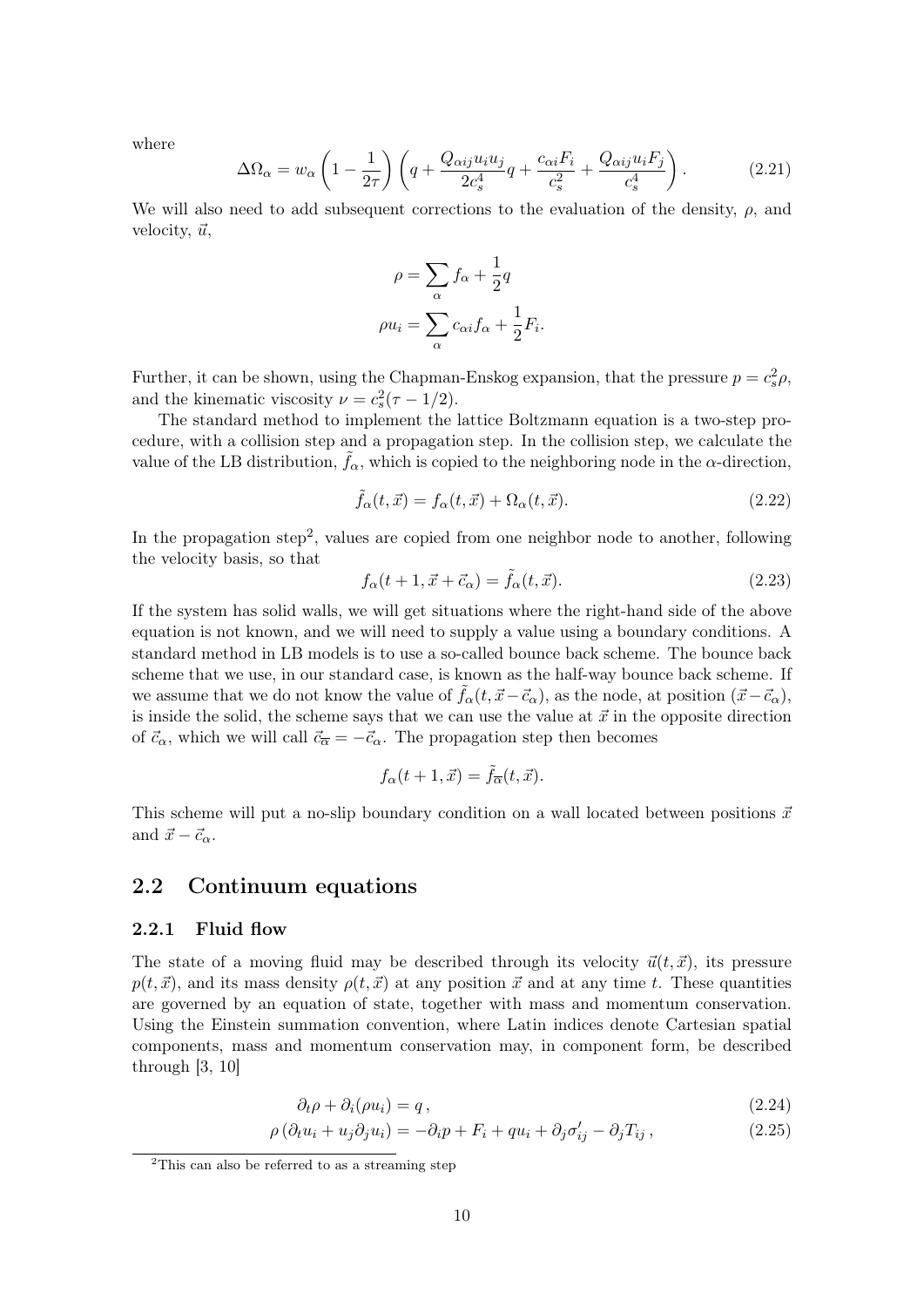where

$$\Delta\Omega_\alpha = w_\alpha \left(1 - \frac{1}{2\tau}\right) \left(q + \frac{Q_{\alpha ij} u_i u_j}{2c_s^4} q + \frac{c_{\alpha i} F_i}{c_s^2} + \frac{Q_{\alpha ij} u_i F_j}{c_s^4}\right). \tag{2.21}$$

We will also need to add subsequent corrections to the evaluation of the density, $\rho$, and velocity, $\vec{u}$,

$$\rho = \sum_\alpha f_\alpha + \frac{1}{2} q$$

$$\rho u_i = \sum_\alpha c_{\alpha i} f_\alpha + \frac{1}{2} F_i.$$

Further, it can be shown, using the Chapman-Enskog expansion, that the pressure $p = c_s^2 \rho$, and the kinematic viscosity $\nu = c_s^2(\tau - 1/2)$.

The standard method to implement the lattice Boltzmann equation is a two-step procedure, with a collision step and a propagation step. In the collision step, we calculate the value of the LB distribution, $\tilde{f}_\alpha$, which is copied to the neighboring node in the $\alpha$-direction,

$$\tilde{f}_\alpha(t, \vec{x}) = f_\alpha(t, \vec{x}) + \Omega_\alpha(t, \vec{x}). \tag{2.22}$$

In the propagation step[2], values are copied from one neighbor node to another, following the velocity basis, so that

$$f_\alpha(t + 1, \vec{x} + \vec{c}_\alpha) = \tilde{f}_\alpha(t, \vec{x}). \tag{2.23}$$

If the system has solid walls, we will get situations where the right-hand side of the above equation is not known, and we will need to supply a value using a boundary conditions. A standard method in LB models is to use a so-called bounce back scheme. The bounce back scheme that we use, in our standard case, is known as the half-way bounce back scheme. If we assume that we do not know the value of $\tilde{f}_\alpha(t, \vec{x} - \vec{c}_\alpha)$, as the node, at position $(\vec{x} - \vec{c}_\alpha)$, is inside the solid, the scheme says that we can use the value at $\vec{x}$ in the opposite direction of $\vec{c}_\alpha$, which we will call $\vec{c}_{\overline{\alpha}} = -\vec{c}_\alpha$. The propagation step then becomes

$$f_\alpha(t + 1, \vec{x}) = \tilde{f}_{\overline{\alpha}}(t, \vec{x}).$$

This scheme will put a no-slip boundary condition on a wall located between positions $\vec{x}$ and $\vec{x} - \vec{c}_\alpha$.

## 2.2 Continuum equations

### 2.2.1 Fluid flow

The state of a moving fluid may be described through its velocity $\vec{u}(t, \vec{x})$, its pressure $p(t, \vec{x})$, and its mass density $\rho(t, \vec{x})$ at any position $\vec{x}$ and at any time $t$. These quantities are governed by an equation of state, together with mass and momentum conservation. Using the Einstein summation convention, where Latin indices denote Cartesian spatial components, mass and momentum conservation may, in component form, be described through [3, 10]

$$\partial_t \rho + \partial_i(\rho u_i) = q\,, \tag{2.24}$$

$$\rho\left(\partial_t u_i + u_j \partial_j u_i\right) = -\partial_i p + F_i + q u_i + \partial_j \sigma'_{ij} - \partial_j T_{ij}\,, \tag{2.25}$$

[2] This can also be referred to as a streaming step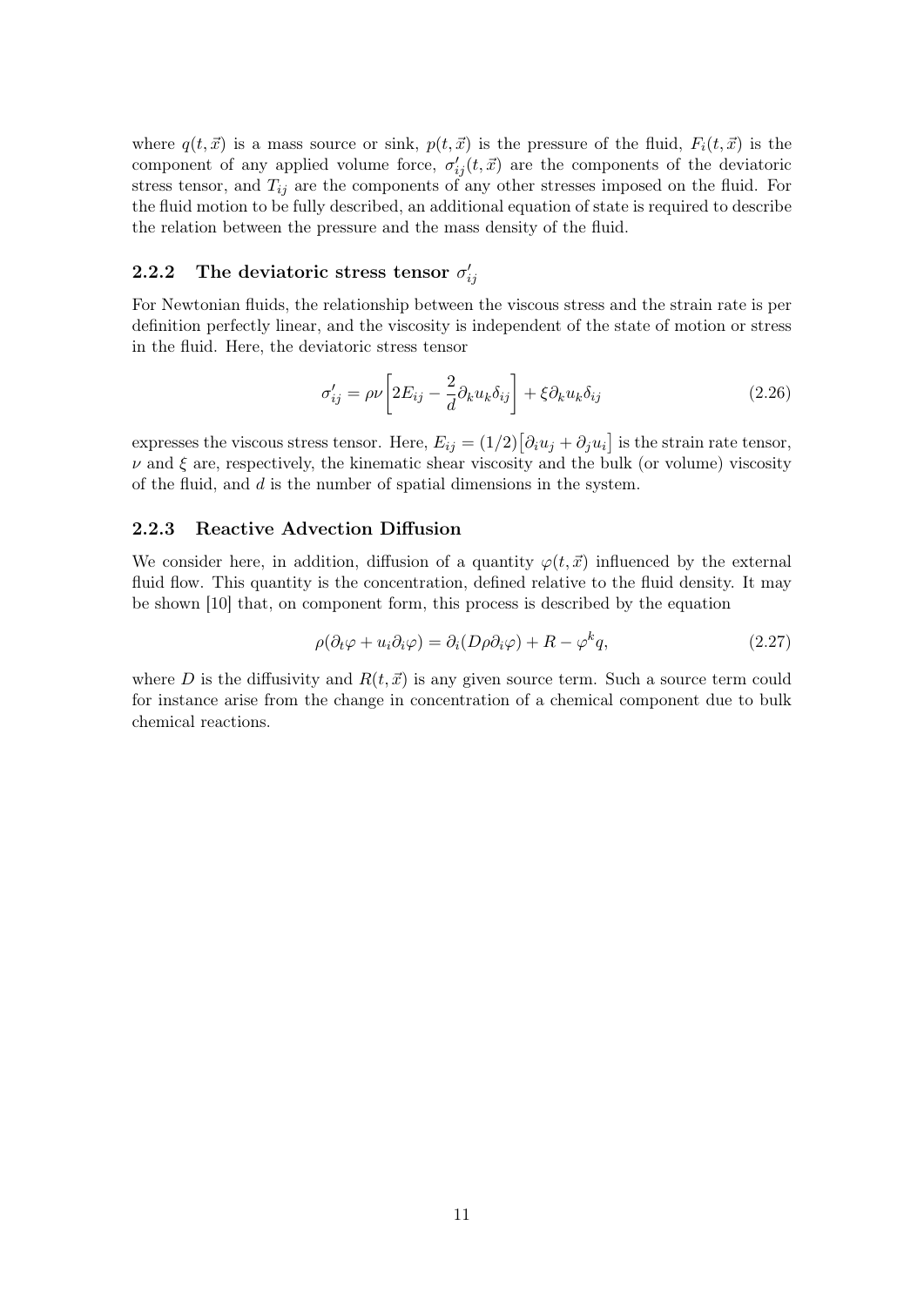where $q(t, \vec{x})$ is a mass source or sink, $p(t, \vec{x})$ is the pressure of the fluid, $F_i(t, \vec{x})$ is the component of any applied volume force, $\sigma'_{ij}(t, \vec{x})$ are the components of the deviatoric stress tensor, and $T_{ij}$ are the components of any other stresses imposed on the fluid. For the fluid motion to be fully described, an additional equation of state is required to describe the relation between the pressure and the mass density of the fluid.

### 2.2.2 The deviatoric stress tensor $\sigma'_{ij}$

For Newtonian fluids, the relationship between the viscous stress and the strain rate is per definition perfectly linear, and the viscosity is independent of the state of motion or stress in the fluid. Here, the deviatoric stress tensor

$$\sigma'_{ij} = \rho\nu\left[2E_{ij} - \frac{2}{d}\partial_k u_k \delta_{ij}\right] + \xi \partial_k u_k \delta_{ij} \tag{2.26}$$

expresses the viscous stress tensor. Here, $E_{ij} = (1/2)\left[\partial_i u_j + \partial_j u_i\right]$ is the strain rate tensor, $\nu$ and $\xi$ are, respectively, the kinematic shear viscosity and the bulk (or volume) viscosity of the fluid, and $d$ is the number of spatial dimensions in the system.

### 2.2.3 Reactive Advection Diffusion

We consider here, in addition, diffusion of a quantity $\varphi(t, \vec{x})$ influenced by the external fluid flow. This quantity is the concentration, defined relative to the fluid density. It may be shown [10] that, on component form, this process is described by the equation

$$\rho(\partial_t \varphi + u_i \partial_i \varphi) = \partial_i(D\rho\partial_i\varphi) + R - \varphi^k q, \tag{2.27}$$

where $D$ is the diffusivity and $R(t, \vec{x})$ is any given source term. Such a source term could for instance arise from the change in concentration of a chemical component due to bulk chemical reactions.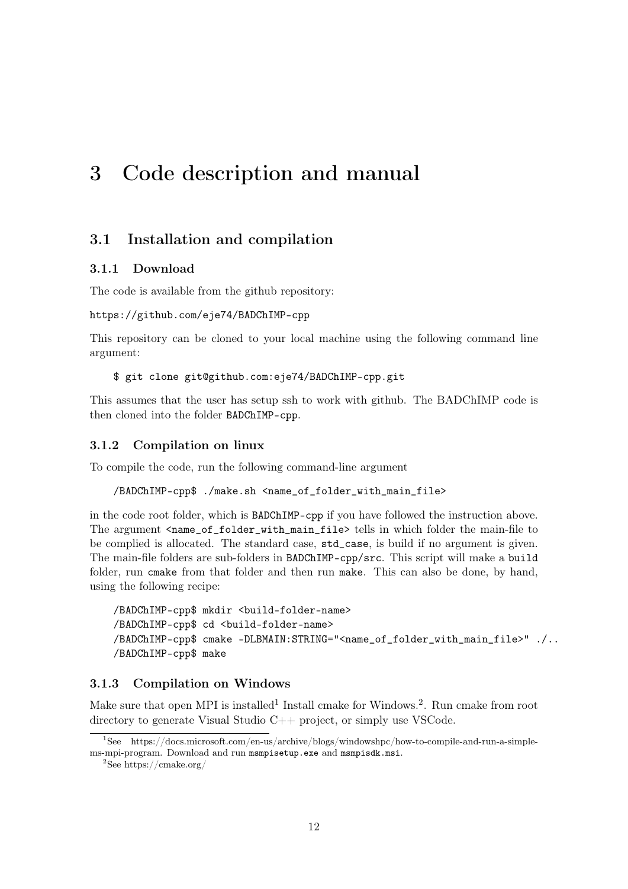# 3 Code description and manual

## 3.1 Installation and compilation

### 3.1.1 Download

The code is available from the github repository:

`https://github.com/eje74/BADChIMP-cpp`

This repository can be cloned to your local machine using the following command line argument:

```
$ git clone git@github.com:eje74/BADChIMP-cpp.git
```

This assumes that the user has setup ssh to work with github. The BADChIMP code is then cloned into the folder `BADChIMP-cpp`.

### 3.1.2 Compilation on linux

To compile the code, run the following command-line argument

```
/BADChIMP-cpp$ ./make.sh <name_of_folder_with_main_file>
```

in the code root folder, which is `BADChIMP-cpp` if you have followed the instruction above. The argument `<name_of_folder_with_main_file>` tells in which folder the main-file to be complied is allocated. The standard case, `std_case`, is build if no argument is given. The main-file folders are sub-folders in `BADChIMP-cpp/src`. This script will make a `build` folder, run `cmake` from that folder and then run `make`. This can also be done, by hand, using the following recipe:

```
/BADChIMP-cpp$ mkdir <build-folder-name>
/BADChIMP-cpp$ cd <build-folder-name>
/BADChIMP-cpp$ cmake -DLBMAIN:STRING="<name_of_folder_with_main_file>" ./..
/BADChIMP-cpp$ make
```

### 3.1.3 Compilation on Windows

Make sure that open MPI is installed[1] Install cmake for Windows.[2]. Run cmake from root directory to generate Visual Studio C++ project, or simply use VSCode.

[1] See https://docs.microsoft.com/en-us/archive/blogs/windowshpc/how-to-compile-and-run-a-simple-ms-mpi-program. Download and run `msmpisetup.exe` and `msmpisdk.msi`.

[2] See https://cmake.org/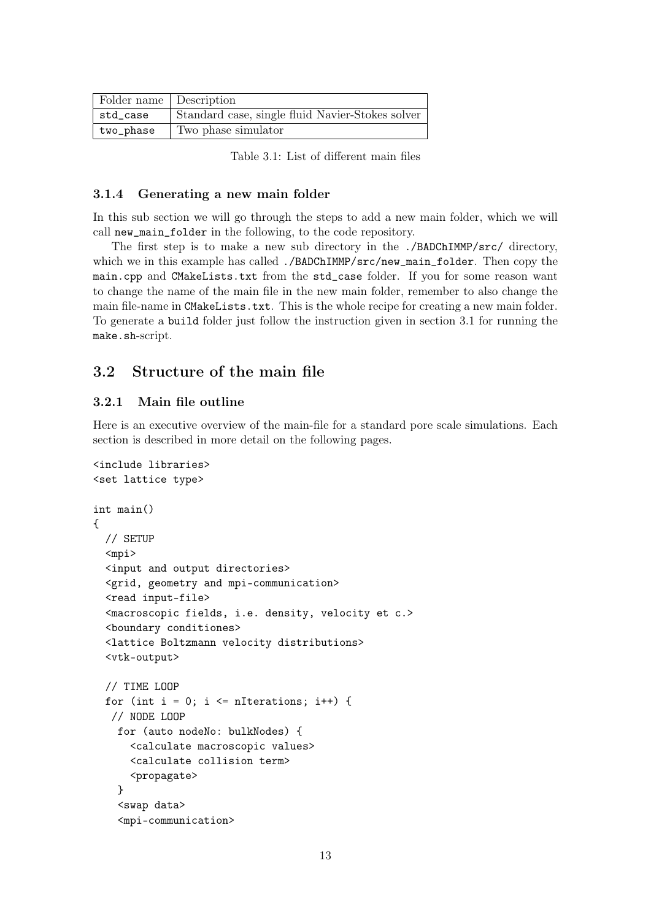| Folder name | Description |
|---|---|
| std_case | Standard case, single fluid Navier-Stokes solver |
| two_phase | Two phase simulator |

Table 3.1: List of different main files

### 3.1.4 Generating a new main folder

In this sub section we will go through the steps to add a new main folder, which we will call new_main_folder in the following, to the code repository.

The first step is to make a new sub directory in the ./BADChIMMP/src/ directory, which we in this example has called ./BADChIMMP/src/new_main_folder. Then copy the main.cpp and CMakeLists.txt from the std_case folder. If you for some reason want to change the name of the main file in the new main folder, remember to also change the main file-name in CMakeLists.txt. This is the whole recipe for creating a new main folder. To generate a build folder just follow the instruction given in section 3.1 for running the make.sh-script.

## 3.2 Structure of the main file

### 3.2.1 Main file outline

Here is an executive overview of the main-file for a standard pore scale simulations. Each section is described in more detail on the following pages.

```
<include libraries>
<set lattice type>

int main()
{
  // SETUP
  <mpi>
  <input and output directories>
  <grid, geometry and mpi-communication>
  <read input-file>
  <macroscopic fields, i.e. density, velocity et c.>
  <boundary conditiones>
  <lattice Boltzmann velocity distributions>
  <vtk-output>

  // TIME LOOP
  for (int i = 0; i <= nIterations; i++) {
   // NODE LOOP
    for (auto nodeNo: bulkNodes) {
      <calculate macroscopic values>
      <calculate collision term>
      <propagate>
    }
    <swap data>
    <mpi-communication>
```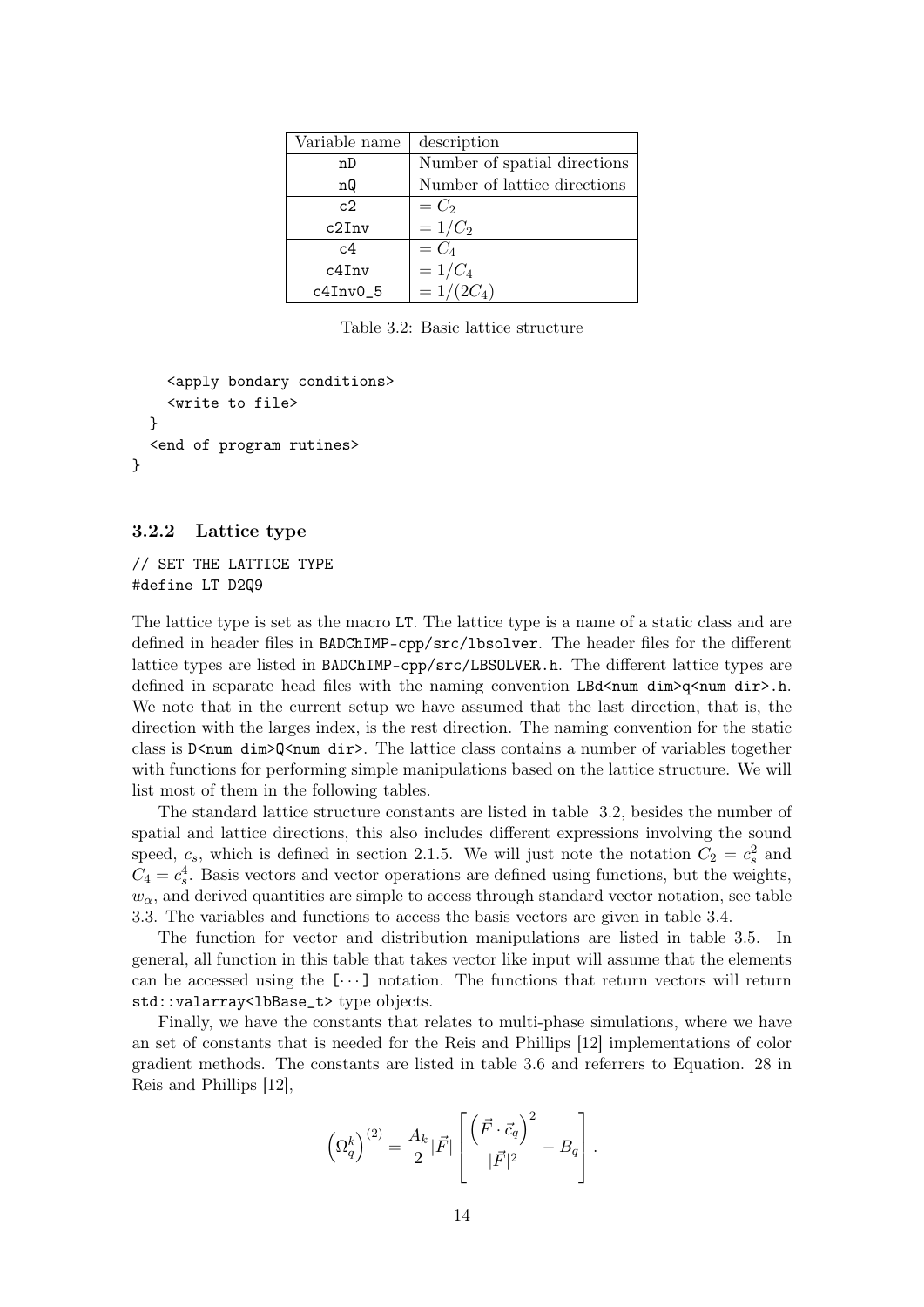| Variable name | description |
|---|---|
| nD | Number of spatial directions |
| nQ | Number of lattice directions |
| c2 | $= C_2$ |
| c2Inv | $= 1/C_2$ |
| c4 | $= C_4$ |
| c4Inv | $= 1/C_4$ |
| c4Inv0_5 | $= 1/(2C_4)$ |

Table 3.2: Basic lattice structure

```
    <apply bondary conditions>
    <write to file>
  }
  <end of program rutines>
}
```

### 3.2.2 Lattice type

```
// SET THE LATTICE TYPE
#define LT D2Q9
```

The lattice type is set as the macro LT. The lattice type is a name of a static class and are defined in header files in BADChIMP-cpp/src/lbsolver. The header files for the different lattice types are listed in BADChIMP-cpp/src/LBSOLVER.h. The different lattice types are defined in separate head files with the naming convention LBd<num dim>q<num dir>.h. We note that in the current setup we have assumed that the last direction, that is, the direction with the larges index, is the rest direction. The naming convention for the static class is D<num dim>Q<num dir>. The lattice class contains a number of variables together with functions for performing simple manipulations based on the lattice structure. We will list most of them in the following tables.

The standard lattice structure constants are listed in table 3.2, besides the number of spatial and lattice directions, this also includes different expressions involving the sound speed, $c_s$, which is defined in section 2.1.5. We will just note the notation $C_2 = c_s^2$ and $C_4 = c_s^4$. Basis vectors and vector operations are defined using functions, but the weights, $w_\alpha$, and derived quantities are simple to access through standard vector notation, see table 3.3. The variables and functions to access the basis vectors are given in table 3.4.

The function for vector and distribution manipulations are listed in table 3.5. In general, all function in this table that takes vector like input will assume that the elements can be accessed using the $[\cdots]$ notation. The functions that return vectors will return std::valarray<lbBase_t> type objects.

Finally, we have the constants that relates to multi-phase simulations, where we have an set of constants that is needed for the Reis and Phillips [12] implementations of color gradient methods. The constants are listed in table 3.6 and referrers to Equation. 28 in Reis and Phillips [12],

$$\left(\Omega_q^k\right)^{(2)} = \frac{A_k}{2}|\vec{F}| \left[ \frac{\left(\vec{F} \cdot \vec{c}_q\right)^2}{|\vec{F}|^2} - B_q \right].$$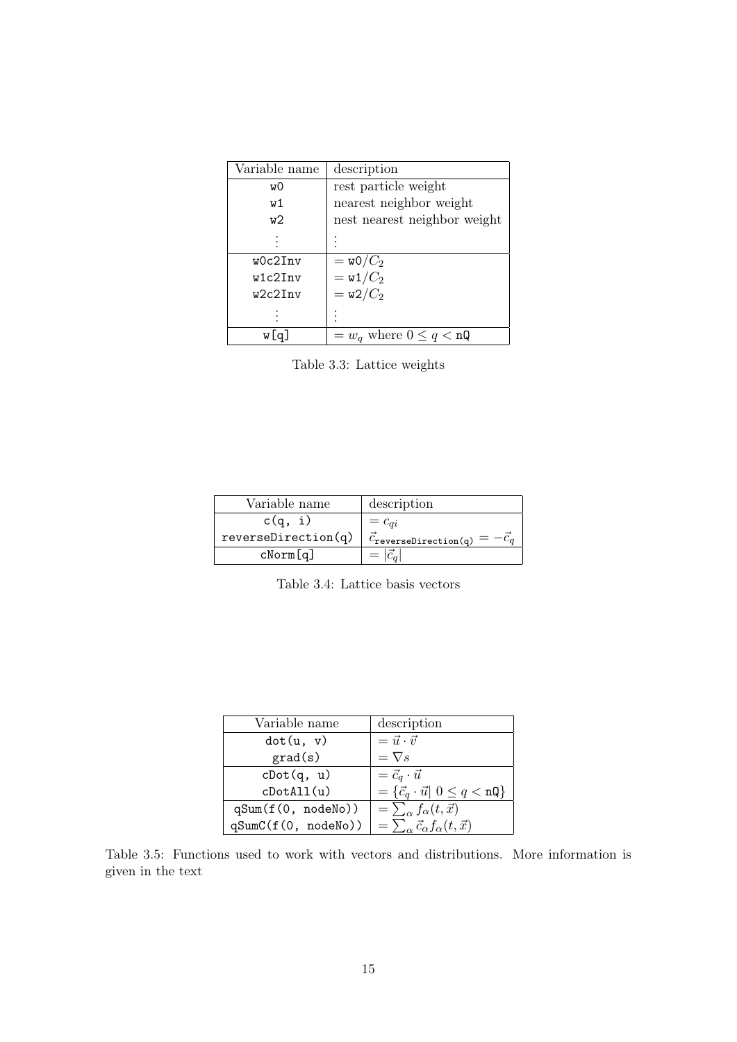| Variable name | description |
| --- | --- |
| w0 | rest particle weight |
| w1 | nearest neighbor weight |
| w2 | nest nearest neighbor weight |
| $\vdots$ | $\vdots$ |
| w0c2Inv | $=$ w0$/C_2$ |
| w1c2Inv | $=$ w1$/C_2$ |
| w2c2Inv | $=$ w2$/C_2$ |
| $\vdots$ | $\vdots$ |
| w[q] | $= w_q$ where $0 \leq q <$ nQ |

Table 3.3: Lattice weights

| Variable name | description |
| --- | --- |
| c(q, i) | $= c_{qi}$ |
| reverseDirection(q) | $\vec{c}_{\texttt{reverseDirection(q)}} = -\vec{c}_q$ |
| cNorm[q] | $= \lvert\vec{c}_q\rvert$ |

Table 3.4: Lattice basis vectors

| Variable name | description |
| --- | --- |
| dot(u, v) | $= \vec{u} \cdot \vec{v}$ |
| grad(s) | $= \nabla s$ |
| cDot(q, u) | $= \vec{c}_q \cdot \vec{u}$ |
| cDotAll(u) | $= \{\vec{c}_q \cdot \vec{u} \mid 0 \leq q <$ nQ$\}$ |
| qSum(f(0, nodeNo)) | $= \sum_\alpha f_\alpha(t, \vec{x})$ |
| qSumC(f(0, nodeNo)) | $= \sum_\alpha \vec{c}_\alpha f_\alpha(t, \vec{x})$ |

Table 3.5: Functions used to work with vectors and distributions. More information is given in the text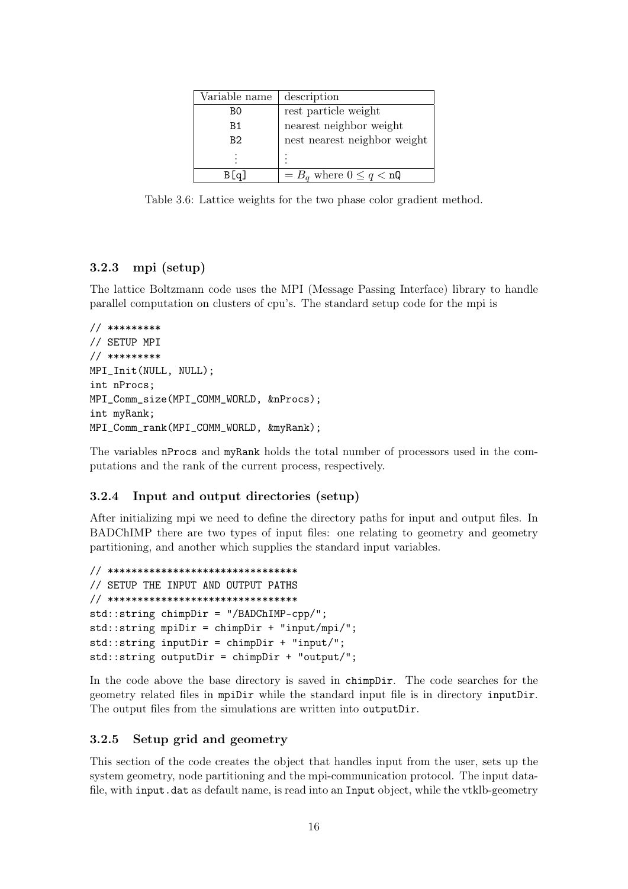| Variable name | description |
| --- | --- |
| B0 | rest particle weight |
| B1 | nearest neighbor weight |
| B2 | nest nearest neighbor weight |
| ⋮ | ⋮ |
| B[q] | $= B_q$ where $0 \leq q <$ nQ |

Table 3.6: Lattice weights for the two phase color gradient method.

### 3.2.3 mpi (setup)

The lattice Boltzmann code uses the MPI (Message Passing Interface) library to handle parallel computation on clusters of cpu's. The standard setup code for the mpi is

```
// *********
// SETUP MPI
// *********
MPI_Init(NULL, NULL);
int nProcs;
MPI_Comm_size(MPI_COMM_WORLD, &nProcs);
int myRank;
MPI_Comm_rank(MPI_COMM_WORLD, &myRank);
```

The variables `nProcs` and `myRank` holds the total number of processors used in the computations and the rank of the current process, respectively.

### 3.2.4 Input and output directories (setup)

After initializing mpi we need to define the directory paths for input and output files. In BADChIMP there are two types of input files: one relating to geometry and geometry partitioning, and another which supplies the standard input variables.

```
// ********************************
// SETUP THE INPUT AND OUTPUT PATHS
// ********************************
std::string chimpDir = "/BADChIMP-cpp/";
std::string mpiDir = chimpDir + "input/mpi/";
std::string inputDir = chimpDir + "input/";
std::string outputDir = chimpDir + "output/";
```

In the code above the base directory is saved in `chimpDir`. The code searches for the geometry related files in `mpiDir` while the standard input file is in directory `inputDir`. The output files from the simulations are written into `outputDir`.

### 3.2.5 Setup grid and geometry

This section of the code creates the object that handles input from the user, sets up the system geometry, node partitioning and the mpi-communication protocol. The input datafile, with `input.dat` as default name, is read into an `Input` object, while the vtklb-geometry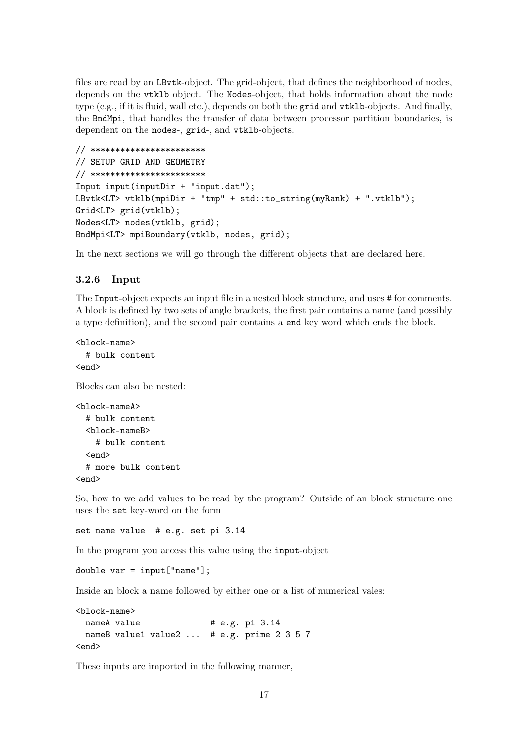files are read by an `LBvtk`-object. The grid-object, that defines the neighborhood of nodes, depends on the `vtklb` object. The `Nodes`-object, that holds information about the node type (e.g., if it is fluid, wall etc.), depends on both the `grid` and `vtklb`-objects. And finally, the `BndMpi`, that handles the transfer of data between processor partition boundaries, is dependent on the `nodes`-, `grid`-, and `vtklb`-objects.

```
// ***********************
// SETUP GRID AND GEOMETRY
// ***********************
Input input(inputDir + "input.dat");
LBvtk<LT> vtklb(mpiDir + "tmp" + std::to_string(myRank) + ".vtklb");
Grid<LT> grid(vtklb);
Nodes<LT> nodes(vtklb, grid);
BndMpi<LT> mpiBoundary(vtklb, nodes, grid);
```

In the next sections we will go through the different objects that are declared here.

### 3.2.6 Input

The `Input`-object expects an input file in a nested block structure, and uses # for comments. A block is defined by two sets of angle brackets, the first pair contains a name (and possibly a type definition), and the second pair contains a `end` key word which ends the block.

```
<block-name>
  # bulk content
<end>
```

Blocks can also be nested:

```
<block-nameA>
  # bulk content
  <block-nameB>
    # bulk content
  <end>
  # more bulk content
<end>
```

So, how to we add values to be read by the program? Outside of an block structure one uses the `set` key-word on the form

```
set name value  # e.g. set pi 3.14
```

In the program you access this value using the `input`-object

```
double var = input["name"];
```

Inside an block a name followed by either one or a list of numerical vales:

```
<block-name>
  nameA value              # e.g. pi 3.14
  nameB value1 value2 ...  # e.g. prime 2 3 5 7
<end>
```

These inputs are imported in the following manner,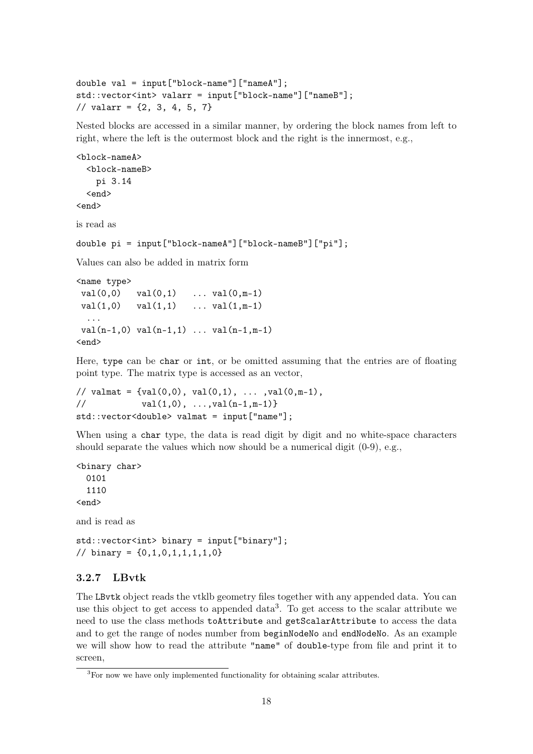```
double val = input["block-name"]["nameA"];
std::vector<int> valarr = input["block-name"]["nameB"];
// valarr = {2, 3, 4, 5, 7}
```

Nested blocks are accessed in a similar manner, by ordering the block names from left to right, where the left is the outermost block and the right is the innermost, e.g.,

```
<block-nameA>
  <block-nameB>
    pi 3.14
  <end>
<end>
```

is read as

```
double pi = input["block-nameA"]["block-nameB"]["pi"];
```

Values can also be added in matrix form

```
<name type>
 val(0,0)   val(0,1)   ... val(0,m-1)
 val(1,0)   val(1,1)   ... val(1,m-1)
  ...
 val(n-1,0) val(n-1,1) ... val(n-1,m-1)
<end>
```

Here, `type` can be `char` or `int`, or be omitted assuming that the entries are of floating point type. The matrix type is accessed as an vector,

```
// valmat = {val(0,0), val(0,1), ... ,val(0,m-1),
//           val(1,0), ...,val(n-1,m-1)}
std::vector<double> valmat = input["name"];
```

When using a `char` type, the data is read digit by digit and no white-space characters should separate the values which now should be a numerical digit (0-9), e.g.,

```
<binary char>
  0101
  1110
<end>
```

and is read as

```
std::vector<int> binary = input["binary"];
// binary = {0,1,0,1,1,1,1,0}
```

### 3.2.7 LBvtk

The `LBvtk` object reads the vtklb geometry files together with any appended data. You can use this object to get access to appended data[3]. To get access to the scalar attribute we need to use the class methods `toAttribute` and `getScalarAttribute` to access the data and to get the range of nodes number from `beginNodeNo` and `endNodeNo`. As an example we will show how to read the attribute `"name"` of `double`-type from file and print it to screen,

[3] For now we have only implemented functionality for obtaining scalar attributes.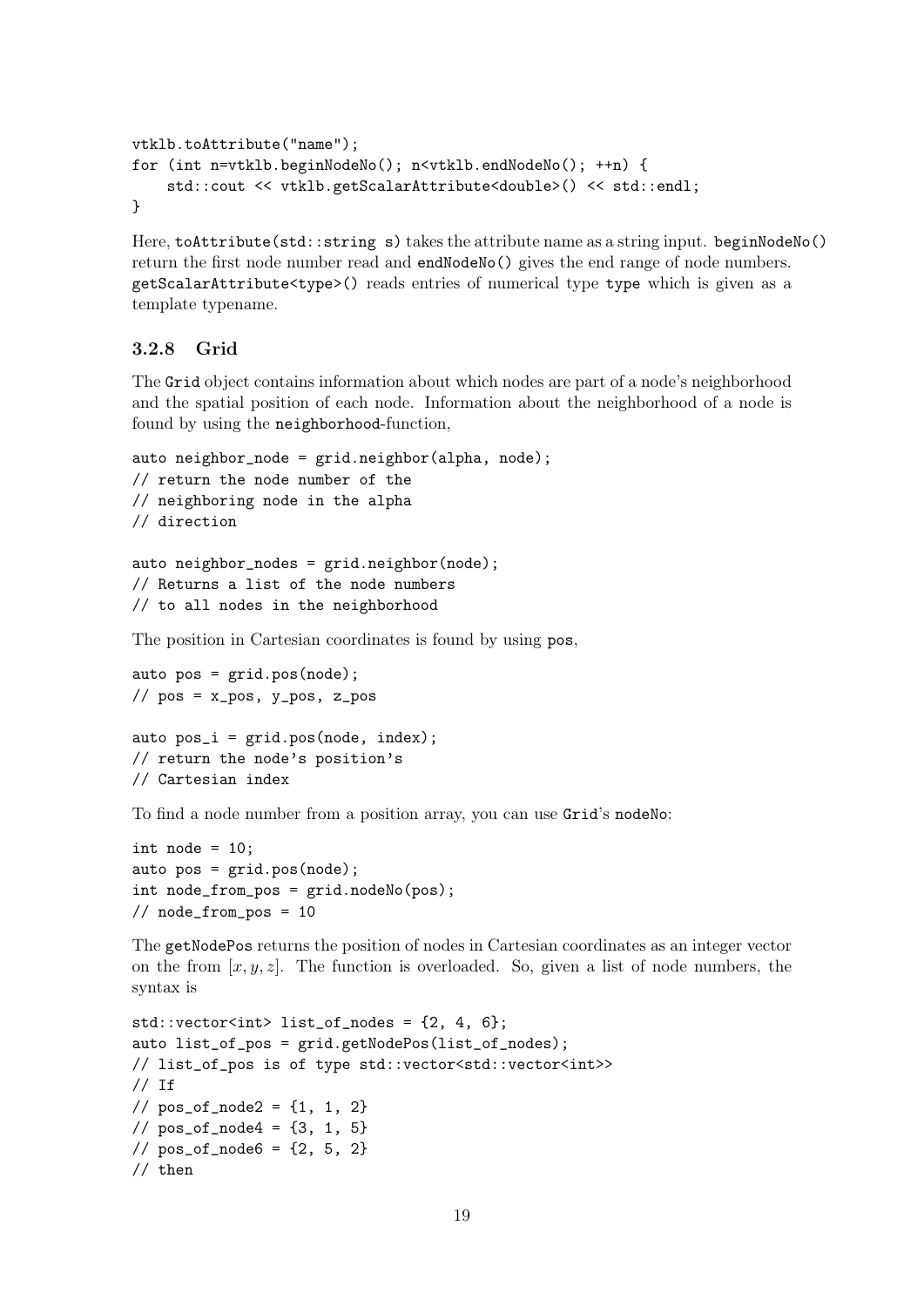```
vtklb.toAttribute("name");
for (int n=vtklb.beginNodeNo(); n<vtklb.endNodeNo(); ++n) {
    std::cout << vtklb.getScalarAttribute<double>() << std::endl;
}
```

Here, `toAttribute(std::string s)` takes the attribute name as a string input. `beginNodeNo()` return the first node number read and `endNodeNo()` gives the end range of node numbers. `getScalarAttribute<type>()` reads entries of numerical type `type` which is given as a template typename.

### 3.2.8 Grid

The `Grid` object contains information about which nodes are part of a node's neighborhood and the spatial position of each node. Information about the neighborhood of a node is found by using the `neighborhood`-function,

```
auto neighbor_node = grid.neighbor(alpha, node);
// return the node number of the
// neighboring node in the alpha
// direction

auto neighbor_nodes = grid.neighbor(node);
// Returns a list of the node numbers
// to all nodes in the neighborhood
```

The position in Cartesian coordinates is found by using `pos`,

```
auto pos = grid.pos(node);
// pos = x_pos, y_pos, z_pos

auto pos_i = grid.pos(node, index);
// return the node's position's
// Cartesian index
```

To find a node number from a position array, you can use `Grid`'s `nodeNo`:

```
int node = 10;
auto pos = grid.pos(node);
int node_from_pos = grid.nodeNo(pos);
// node_from_pos = 10
```

The `getNodePos` returns the position of nodes in Cartesian coordinates as an integer vector on the from $[x, y, z]$. The function is overloaded. So, given a list of node numbers, the syntax is

```
std::vector<int> list_of_nodes = {2, 4, 6};
auto list_of_pos = grid.getNodePos(list_of_nodes);
// list_of_pos is of type std::vector<std::vector<int>>
// If
// pos_of_node2 = {1, 1, 2}
// pos_of_node4 = {3, 1, 5}
// pos_of_node6 = {2, 5, 2}
// then
```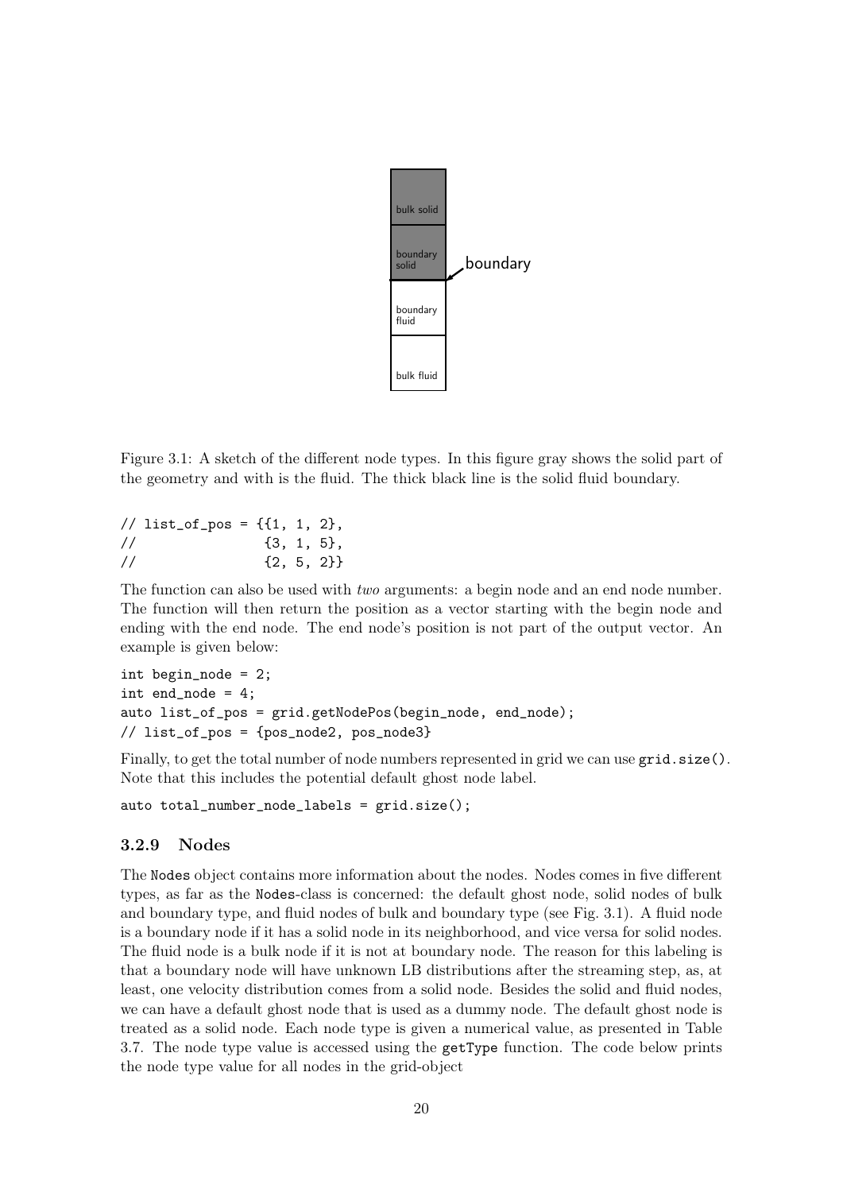Figure 3.1: A sketch of the different node types. In this figure gray shows the solid part of the geometry and with is the fluid. The thick black line is the solid fluid boundary.

```
// list_of_pos = {{1, 1, 2},
//                {3, 1, 5},
//                {2, 5, 2}}
```

The function can also be used with *two* arguments: a begin node and an end node number. The function will then return the position as a vector starting with the begin node and ending with the end node. The end node's position is not part of the output vector. An example is given below:

```
int begin_node = 2;
int end_node = 4;
auto list_of_pos = grid.getNodePos(begin_node, end_node);
// list_of_pos = {pos_node2, pos_node3}
```

Finally, to get the total number of node numbers represented in grid we can use `grid.size()`. Note that this includes the potential default ghost node label.

```
auto total_number_node_labels = grid.size();
```

### 3.2.9 Nodes

The `Nodes` object contains more information about the nodes. Nodes comes in five different types, as far as the `Nodes`-class is concerned: the default ghost node, solid nodes of bulk and boundary type, and fluid nodes of bulk and boundary type (see Fig. 3.1). A fluid node is a boundary node if it has a solid node in its neighborhood, and vice versa for solid nodes. The fluid node is a bulk node if it is not at boundary node. The reason for this labeling is that a boundary node will have unknown LB distributions after the streaming step, as, at least, one velocity distribution comes from a solid node. Besides the solid and fluid nodes, we can have a default ghost node that is used as a dummy node. The default ghost node is treated as a solid node. Each node type is given a numerical value, as presented in Table 3.7. The node type value is accessed using the `getType` function. The code below prints the node type value for all nodes in the grid-object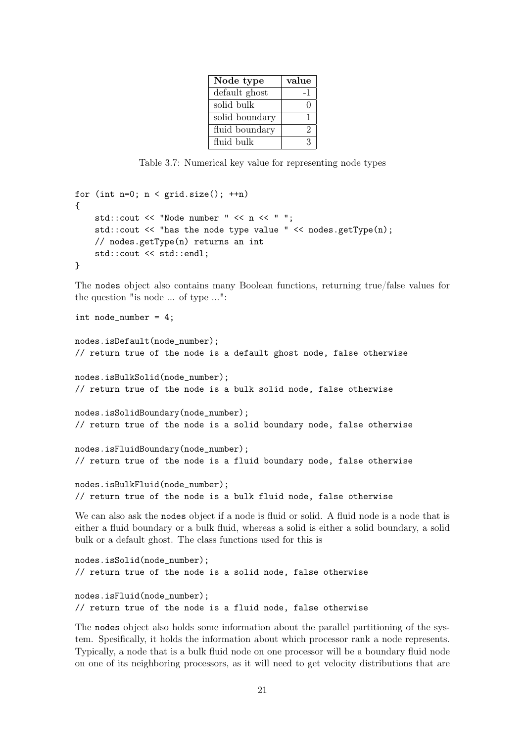| Node type | value |
|---|---|
| default ghost | -1 |
| solid bulk | 0 |
| solid boundary | 1 |
| fluid boundary | 2 |
| fluid bulk | 3 |

Table 3.7: Numerical key value for representing node types

```
for (int n=0; n < grid.size(); ++n)
{
    std::cout << "Node number " << n << " ";
    std::cout << "has the node type value " << nodes.getType(n);
    // nodes.getType(n) returns an int
    std::cout << std::endl;
}
```

The nodes object also contains many Boolean functions, returning true/false values for the question "is node ... of type ...":

```
int node_number = 4;

nodes.isDefault(node_number);
// return true of the node is a default ghost node, false otherwise

nodes.isBulkSolid(node_number);
// return true of the node is a bulk solid node, false otherwise

nodes.isSolidBoundary(node_number);
// return true of the node is a solid boundary node, false otherwise

nodes.isFluidBoundary(node_number);
// return true of the node is a fluid boundary node, false otherwise

nodes.isBulkFluid(node_number);
// return true of the node is a bulk fluid node, false otherwise
```

We can also ask the nodes object if a node is fluid or solid. A fluid node is a node that is either a fluid boundary or a bulk fluid, whereas a solid is either a solid boundary, a solid bulk or a default ghost. The class functions used for this is

```
nodes.isSolid(node_number);
// return true of the node is a solid node, false otherwise

nodes.isFluid(node_number);
// return true of the node is a fluid node, false otherwise
```

The nodes object also holds some information about the parallel partitioning of the system. Spesifically, it holds the information about which processor rank a node represents. Typically, a node that is a bulk fluid node on one processor will be a boundary fluid node on one of its neighboring processors, as it will need to get velocity distributions that are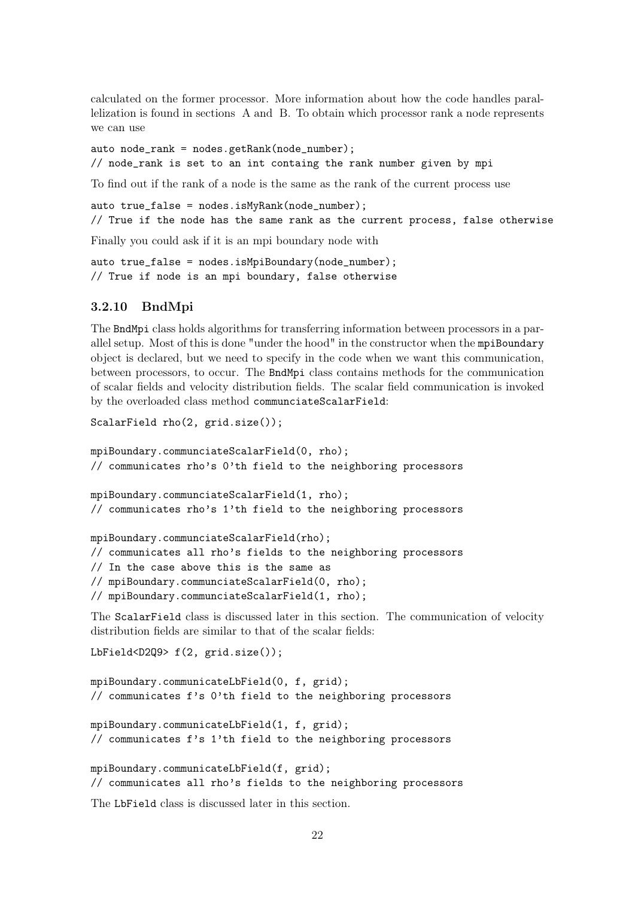calculated on the former processor. More information about how the code handles parallelization is found in sections A and B. To obtain which processor rank a node represents we can use

```
auto node_rank = nodes.getRank(node_number);
// node_rank is set to an int containg the rank number given by mpi
```

To find out if the rank of a node is the same as the rank of the current process use

```
auto true_false = nodes.isMyRank(node_number);
// True if the node has the same rank as the current process, false otherwise
```

Finally you could ask if it is an mpi boundary node with

```
auto true_false = nodes.isMpiBoundary(node_number);
// True if node is an mpi boundary, false otherwise
```

### 3.2.10 BndMpi

The `BndMpi` class holds algorithms for transferring information between processors in a parallel setup. Most of this is done "under the hood" in the constructor when the `mpiBoundary` object is declared, but we need to specify in the code when we want this communication, between processors, to occur. The `BndMpi` class contains methods for the communication of scalar fields and velocity distribution fields. The scalar field communication is invoked by the overloaded class method `communciateScalarField`:

```
ScalarField rho(2, grid.size());

mpiBoundary.communciateScalarField(0, rho);
// communicates rho's 0'th field to the neighboring processors

mpiBoundary.communciateScalarField(1, rho);
// communicates rho's 1'th field to the neighboring processors

mpiBoundary.communciateScalarField(rho);
// communicates all rho's fields to the neighboring processors
// In the case above this is the same as
// mpiBoundary.communciateScalarField(0, rho);
// mpiBoundary.communciateScalarField(1, rho);
```

The `ScalarField` class is discussed later in this section. The communication of velocity distribution fields are similar to that of the scalar fields:

```
LbField<D2Q9> f(2, grid.size());

mpiBoundary.communicateLbField(0, f, grid);
// communicates f's 0'th field to the neighboring processors

mpiBoundary.communicateLbField(1, f, grid);
// communicates f's 1'th field to the neighboring processors

mpiBoundary.communicateLbField(f, grid);
// communicates all rho's fields to the neighboring processors
```

The `LbField` class is discussed later in this section.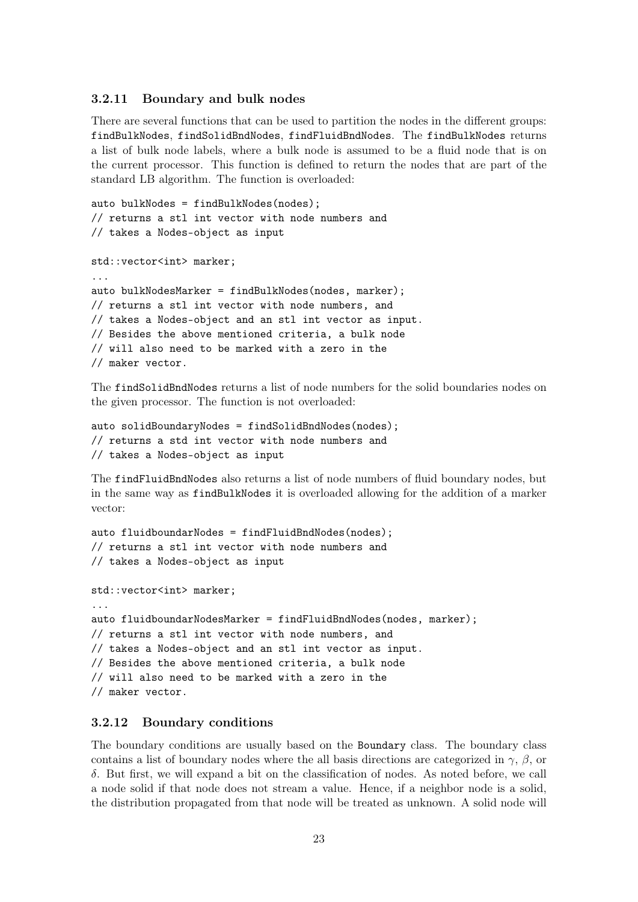### 3.2.11 Boundary and bulk nodes

There are several functions that can be used to partition the nodes in the different groups: `findBulkNodes`, `findSolidBndNodes`, `findFluidBndNodes`. The `findBulkNodes` returns a list of bulk node labels, where a bulk node is assumed to be a fluid node that is on the current processor. This function is defined to return the nodes that are part of the standard LB algorithm. The function is overloaded:

```
auto bulkNodes = findBulkNodes(nodes);
// returns a stl int vector with node numbers and
// takes a Nodes-object as input

std::vector<int> marker;
...
auto bulkNodesMarker = findBulkNodes(nodes, marker);
// returns a stl int vector with node numbers, and
// takes a Nodes-object and an stl int vector as input.
// Besides the above mentioned criteria, a bulk node
// will also need to be marked with a zero in the
// maker vector.
```

The `findSolidBndNodes` returns a list of node numbers for the solid boundaries nodes on the given processor. The function is not overloaded:

```
auto solidBoundaryNodes = findSolidBndNodes(nodes);
// returns a std int vector with node numbers and
// takes a Nodes-object as input
```

The `findFluidBndNodes` also returns a list of node numbers of fluid boundary nodes, but in the same way as `findBulkNodes` it is overloaded allowing for the addition of a marker vector:

```
auto fluidboundarNodes = findFluidBndNodes(nodes);
// returns a stl int vector with node numbers and
// takes a Nodes-object as input

std::vector<int> marker;
...
auto fluidboundarNodesMarker = findFluidBndNodes(nodes, marker);
// returns a stl int vector with node numbers, and
// takes a Nodes-object and an stl int vector as input.
// Besides the above mentioned criteria, a bulk node
// will also need to be marked with a zero in the
// maker vector.
```

### 3.2.12 Boundary conditions

The boundary conditions are usually based on the `Boundary` class. The boundary class contains a list of boundary nodes where the all basis directions are categorized in $\gamma$, $\beta$, or $\delta$. But first, we will expand a bit on the classification of nodes. As noted before, we call a node solid if that node does not stream a value. Hence, if a neighbor node is a solid, the distribution propagated from that node will be treated as unknown. A solid node will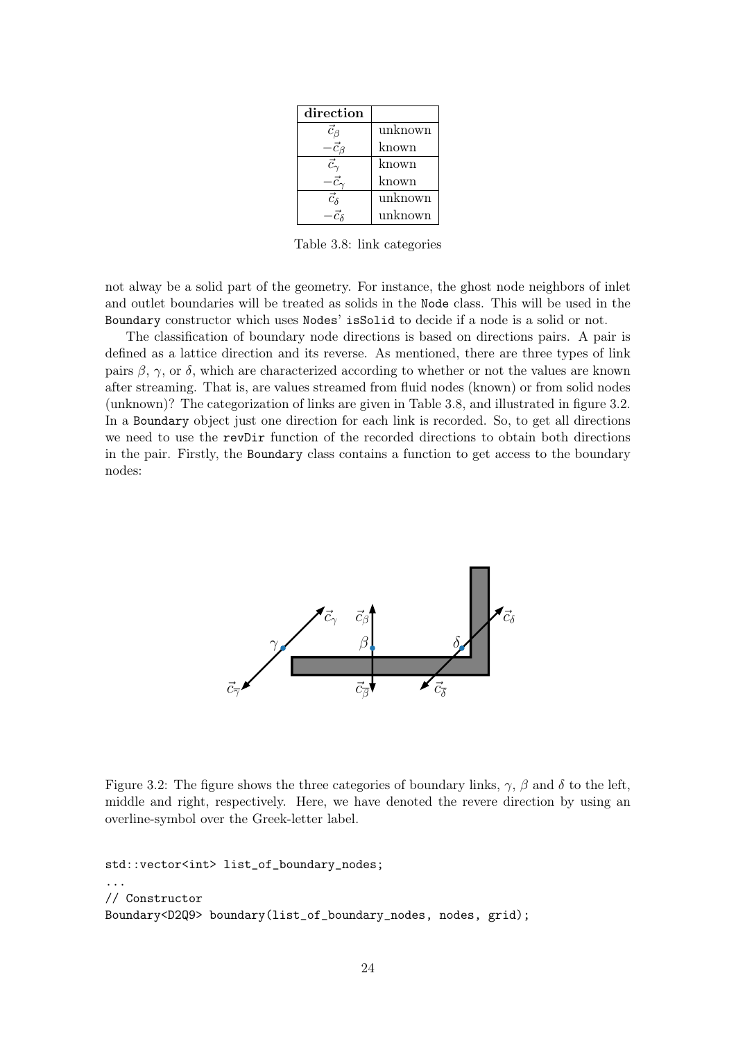| direction | |
|---|---|
| $\vec{c}_\beta$ | unknown |
| $-\vec{c}_\beta$ | known |
| $\vec{c}_\gamma$ | known |
| $-\vec{c}_\gamma$ | known |
| $\vec{c}_\delta$ | unknown |
| $-\vec{c}_\delta$ | unknown |

Table 3.8: link categories

not alway be a solid part of the geometry. For instance, the ghost node neighbors of inlet and outlet boundaries will be treated as solids in the `Node` class. This will be used in the `Boundary` constructor which uses `Nodes`' `isSolid` to decide if a node is a solid or not.

The classification of boundary node directions is based on directions pairs. A pair is defined as a lattice direction and its reverse. As mentioned, there are three types of link pairs $\beta$, $\gamma$, or $\delta$, which are characterized according to whether or not the values are known after streaming. That is, are values streamed from fluid nodes (known) or from solid nodes (unknown)? The categorization of links are given in Table 3.8, and illustrated in figure 3.2. In a `Boundary` object just one direction for each link is recorded. So, to get all directions we need to use the `revDir` function of the recorded directions to obtain both directions in the pair. Firstly, the `Boundary` class contains a function to get access to the boundary nodes:

Figure 3.2: The figure shows the three categories of boundary links, $\gamma$, $\beta$ and $\delta$ to the left, middle and right, respectively. Here, we have denoted the revere direction by using an overline-symbol over the Greek-letter label.

```
std::vector<int> list_of_boundary_nodes;
...
// Constructor
Boundary<D2Q9> boundary(list_of_boundary_nodes, nodes, grid);
```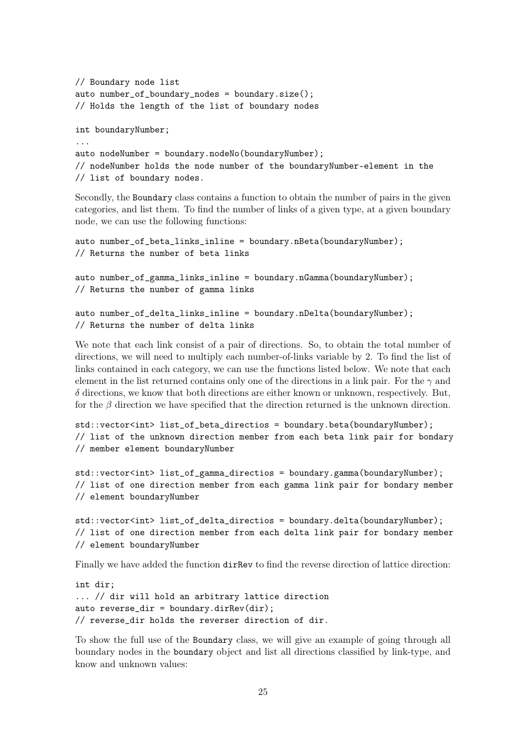```
// Boundary node list
auto number_of_boundary_nodes = boundary.size();
// Holds the length of the list of boundary nodes

int boundaryNumber;
...
auto nodeNumber = boundary.nodeNo(boundaryNumber);
// nodeNumber holds the node number of the boundaryNumber-element in the
// list of boundary nodes.
```

Secondly, the Boundary class contains a function to obtain the number of pairs in the given categories, and list them. To find the number of links of a given type, at a given boundary node, we can use the following functions:

```
auto number_of_beta_links_inline = boundary.nBeta(boundaryNumber);
// Returns the number of beta links

auto number_of_gamma_links_inline = boundary.nGamma(boundaryNumber);
// Returns the number of gamma links

auto number_of_delta_links_inline = boundary.nDelta(boundaryNumber);
// Returns the number of delta links
```

We note that each link consist of a pair of directions. So, to obtain the total number of directions, we will need to multiply each number-of-links variable by 2. To find the list of links contained in each category, we can use the functions listed below. We note that each element in the list returned contains only one of the directions in a link pair. For the $\gamma$ and $\delta$ directions, we know that both directions are either known or unknown, respectively. But, for the $\beta$ direction we have specified that the direction returned is the unknown direction.

```
std::vector<int> list_of_beta_directios = boundary.beta(boundaryNumber);
// list of the unknown direction member from each beta link pair for bondary
// member element boundaryNumber

std::vector<int> list_of_gamma_directios = boundary.gamma(boundaryNumber);
// list of one direction member from each gamma link pair for bondary member
// element boundaryNumber

std::vector<int> list_of_delta_directios = boundary.delta(boundaryNumber);
// list of one direction member from each delta link pair for bondary member
// element boundaryNumber
```

Finally we have added the function dirRev to find the reverse direction of lattice direction:

```
int dir;
... // dir will hold an arbitrary lattice direction
auto reverse_dir = boundary.dirRev(dir);
// reverse_dir holds the reverser direction of dir.
```

To show the full use of the Boundary class, we will give an example of going through all boundary nodes in the boundary object and list all directions classified by link-type, and know and unknown values: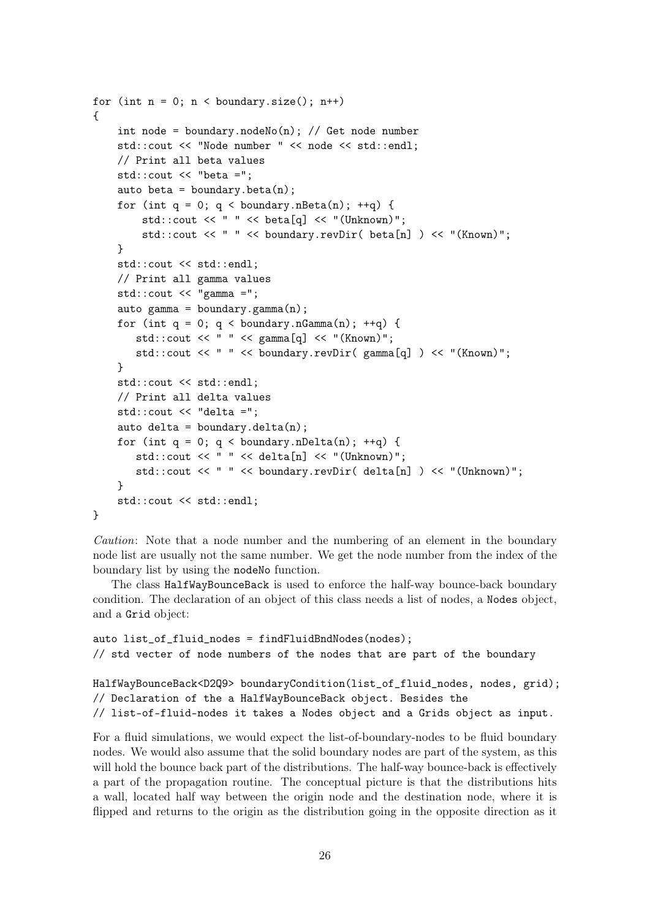```
for (int n = 0; n < boundary.size(); n++)
{
    int node = boundary.nodeNo(n); // Get node number
    std::cout << "Node number " << node << std::endl;
    // Print all beta values
    std::cout << "beta =";
    auto beta = boundary.beta(n);
    for (int q = 0; q < boundary.nBeta(n); ++q) {
        std::cout << " " << beta[q] << "(Unknown)";
        std::cout << " " << boundary.revDir( beta[n] ) << "(Known)";
    }
    std::cout << std::endl;
    // Print all gamma values
    std::cout << "gamma =";
    auto gamma = boundary.gamma(n);
    for (int q = 0; q < boundary.nGamma(n); ++q) {
       std::cout << " " << gamma[q] << "(Known)";
       std::cout << " " << boundary.revDir( gamma[q] ) << "(Known)";
    }
    std::cout << std::endl;
    // Print all delta values
    std::cout << "delta =";
    auto delta = boundary.delta(n);
    for (int q = 0; q < boundary.nDelta(n); ++q) {
       std::cout << " " << delta[n] << "(Unknown)";
       std::cout << " " << boundary.revDir( delta[n] ) << "(Unknown)";
    }
    std::cout << std::endl;
}
```

*Caution*: Note that a node number and the numbering of an element in the boundary node list are usually not the same number. We get the node number from the index of the boundary list by using the nodeNo function.

The class HalfWayBounceBack is used to enforce the half-way bounce-back boundary condition. The declaration of an object of this class needs a list of nodes, a Nodes object, and a Grid object:

```
auto list_of_fluid_nodes = findFluidBndNodes(nodes);
// std vecter of node numbers of the nodes that are part of the boundary

HalfWayBounceBack<D2Q9> boundaryCondition(list_of_fluid_nodes, nodes, grid);
// Declaration of the a HalfWayBounceBack object. Besides the
// list-of-fluid-nodes it takes a Nodes object and a Grids object as input.
```

For a fluid simulations, we would expect the list-of-boundary-nodes to be fluid boundary nodes. We would also assume that the solid boundary nodes are part of the system, as this will hold the bounce back part of the distributions. The half-way bounce-back is effectively a part of the propagation routine. The conceptual picture is that the distributions hits a wall, located half way between the origin node and the destination node, where it is flipped and returns to the origin as the distribution going in the opposite direction as it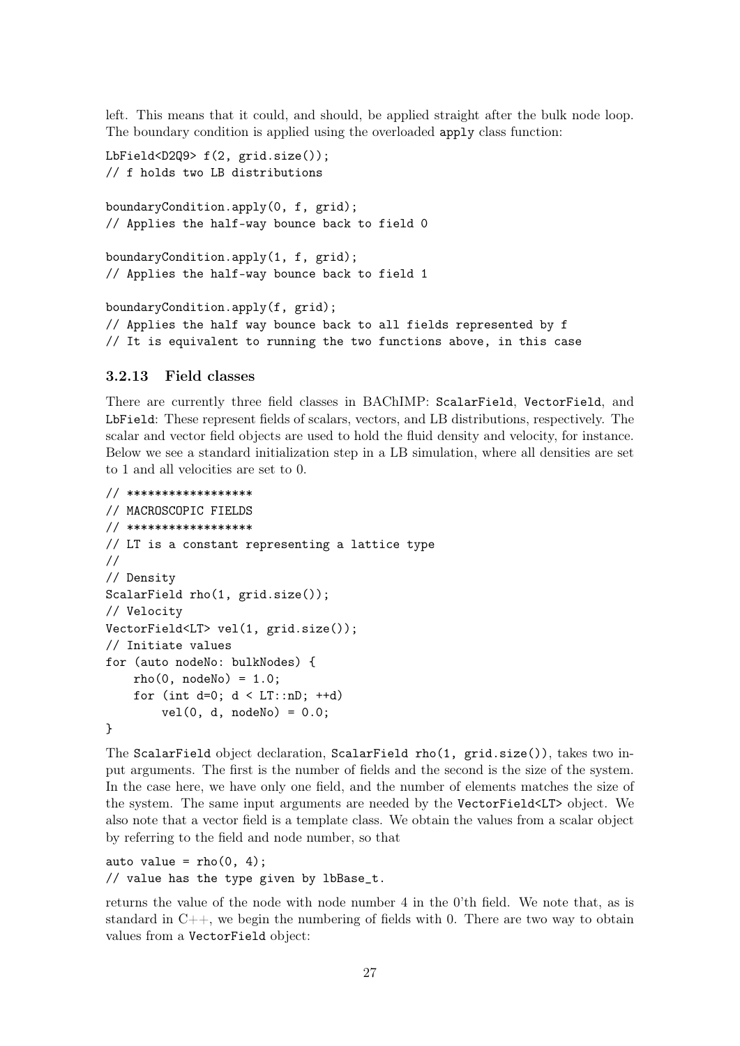left. This means that it could, and should, be applied straight after the bulk node loop. The boundary condition is applied using the overloaded `apply` class function:

```
LbField<D2Q9> f(2, grid.size());
// f holds two LB distributions

boundaryCondition.apply(0, f, grid);
// Applies the half-way bounce back to field 0

boundaryCondition.apply(1, f, grid);
// Applies the half-way bounce back to field 1

boundaryCondition.apply(f, grid);
// Applies the half way bounce back to all fields represented by f
// It is equivalent to running the two functions above, in this case
```

### 3.2.13 Field classes

There are currently three field classes in BAChIMP: `ScalarField`, `VectorField`, and `LbField`: These represent fields of scalars, vectors, and LB distributions, respectively. The scalar and vector field objects are used to hold the fluid density and velocity, for instance. Below we see a standard initialization step in a LB simulation, where all densities are set to 1 and all velocities are set to 0.

```
// ******************
// MACROSCOPIC FIELDS
// ******************
// LT is a constant representing a lattice type
//
// Density
ScalarField rho(1, grid.size());
// Velocity
VectorField<LT> vel(1, grid.size());
// Initiate values
for (auto nodeNo: bulkNodes) {
    rho(0, nodeNo) = 1.0;
    for (int d=0; d < LT::nD; ++d)
        vel(0, d, nodeNo) = 0.0;
}
```

The `ScalarField` object declaration, `ScalarField rho(1, grid.size())`, takes two input arguments. The first is the number of fields and the second is the size of the system. In the case here, we have only one field, and the number of elements matches the size of the system. The same input arguments are needed by the `VectorField<LT>` object. We also note that a vector field is a template class. We obtain the values from a scalar object by referring to the field and node number, so that

```
auto value = rho(0, 4);
// value has the type given by lbBase_t.
```

returns the value of the node with node number 4 in the 0'th field. We note that, as is standard in C++, we begin the numbering of fields with 0. There are two way to obtain values from a `VectorField` object: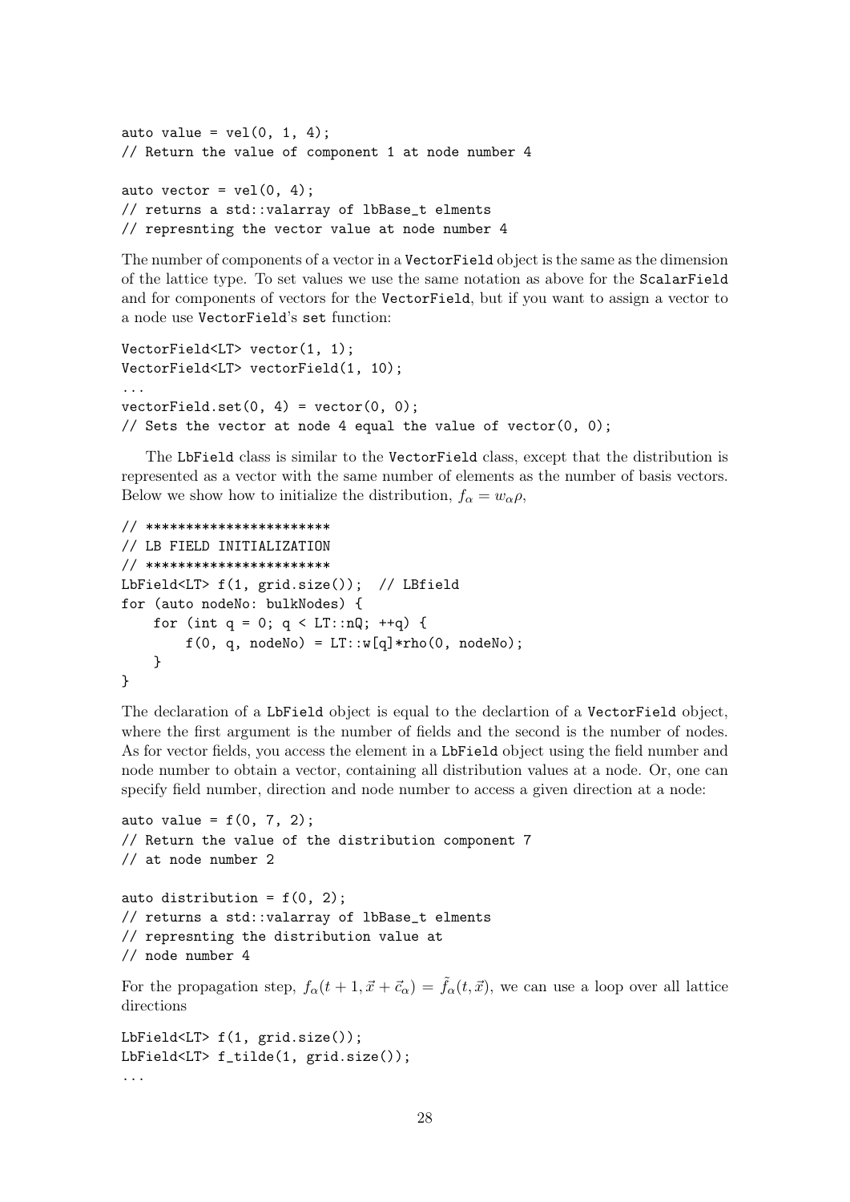```
auto value = vel(0, 1, 4);
// Return the value of component 1 at node number 4

auto vector = vel(0, 4);
// returns a std::valarray of lbBase_t elments
// represnting the vector value at node number 4
```

The number of components of a vector in a VectorField object is the same as the dimension of the lattice type. To set values we use the same notation as above for the ScalarField and for components of vectors for the VectorField, but if you want to assign a vector to a node use VectorField's set function:

```
VectorField<LT> vector(1, 1);
VectorField<LT> vectorField(1, 10);
...
vectorField.set(0, 4) = vector(0, 0);
// Sets the vector at node 4 equal the value of vector(0, 0);
```

The LbField class is similar to the VectorField class, except that the distribution is represented as a vector with the same number of elements as the number of basis vectors. Below we show how to initialize the distribution, $f_\alpha = w_\alpha \rho$,

```
// **********************
// LB FIELD INITIALIZATION
// **********************
LbField<LT> f(1, grid.size());  // LBfield
for (auto nodeNo: bulkNodes) {
    for (int q = 0; q < LT::nQ; ++q) {
        f(0, q, nodeNo) = LT::w[q]*rho(0, nodeNo);
    }
}
```

The declaration of a LbField object is equal to the declartion of a VectorField object, where the first argument is the number of fields and the second is the number of nodes. As for vector fields, you access the element in a LbField object using the field number and node number to obtain a vector, containing all distribution values at a node. Or, one can specify field number, direction and node number to access a given direction at a node:

```
auto value = f(0, 7, 2);
// Return the value of the distribution component 7
// at node number 2

auto distribution = f(0, 2);
// returns a std::valarray of lbBase_t elments
// represnting the distribution value at
// node number 4
```

For the propagation step, $f_\alpha(t+1, \vec{x} + \vec{c}_\alpha) = \tilde{f}_\alpha(t, \vec{x})$, we can use a loop over all lattice directions

```
LbField<LT> f(1, grid.size());
LbField<LT> f_tilde(1, grid.size());
...
```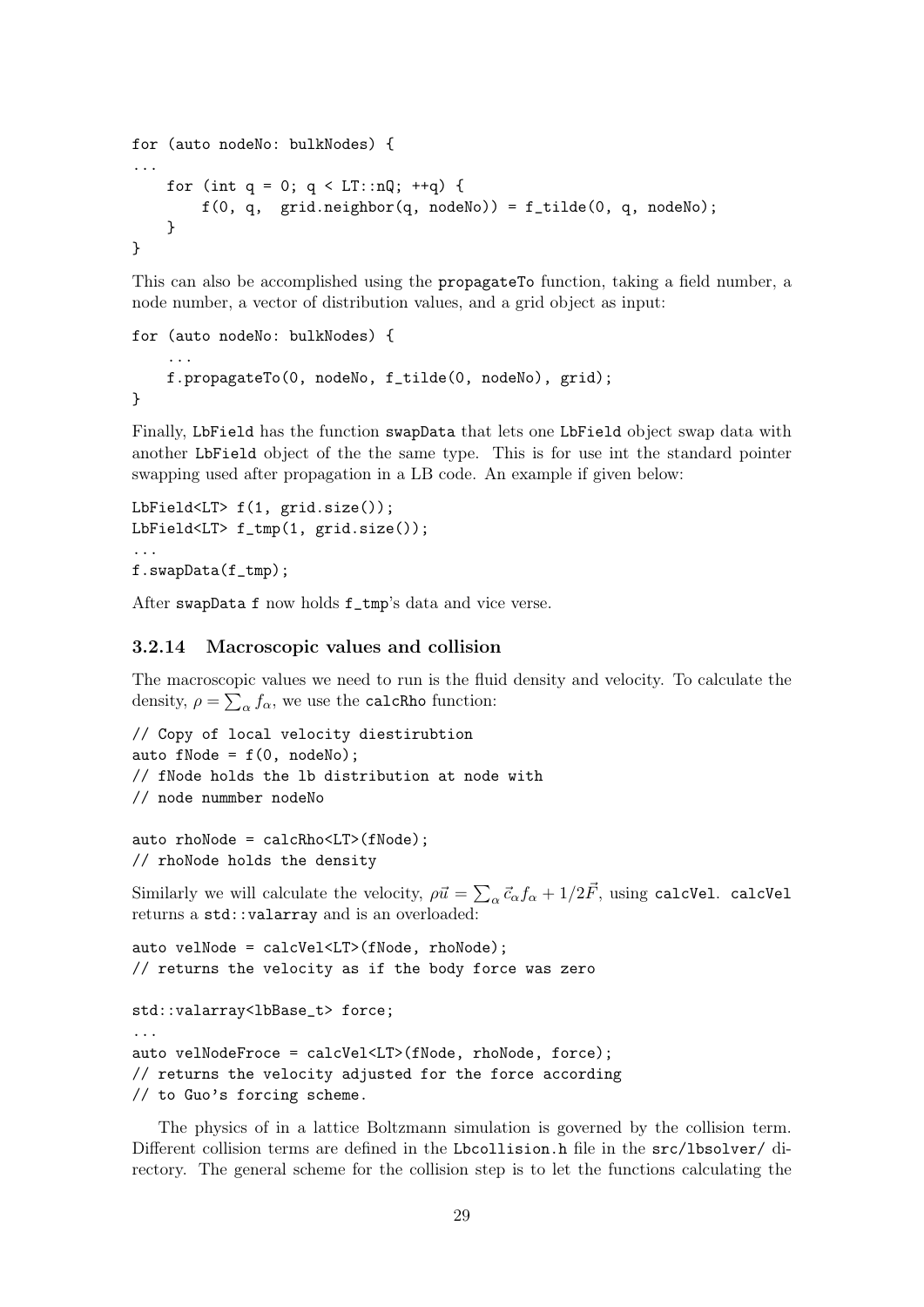```
for (auto nodeNo: bulkNodes) {
...
    for (int q = 0; q < LT::nQ; ++q) {
        f(0, q,  grid.neighbor(q, nodeNo)) = f_tilde(0, q, nodeNo);
    }
}
```

This can also be accomplished using the `propagateTo` function, taking a field number, a node number, a vector of distribution values, and a grid object as input:

```
for (auto nodeNo: bulkNodes) {
    ...
    f.propagateTo(0, nodeNo, f_tilde(0, nodeNo), grid);
}
```

Finally, `LbField` has the function `swapData` that lets one `LbField` object swap data with another `LbField` object of the the same type. This is for use int the standard pointer swapping used after propagation in a LB code. An example if given below:

```
LbField<LT> f(1, grid.size());
LbField<LT> f_tmp(1, grid.size());
...
f.swapData(f_tmp);
```

After `swapData` `f` now holds `f_tmp`'s data and vice verse.

### 3.2.14 Macroscopic values and collision

The macroscopic values we need to run is the fluid density and velocity. To calculate the density, $\rho = \sum_\alpha f_\alpha$, we use the `calcRho` function:

```
// Copy of local velocity diestirubtion
auto fNode = f(0, nodeNo);
// fNode holds the lb distribution at node with
// node nummber nodeNo

auto rhoNode = calcRho<LT>(fNode);
// rhoNode holds the density
```

Similarly we will calculate the velocity, $\rho\vec{u} = \sum_\alpha \vec{c}_\alpha f_\alpha + 1/2\vec{F}$, using `calcVel`. `calcVel` returns a `std::valarray` and is an overloaded:

```
auto velNode = calcVel<LT>(fNode, rhoNode);
// returns the velocity as if the body force was zero

std::valarray<lbBase_t> force;
...
auto velNodeFroce = calcVel<LT>(fNode, rhoNode, force);
// returns the velocity adjusted for the force according
// to Guo's forcing scheme.
```

The physics of in a lattice Boltzmann simulation is governed by the collision term. Different collision terms are defined in the `Lbcollision.h` file in the `src/lbsolver/` directory. The general scheme for the collision step is to let the functions calculating the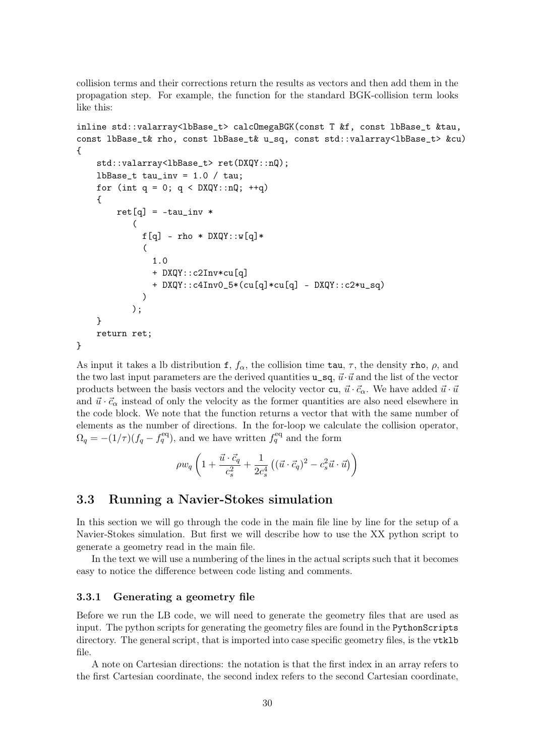collision terms and their corrections return the results as vectors and then add them in the propagation step. For example, the function for the standard BGK-collision term looks like this:

```
inline std::valarray<lbBase_t> calcOmegaBGK(const T &f, const lbBase_t &tau,
const lbBase_t& rho, const lbBase_t& u_sq, const std::valarray<lbBase_t> &cu)
{
    std::valarray<lbBase_t> ret(DXQY::nQ);
    lbBase_t tau_inv = 1.0 / tau;
    for (int q = 0; q < DXQY::nQ; ++q)
    {
        ret[q] = -tau_inv *
            (
              f[q] - rho * DXQY::w[q]*
              (
                1.0
                + DXQY::c2Inv*cu[q]
                + DXQY::c4Inv0_5*(cu[q]*cu[q] - DXQY::c2*u_sq)
              )
            );
    }
    return ret;
}
```

As input it takes a lb distribution `f`, $f_\alpha$, the collision time `tau`, $\tau$, the density `rho`, $\rho$, and the two last input parameters are the derived quantities `u_sq`, $\vec{u}\cdot\vec{u}$ and the list of the vector products between the basis vectors and the velocity vector `cu`, $\vec{u}\cdot\vec{c}_\alpha$. We have added $\vec{u}\cdot\vec{u}$ and $\vec{u}\cdot\vec{c}_\alpha$ instead of only the velocity as the former quantities are also need elsewhere in the code block. We note that the function returns a vector that with the same number of elements as the number of directions. In the for-loop we calculate the collision operator, $\Omega_q = -(1/\tau)(f_q - f_q^{\mathrm{eq}})$, and we have written $f_q^{\mathrm{eq}}$ and the form

$$\rho w_q \left(1 + \frac{\vec{u}\cdot\vec{c}_q}{c_s^2} + \frac{1}{2c_s^4}\left((\vec{u}\cdot\vec{c}_q)^2 - c_s^2\vec{u}\cdot\vec{u}\right)\right)$$

## 3.3 Running a Navier-Stokes simulation

In this section we will go through the code in the main file line by line for the setup of a Navier-Stokes simulation. But first we will describe how to use the XX python script to generate a geometry read in the main file.

In the text we will use a numbering of the lines in the actual scripts such that it becomes easy to notice the difference between code listing and comments.

### 3.3.1 Generating a geometry file

Before we run the LB code, we will need to generate the geometry files that are used as input. The python scripts for generating the geometry files are found in the `PythonScripts` directory. The general script, that is imported into case specific geometry files, is the `vtklb` file.

A note on Cartesian directions: the notation is that the first index in an array refers to the first Cartesian coordinate, the second index refers to the second Cartesian coordinate,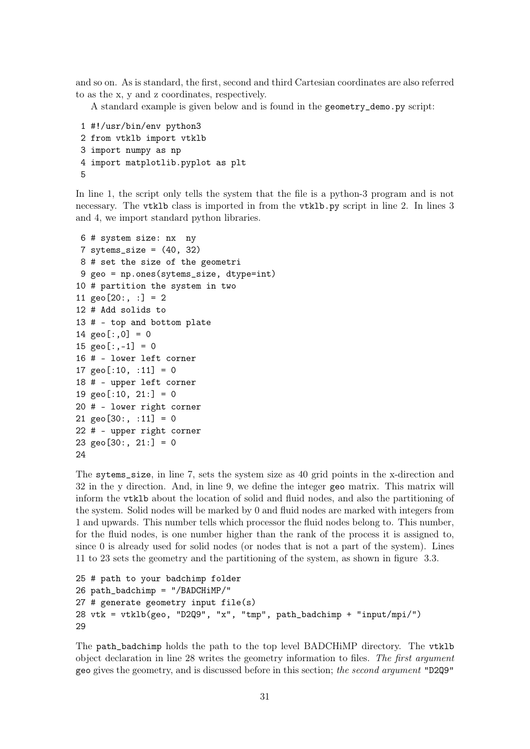and so on. As is standard, the first, second and third Cartesian coordinates are also referred to as the x, y and z coordinates, respectively.

A standard example is given below and is found in the `geometry_demo.py` script:

```
 1 #!/usr/bin/env python3
 2 from vtklb import vtklb
 3 import numpy as np
 4 import matplotlib.pyplot as plt
 5
```

In line 1, the script only tells the system that the file is a python-3 program and is not necessary. The `vtklb` class is imported in from the `vtklb.py` script in line 2. In lines 3 and 4, we import standard python libraries.

```
 6 # system size: nx  ny
 7 sytems_size = (40, 32)
 8 # set the size of the geometri
 9 geo = np.ones(sytems_size, dtype=int)
10 # partition the system in two
11 geo[20:, :] = 2
12 # Add solids to
13 # - top and bottom plate
14 geo[:,0] = 0
15 geo[:,-1] = 0
16 # - lower left corner
17 geo[:10, :11] = 0
18 # - upper left corner
19 geo[:10, 21:] = 0
20 # - lower right corner
21 geo[30:, :11] = 0
22 # - upper right corner
23 geo[30:, 21:] = 0
24
```

The `sytems_size`, in line 7, sets the system size as 40 grid points in the x-direction and 32 in the y direction. And, in line 9, we define the integer `geo` matrix. This matrix will inform the `vtklb` about the location of solid and fluid nodes, and also the partitioning of the system. Solid nodes will be marked by 0 and fluid nodes are marked with integers from 1 and upwards. This number tells which processor the fluid nodes belong to. This number, for the fluid nodes, is one number higher than the rank of the process it is assigned to, since 0 is already used for solid nodes (or nodes that is not a part of the system). Lines 11 to 23 sets the geometry and the partitioning of the system, as shown in figure 3.3.

```
25 # path to your badchimp folder
26 path_badchimp = "/BADCHiMP/"
27 # generate geometry input file(s)
28 vtk = vtklb(geo, "D2Q9", "x", "tmp", path_badchimp + "input/mpi/")
29
```

The `path_badchimp` holds the path to the top level BADCHiMP directory. The `vtklb` object declaration in line 28 writes the geometry information to files. *The first argument* `geo` gives the geometry, and is discussed before in this section; *the second argument* `"D2Q9"`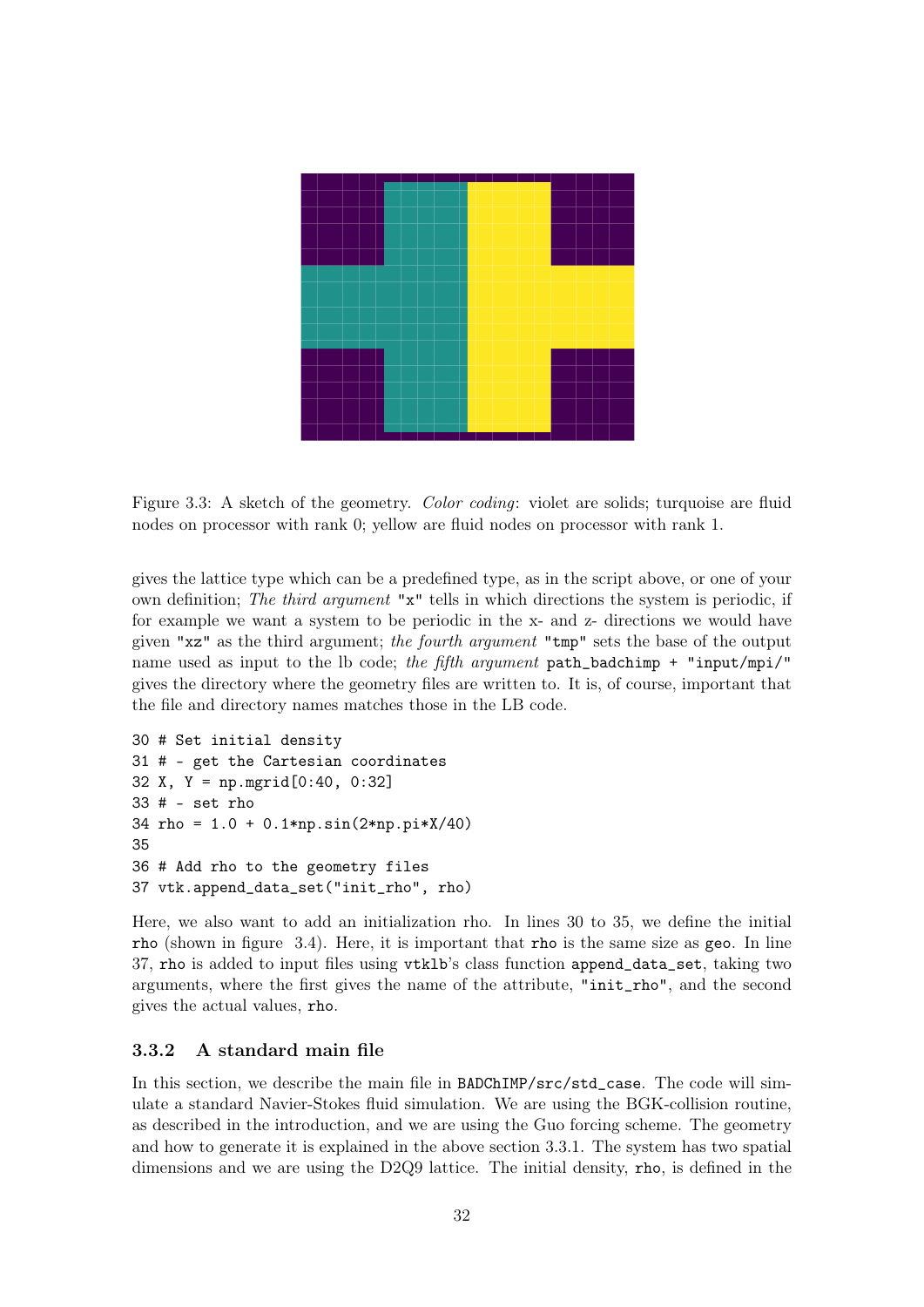Figure 3.3: A sketch of the geometry. *Color coding*: violet are solids; turquoise are fluid nodes on processor with rank 0; yellow are fluid nodes on processor with rank 1.

gives the lattice type which can be a predefined type, as in the script above, or one of your own definition; *The third argument* "x" tells in which directions the system is periodic, if for example we want a system to be periodic in the x- and z- directions we would have given "xz" as the third argument; *the fourth argument* "tmp" sets the base of the output name used as input to the lb code; *the fifth argument* `path_badchimp + "input/mpi/"` gives the directory where the geometry files are written to. It is, of course, important that the file and directory names matches those in the LB code.

```
30 # Set initial density
31 # - get the Cartesian coordinates
32 X, Y = np.mgrid[0:40, 0:32]
33 # - set rho
34 rho = 1.0 + 0.1*np.sin(2*np.pi*X/40)
35
36 # Add rho to the geometry files
37 vtk.append_data_set("init_rho", rho)
```

Here, we also want to add an initialization rho. In lines 30 to 35, we define the initial `rho` (shown in figure 3.4). Here, it is important that `rho` is the same size as `geo`. In line 37, `rho` is added to input files using `vtklb`'s class function `append_data_set`, taking two arguments, where the first gives the name of the attribute, "init_rho", and the second gives the actual values, `rho`.

### 3.3.2 A standard main file

In this section, we describe the main file in `BADChIMP/src/std_case`. The code will simulate a standard Navier-Stokes fluid simulation. We are using the BGK-collision routine, as described in the introduction, and we are using the Guo forcing scheme. The geometry and how to generate it is explained in the above section 3.3.1. The system has two spatial dimensions and we are using the D2Q9 lattice. The initial density, `rho`, is defined in the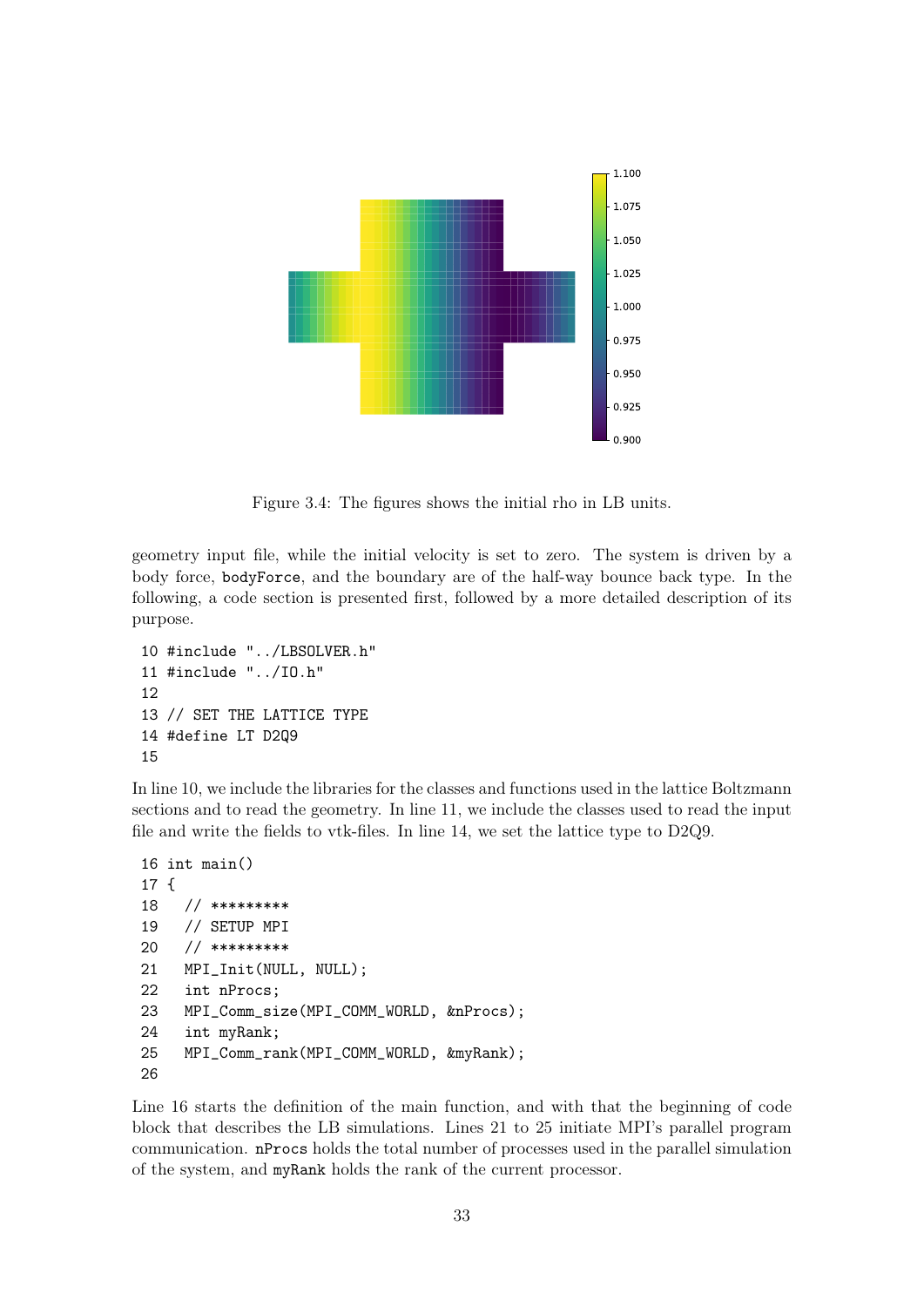Figure 3.4: The figures shows the initial rho in LB units.

geometry input file, while the initial velocity is set to zero. The system is driven by a body force, `bodyForce`, and the boundary are of the half-way bounce back type. In the following, a code section is presented first, followed by a more detailed description of its purpose.

```
10 #include "../LBSOLVER.h"
11 #include "../IO.h"
12
13 // SET THE LATTICE TYPE
14 #define LT D2Q9
15
```

In line 10, we include the libraries for the classes and functions used in the lattice Boltzmann sections and to read the geometry. In line 11, we include the classes used to read the input file and write the fields to vtk-files. In line 14, we set the lattice type to D2Q9.

```
16 int main()
17 {
18   // *********
19   // SETUP MPI
20   // *********
21   MPI_Init(NULL, NULL);
22   int nProcs;
23   MPI_Comm_size(MPI_COMM_WORLD, &nProcs);
24   int myRank;
25   MPI_Comm_rank(MPI_COMM_WORLD, &myRank);
26
```

Line 16 starts the definition of the main function, and with that the beginning of code block that describes the LB simulations. Lines 21 to 25 initiate MPI's parallel program communication. `nProcs` holds the total number of processes used in the parallel simulation of the system, and `myRank` holds the rank of the current processor.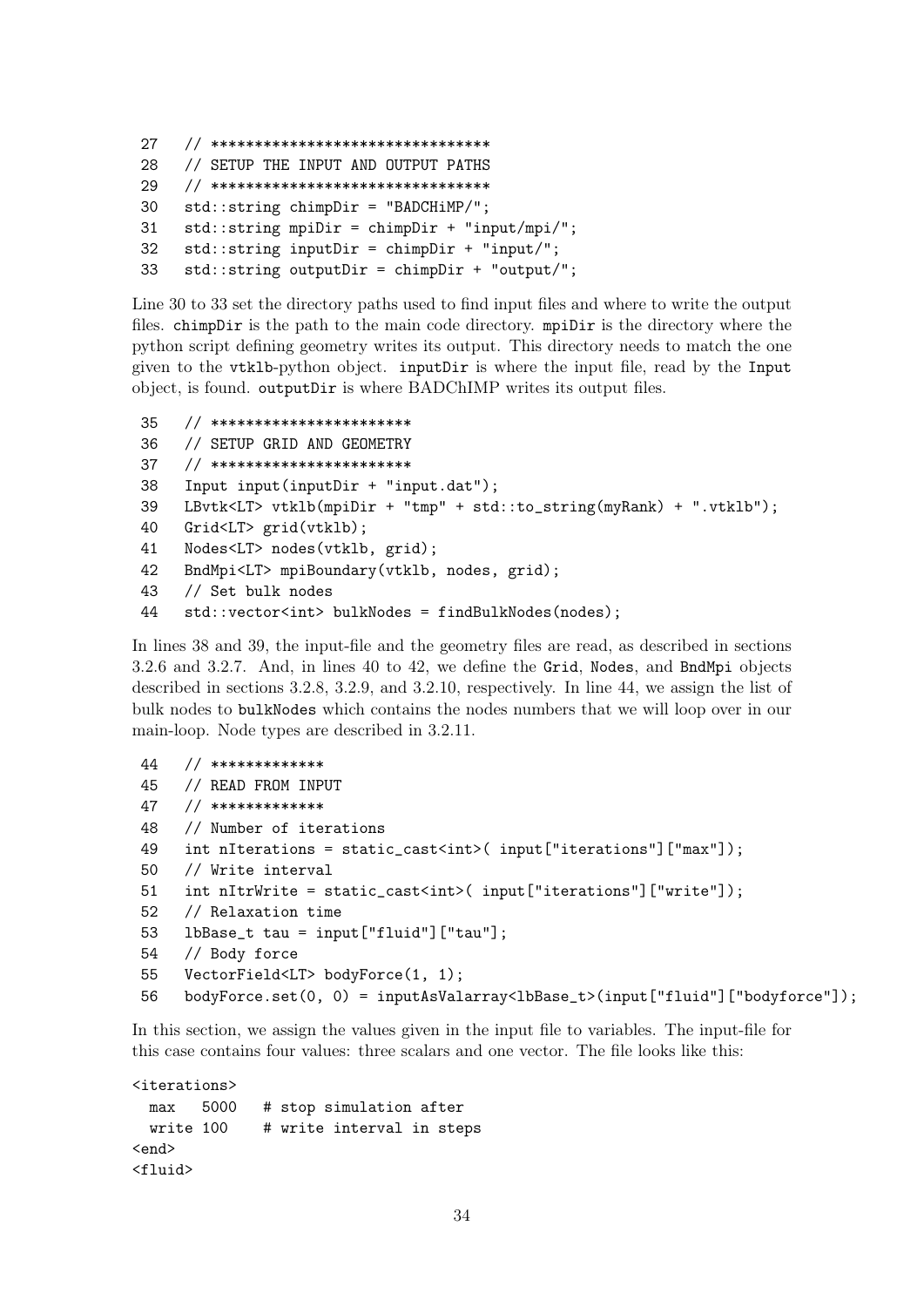```
27   // ********************************
28   // SETUP THE INPUT AND OUTPUT PATHS
29   // ********************************
30   std::string chimpDir = "BADCHiMP/";
31   std::string mpiDir = chimpDir + "input/mpi/";
32   std::string inputDir = chimpDir + "input/";
33   std::string outputDir = chimpDir + "output/";
```

Line 30 to 33 set the directory paths used to find input files and where to write the output files. `chimpDir` is the path to the main code directory. `mpiDir` is the directory where the python script defining geometry writes its output. This directory needs to match the one given to the `vtklb`-python object. `inputDir` is where the input file, read by the `Input` object, is found. `outputDir` is where BADChIMP writes its output files.

```
35   // ***********************
36   // SETUP GRID AND GEOMETRY
37   // ***********************
38   Input input(inputDir + "input.dat");
39   LBvtk<LT> vtklb(mpiDir + "tmp" + std::to_string(myRank) + ".vtklb");
40   Grid<LT> grid(vtklb);
41   Nodes<LT> nodes(vtklb, grid);
42   BndMpi<LT> mpiBoundary(vtklb, nodes, grid);
43   // Set bulk nodes
44   std::vector<int> bulkNodes = findBulkNodes(nodes);
```

In lines 38 and 39, the input-file and the geometry files are read, as described in sections 3.2.6 and 3.2.7. And, in lines 40 to 42, we define the `Grid`, `Nodes`, and `BndMpi` objects described in sections 3.2.8, 3.2.9, and 3.2.10, respectively. In line 44, we assign the list of bulk nodes to `bulkNodes` which contains the nodes numbers that we will loop over in our main-loop. Node types are described in 3.2.11.

```
44   // *************
45   // READ FROM INPUT
47   // *************
48   // Number of iterations
49   int nIterations = static_cast<int>( input["iterations"]["max"]);
50   // Write interval
51   int nItrWrite = static_cast<int>( input["iterations"]["write"]);
52   // Relaxation time
53   lbBase_t tau = input["fluid"]["tau"];
54   // Body force
55   VectorField<LT> bodyForce(1, 1);
56   bodyForce.set(0, 0) = inputAsValarray<lbBase_t>(input["fluid"]["bodyforce"]);
```

In this section, we assign the values given in the input file to variables. The input-file for this case contains four values: three scalars and one vector. The file looks like this:

```
<iterations>
  max   5000   # stop simulation after
  write 100    # write interval in steps
<end>
<fluid>
```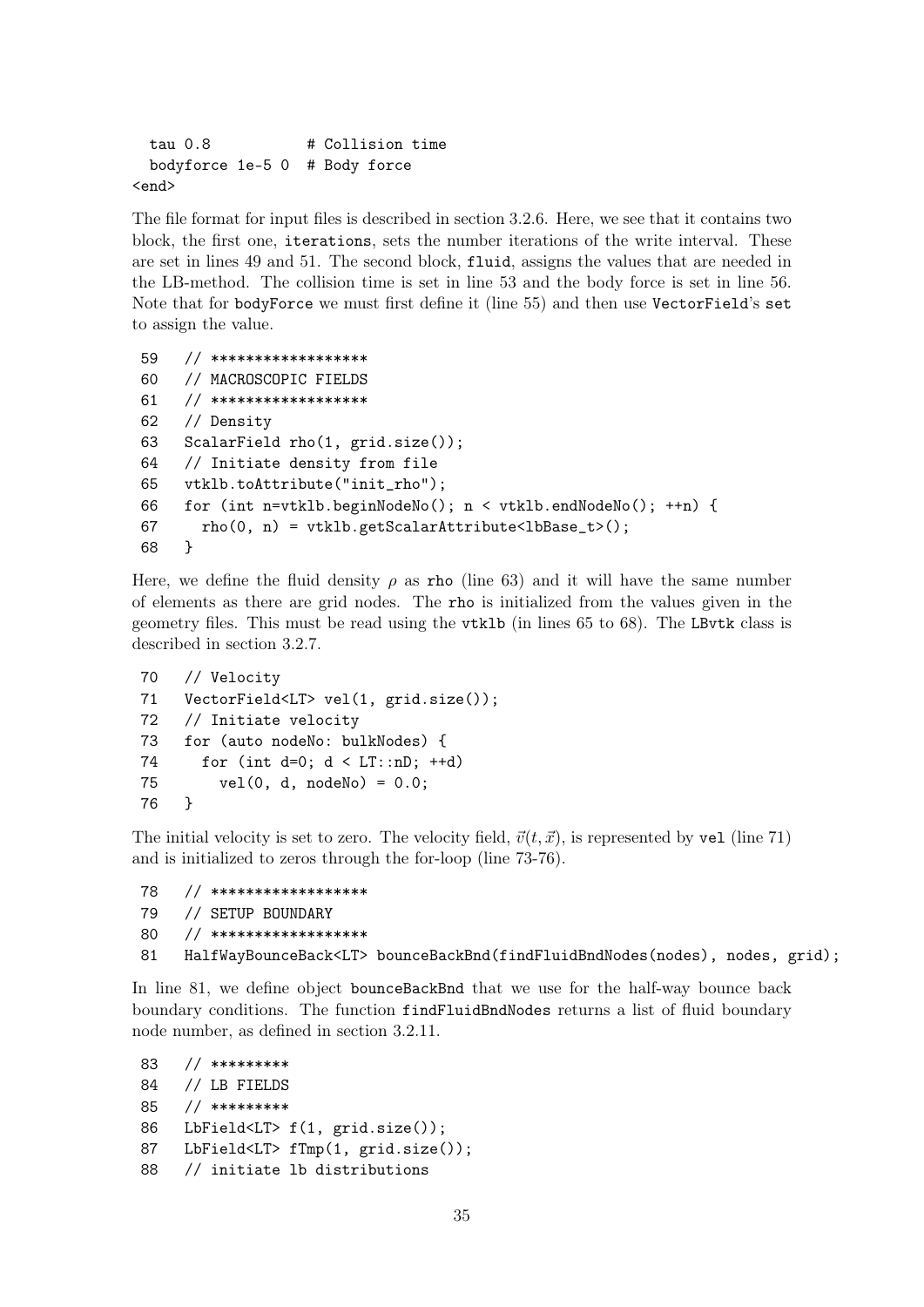```
  tau 0.8           # Collision time
  bodyforce 1e-5 0  # Body force
<end>
```

The file format for input files is described in section 3.2.6. Here, we see that it contains two block, the first one, `iterations`, sets the number iterations of the write interval. These are set in lines 49 and 51. The second block, `fluid`, assigns the values that are needed in the LB-method. The collision time is set in line 53 and the body force is set in line 56. Note that for `bodyForce` we must first define it (line 55) and then use `VectorField`'s `set` to assign the value.

```
 59   // ******************
 60   // MACROSCOPIC FIELDS
 61   // ******************
 62   // Density
 63   ScalarField rho(1, grid.size());
 64   // Initiate density from file
 65   vtklb.toAttribute("init_rho");
 66   for (int n=vtklb.beginNodeNo(); n < vtklb.endNodeNo(); ++n) {
 67     rho(0, n) = vtklb.getScalarAttribute<lbBase_t>();
 68   }
```

Here, we define the fluid density $\rho$ as `rho` (line 63) and it will have the same number of elements as there are grid nodes. The `rho` is initialized from the values given in the geometry files. This must be read using the `vtklb` (in lines 65 to 68). The `LBvtk` class is described in section 3.2.7.

```
 70   // Velocity
 71   VectorField<LT> vel(1, grid.size());
 72   // Initiate velocity
 73   for (auto nodeNo: bulkNodes) {
 74     for (int d=0; d < LT::nD; ++d)
 75       vel(0, d, nodeNo) = 0.0;
 76   }
```

The initial velocity is set to zero. The velocity field, $\vec{v}(t, \vec{x})$, is represented by `vel` (line 71) and is initialized to zeros through the for-loop (line 73-76).

```
 78   // ******************
 79   // SETUP BOUNDARY
 80   // ******************
 81   HalfWayBounceBack<LT> bounceBackBnd(findFluidBndNodes(nodes), nodes, grid);
```

In line 81, we define object `bounceBackBnd` that we use for the half-way bounce back boundary conditions. The function `findFluidBndNodes` returns a list of fluid boundary node number, as defined in section 3.2.11.

```
 83   // *********
 84   // LB FIELDS
 85   // *********
 86   LbField<LT> f(1, grid.size());
 87   LbField<LT> fTmp(1, grid.size());
 88   // initiate lb distributions
```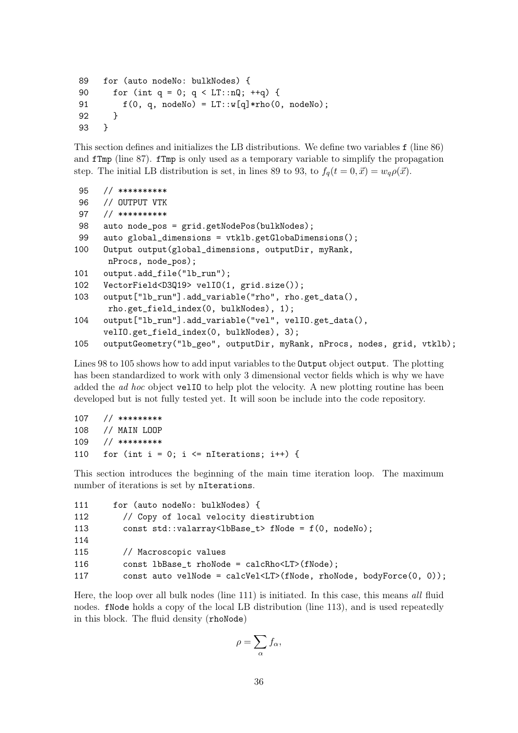```
89   for (auto nodeNo: bulkNodes) {
90     for (int q = 0; q < LT::nQ; ++q) {
91       f(0, q, nodeNo) = LT::w[q]*rho(0, nodeNo);
92     }
93   }
```

This section defines and initializes the LB distributions. We define two variables `f` (line 86) and `fTmp` (line 87). `fTmp` is only used as a temporary variable to simplify the propagation step. The initial LB distribution is set, in lines 89 to 93, to $f_q(t=0,\vec{x}) = w_q\rho(\vec{x})$.

```
95   // **********
96   // OUTPUT VTK
97   // **********
98   auto node_pos = grid.getNodePos(bulkNodes);
99   auto global_dimensions = vtklb.getGlobaDimensions();
100  Output output(global_dimensions, outputDir, myRank,
      nProcs, node_pos);
101  output.add_file("lb_run");
102  VectorField<D3Q19> velIO(1, grid.size());
103  output["lb_run"].add_variable("rho", rho.get_data(),
      rho.get_field_index(0, bulkNodes), 1);
104  output["lb_run"].add_variable("vel", velIO.get_data(),
     velIO.get_field_index(0, bulkNodes), 3);
105  outputGeometry("lb_geo", outputDir, myRank, nProcs, nodes, grid, vtklb);
```

Lines 98 to 105 shows how to add input variables to the `Output` object `output`. The plotting has been standardized to work with only 3 dimensional vector fields which is why we have added the *ad hoc* object `velIO` to help plot the velocity. A new plotting routine has been developed but is not fully tested yet. It will soon be include into the code repository.

```
107  // *********
108  // MAIN LOOP
109  // *********
110  for (int i = 0; i <= nIterations; i++) {
```

This section introduces the beginning of the main time iteration loop. The maximum number of iterations is set by `nIterations`.

```
111    for (auto nodeNo: bulkNodes) {
112      // Copy of local velocity diestirubtion
113      const std::valarray<lbBase_t> fNode = f(0, nodeNo);
114
115      // Macroscopic values
116      const lbBase_t rhoNode = calcRho<LT>(fNode);
117      const auto velNode = calcVel<LT>(fNode, rhoNode, bodyForce(0, 0));
```

Here, the loop over all bulk nodes (line 111) is initiated. In this case, this means *all* fluid nodes. `fNode` holds a copy of the local LB distribution (line 113), and is used repeatedly in this block. The fluid density (`rhoNode`)

$$\rho = \sum_{\alpha} f_{\alpha},$$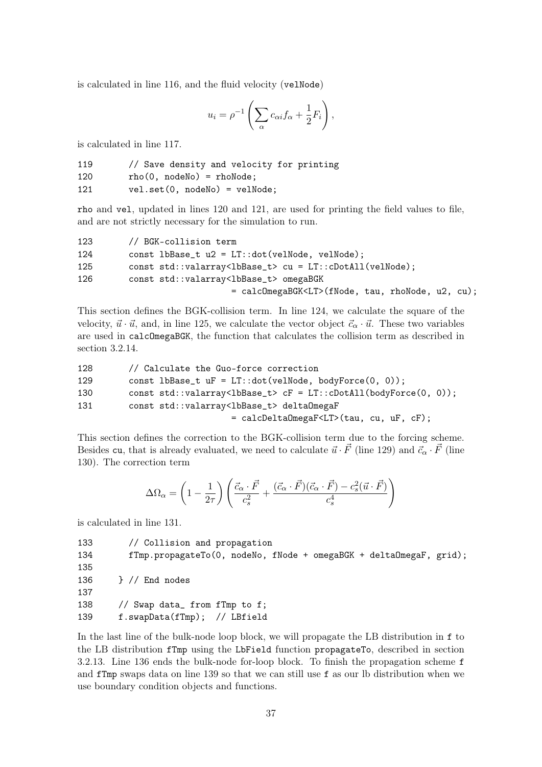is calculated in line 116, and the fluid velocity (velNode)

$$u_i = \rho^{-1}\left(\sum_\alpha c_{\alpha i} f_\alpha + \frac{1}{2}F_i\right),$$

is calculated in line 117.

```
119        // Save density and velocity for printing
120        rho(0, nodeNo) = rhoNode;
121        vel.set(0, nodeNo) = velNode;
```

rho and vel, updated in lines 120 and 121, are used for printing the field values to file, and are not strictly necessary for the simulation to run.

```
123        // BGK-collision term
124        const lbBase_t u2 = LT::dot(velNode, velNode);
125        const std::valarray<lbBase_t> cu = LT::cDotAll(velNode);
126        const std::valarray<lbBase_t> omegaBGK
                             = calcOmegaBGK<LT>(fNode, tau, rhoNode, u2, cu);
```

This section defines the BGK-collision term. In line 124, we calculate the square of the velocity, $\vec{u}\cdot\vec{u}$, and, in line 125, we calculate the vector object $\vec{c}_\alpha \cdot \vec{u}$. These two variables are used in calcOmegaBGK, the function that calculates the collision term as described in section 3.2.14.

```
128        // Calculate the Guo-force correction
129        const lbBase_t uF = LT::dot(velNode, bodyForce(0, 0));
130        const std::valarray<lbBase_t> cF = LT::cDotAll(bodyForce(0, 0));
131        const std::valarray<lbBase_t> deltaOmegaF
                             = calcDeltaOmegaF<LT>(tau, cu, uF, cF);
```

This section defines the correction to the BGK-collision term due to the forcing scheme. Besides cu, that is already evaluated, we need to calculate $\vec{u}\cdot\vec{F}$ (line 129) and $\vec{c}_\alpha \cdot \vec{F}$ (line 130). The correction term

$$\Delta\Omega_\alpha = \left(1 - \frac{1}{2\tau}\right)\left(\frac{\vec{c}_\alpha \cdot \vec{F}}{c_s^2} + \frac{(\vec{c}_\alpha \cdot \vec{F})(\vec{c}_\alpha \cdot \vec{F}) - c_s^2(\vec{u}\cdot\vec{F})}{c_s^4}\right)$$

is calculated in line 131.

```
133        // Collision and propagation
134        fTmp.propagateTo(0, nodeNo, fNode + omegaBGK + deltaOmegaF, grid);
135
136     } // End nodes
137
138     // Swap data_ from fTmp to f;
139     f.swapData(fTmp);  // LBfield
```

In the last line of the bulk-node loop block, we will propagate the LB distribution in f to the LB distribution fTmp using the LbField function propagateTo, described in section 3.2.13. Line 136 ends the bulk-node for-loop block. To finish the propagation scheme f and fTmp swaps data on line 139 so that we can still use f as our lb distribution when we use boundary condition objects and functions.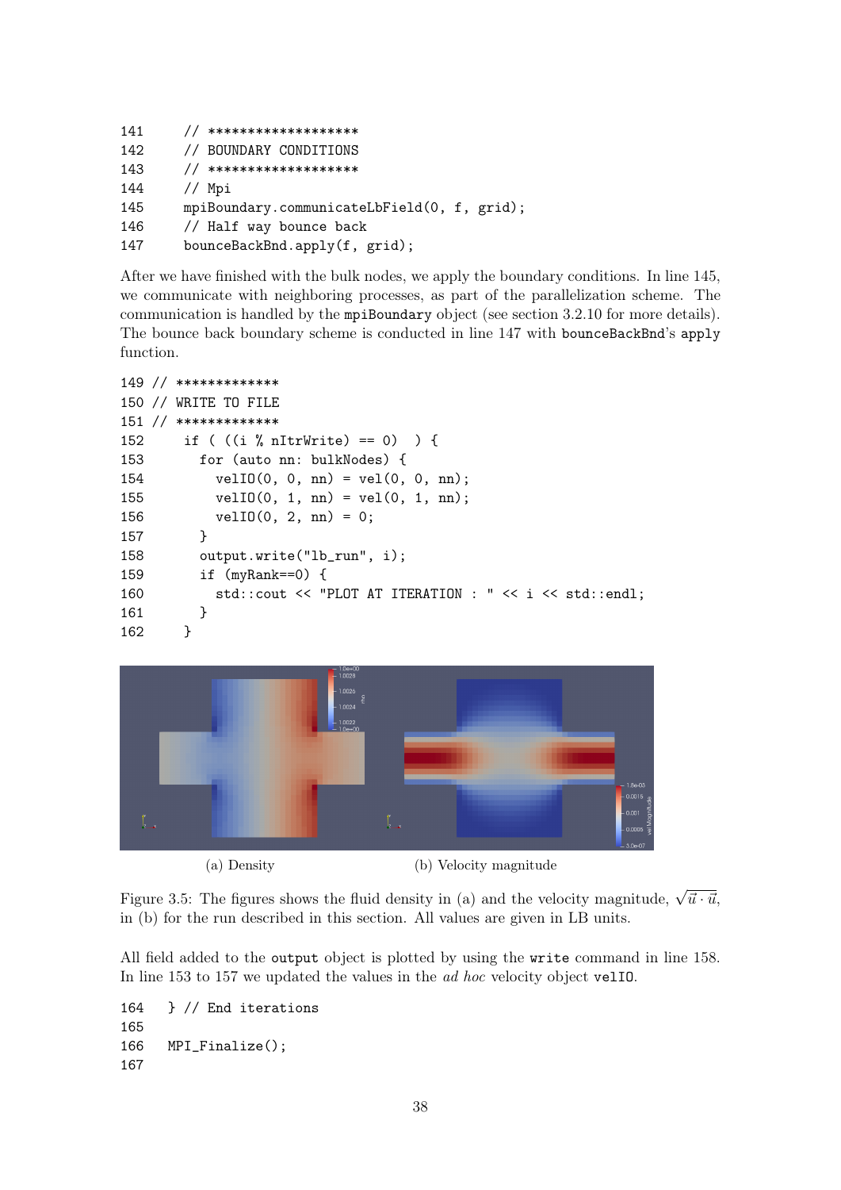```
141      // *******************
142      // BOUNDARY CONDITIONS
143      // *******************
144      // Mpi
145      mpiBoundary.communicateLbField(0, f, grid);
146      // Half way bounce back
147      bounceBackBnd.apply(f, grid);
```

After we have finished with the bulk nodes, we apply the boundary conditions. In line 145, we communicate with neighboring processes, as part of the parallelization scheme. The communication is handled by the `mpiBoundary` object (see section 3.2.10 for more details). The bounce back boundary scheme is conducted in line 147 with `bounceBackBnd`'s `apply` function.

```
149 // *************
150 // WRITE TO FILE
151 // *************
152      if ( ((i % nItrWrite) == 0)  ) {
153        for (auto nn: bulkNodes) {
154          velIO(0, 0, nn) = vel(0, 0, nn);
155          velIO(0, 1, nn) = vel(0, 1, nn);
156          velIO(0, 2, nn) = 0;
157        }
158        output.write("lb_run", i);
159        if (myRank==0) {
160          std::cout << "PLOT AT ITERATION : " << i << std::endl;
161        }
162      }
```

(a) Density (b) Velocity magnitude

Figure 3.5: The figures shows the fluid density in (a) and the velocity magnitude, $\sqrt{\vec{u} \cdot \vec{u}}$, in (b) for the run described in this section. All values are given in LB units.

All field added to the `output` object is plotted by using the `write` command in line 158. In line 153 to 157 we updated the values in the *ad hoc* velocity object `velIO`.

```
164    } // End iterations
165
166    MPI_Finalize();
167
```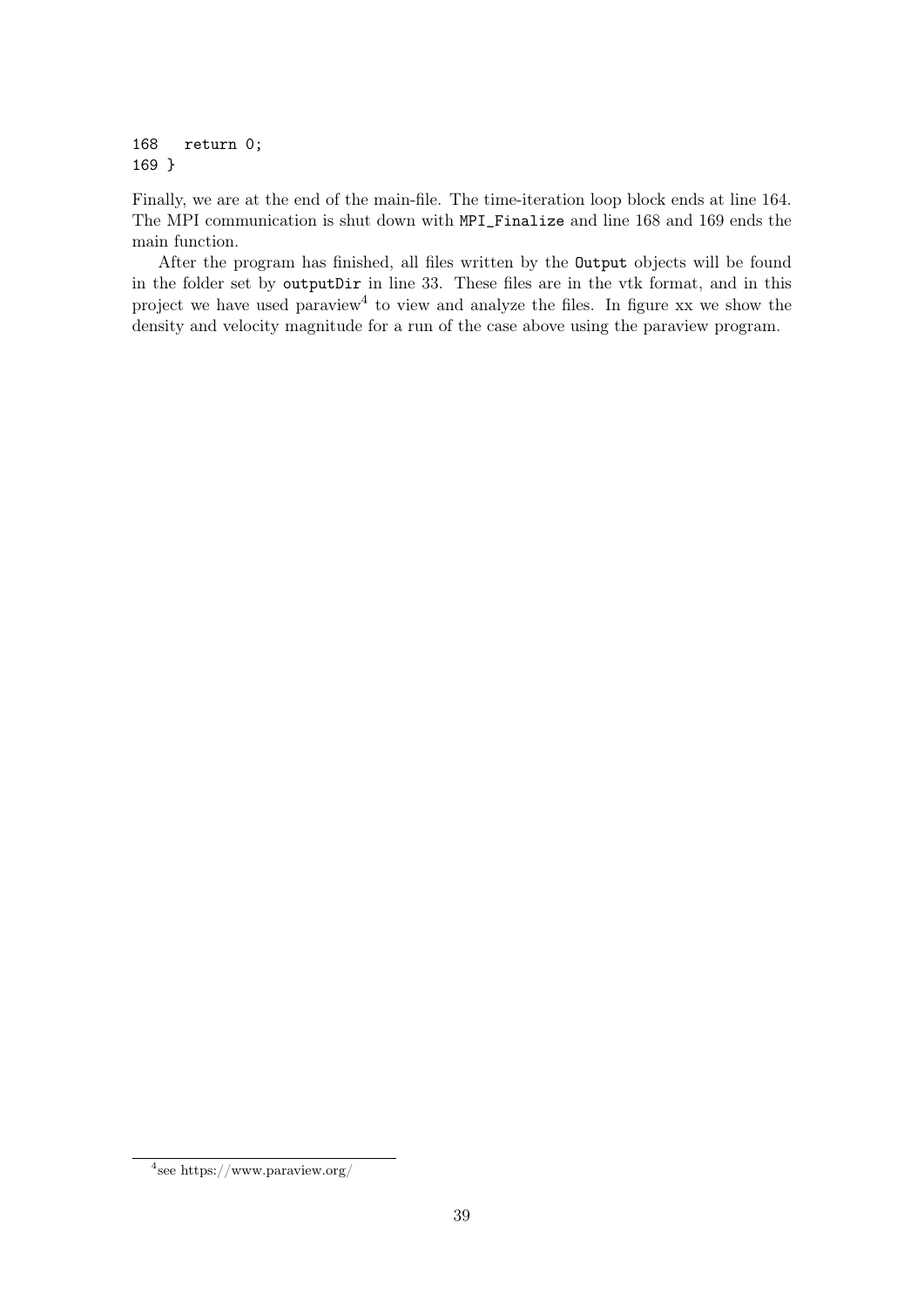```
168   return 0;
169 }
```

Finally, we are at the end of the main-file. The time-iteration loop block ends at line 164. The MPI communication is shut down with `MPI_Finalize` and line 168 and 169 ends the main function.

After the program has finished, all files written by the `Output` objects will be found in the folder set by `outputDir` in line 33. These files are in the vtk format, and in this project we have used paraview[4] to view and analyze the files. In figure xx we show the density and velocity magnitude for a run of the case above using the paraview program.

[4] see https://www.paraview.org/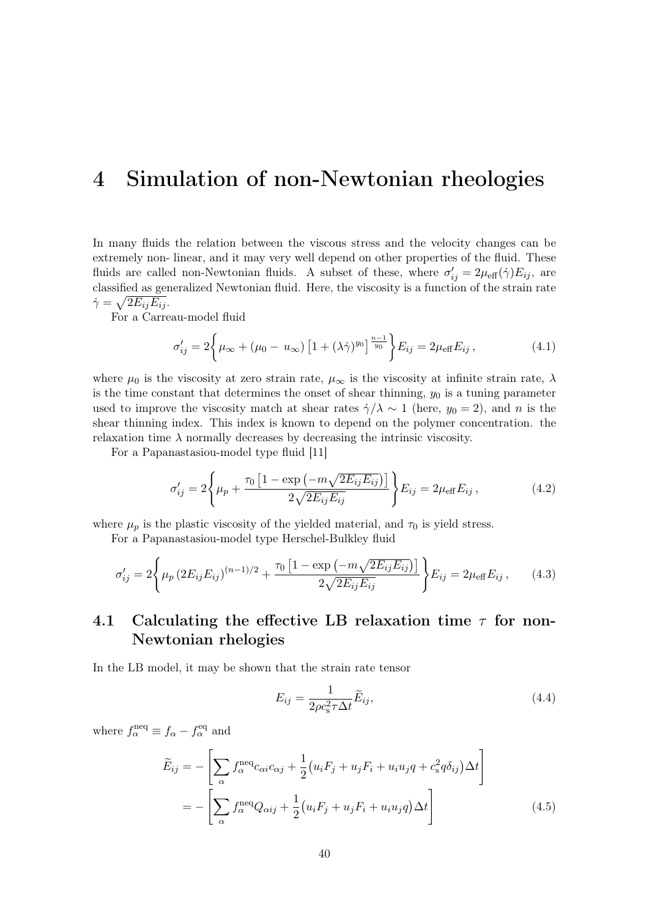# 4 Simulation of non-Newtonian rheologies

In many fluids the relation between the viscous stress and the velocity changes can be extremely non- linear, and it may very well depend on other properties of the fluid. These fluids are called non-Newtonian fluids. A subset of these, where $\sigma'_{ij} = 2\mu_{\text{eff}}(\dot\gamma)E_{ij}$, are classified as generalized Newtonian fluid. Here, the viscosity is a function of the strain rate $\dot\gamma = \sqrt{2E_{ij}E_{ij}}$.

For a Carreau-model fluid

$$\sigma'_{ij} = 2\left\{\mu_\infty + (\mu_0 - u_\infty)\left[1 + (\lambda\dot\gamma)^{y_0}\right]^{\frac{n-1}{y_0}}\right\}E_{ij} = 2\mu_{\text{eff}}E_{ij}\,, \tag{4.1}$$

where $\mu_0$ is the viscosity at zero strain rate, $\mu_\infty$ is the viscosity at infinite strain rate, $\lambda$ is the time constant that determines the onset of shear thinning, $y_0$ is a tuning parameter used to improve the viscosity match at shear rates $\dot\gamma/\lambda \sim 1$ (here, $y_0 = 2$), and $n$ is the shear thinning index. This index is known to depend on the polymer concentration. the relaxation time $\lambda$ normally decreases by decreasing the intrinsic viscosity.

For a Papanastasiou-model type fluid [11]

$$\sigma'_{ij} = 2\left\{\mu_p + \frac{\tau_0\left[1 - \exp\left(-m\sqrt{2E_{ij}E_{ij}}\right)\right]}{2\sqrt{2E_{ij}E_{ij}}}\right\}E_{ij} = 2\mu_{\text{eff}}E_{ij}\,, \tag{4.2}$$

where $\mu_p$ is the plastic viscosity of the yielded material, and $\tau_0$ is yield stress.

For a Papanastasiou-model type Herschel-Bulkley fluid

$$\sigma'_{ij} = 2\left\{\mu_p\left(2E_{ij}E_{ij}\right)^{(n-1)/2} + \frac{\tau_0\left[1 - \exp\left(-m\sqrt{2E_{ij}E_{ij}}\right)\right]}{2\sqrt{2E_{ij}E_{ij}}}\right\}E_{ij} = 2\mu_{\text{eff}}E_{ij}\,, \tag{4.3}$$

## 4.1 Calculating the effective LB relaxation time $\tau$ for non-Newtonian rhelogies

In the LB model, it may be shown that the strain rate tensor

$$E_{ij} = \frac{1}{2\rho c_s^2\tau\Delta t}\widetilde{E}_{ij}, \tag{4.4}$$

where $f_\alpha^{\text{neq}} \equiv f_\alpha - f_\alpha^{\text{eq}}$ and

$$\begin{aligned}
\widetilde{E}_{ij} &= -\left[\sum_\alpha f_\alpha^{\text{neq}}c_{\alpha i}c_{\alpha j} + \frac{1}{2}\big(u_iF_j + u_jF_i + u_iu_jq + c_s^2q\delta_{ij}\big)\Delta t\right] \\
&= -\left[\sum_\alpha f_\alpha^{\text{neq}}Q_{\alpha ij} + \frac{1}{2}\big(u_iF_j + u_jF_i + u_iu_jq\big)\Delta t\right]
\end{aligned} \tag{4.5}$$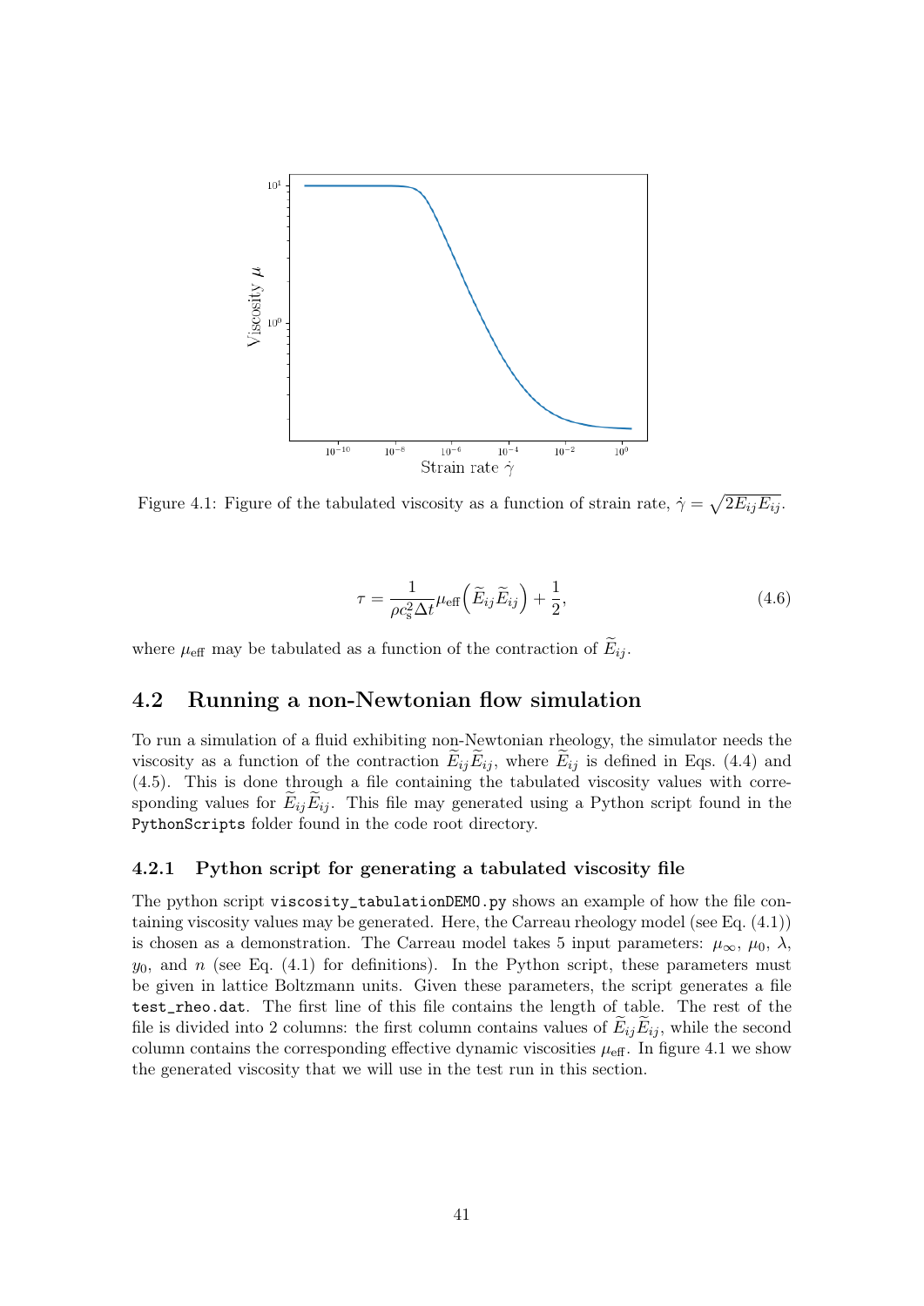Figure 4.1: Figure of the tabulated viscosity as a function of strain rate, $\dot{\gamma} = \sqrt{2E_{ij}E_{ij}}$.

$$\tau = \frac{1}{\rho c_s^2 \Delta t} \mu_{\text{eff}} \left( \widetilde{E}_{ij} \widetilde{E}_{ij} \right) + \frac{1}{2}, \tag{4.6}$$

where $\mu_{\text{eff}}$ may be tabulated as a function of the contraction of $\widetilde{E}_{ij}$.

## 4.2 Running a non-Newtonian flow simulation

To run a simulation of a fluid exhibiting non-Newtonian rheology, the simulator needs the viscosity as a function of the contraction $\widetilde{E}_{ij}\widetilde{E}_{ij}$, where $\widetilde{E}_{ij}$ is defined in Eqs. (4.4) and (4.5). This is done through a file containing the tabulated viscosity values with corresponding values for $\widetilde{E}_{ij}\widetilde{E}_{ij}$. This file may generated using a Python script found in the `PythonScripts` folder found in the code root directory.

### 4.2.1 Python script for generating a tabulated viscosity file

The python script `viscosity_tabulationDEMO.py` shows an example of how the file containing viscosity values may be generated. Here, the Carreau rheology model (see Eq. (4.1)) is chosen as a demonstration. The Carreau model takes 5 input parameters: $\mu_\infty$, $\mu_0$, $\lambda$, $y_0$, and $n$ (see Eq. (4.1) for definitions). In the Python script, these parameters must be given in lattice Boltzmann units. Given these parameters, the script generates a file `test_rheo.dat`. The first line of this file contains the length of table. The rest of the file is divided into 2 columns: the first column contains values of $\widetilde{E}_{ij}\widetilde{E}_{ij}$, while the second column contains the corresponding effective dynamic viscosities $\mu_{\text{eff}}$. In figure 4.1 we show the generated viscosity that we will use in the test run in this section.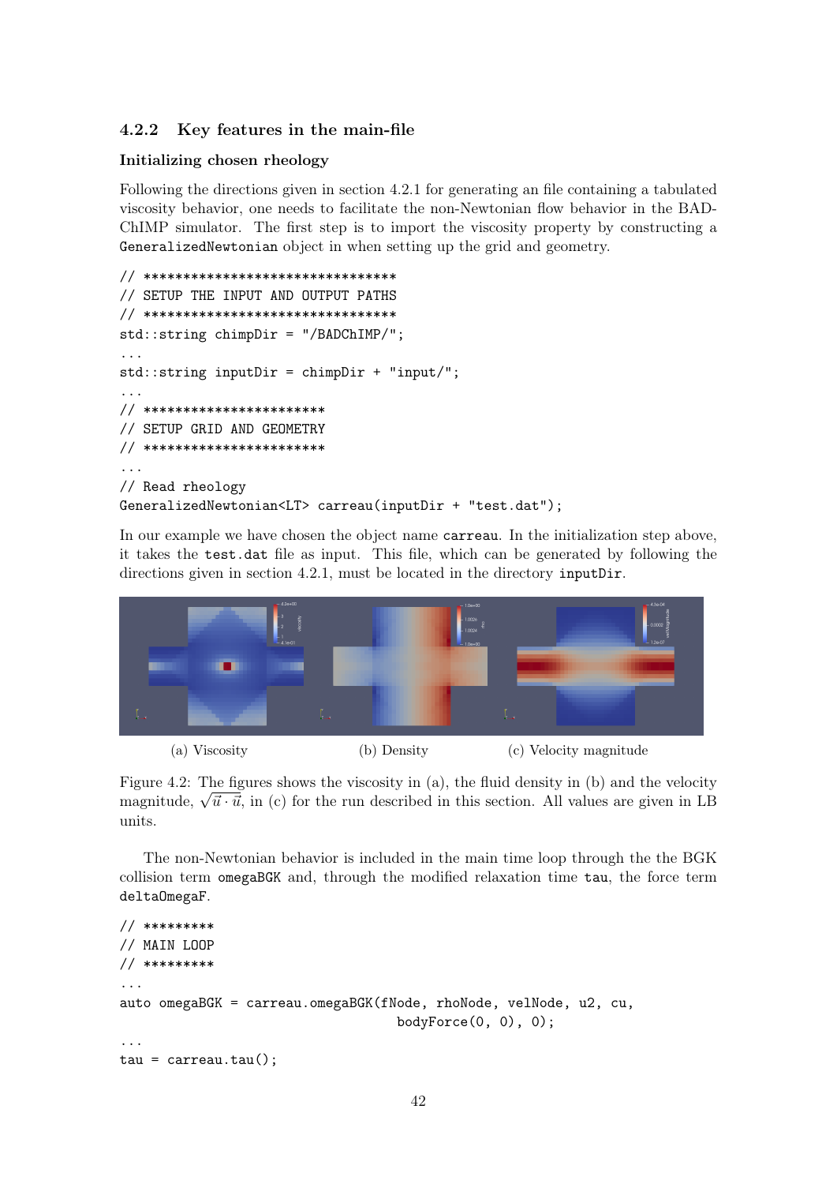### 4.2.2 Key features in the main-file

**Initializing chosen rheology**

Following the directions given in section 4.2.1 for generating an file containing a tabulated viscosity behavior, one needs to facilitate the non-Newtonian flow behavior in the BAD-ChIMP simulator. The first step is to import the viscosity property by constructing a `GeneralizedNewtonian` object in when setting up the grid and geometry.

```
// ********************************
// SETUP THE INPUT AND OUTPUT PATHS
// ********************************
std::string chimpDir = "/BADChIMP/";
...
std::string inputDir = chimpDir + "input/";
...
// **********************
// SETUP GRID AND GEOMETRY
// **********************
...
// Read rheology
GeneralizedNewtonian<LT> carreau(inputDir + "test.dat");
```

In our example we have chosen the object name `carreau`. In the initialization step above, it takes the `test.dat` file as input. This file, which can be generated by following the directions given in section 4.2.1, must be located in the directory `inputDir`.

(a) Viscosity (b) Density (c) Velocity magnitude

Figure 4.2: The figures shows the viscosity in (a), the fluid density in (b) and the velocity magnitude, $\sqrt{\vec{u} \cdot \vec{u}}$, in (c) for the run described in this section. All values are given in LB units.

The non-Newtonian behavior is included in the main time loop through the the BGK collision term `omegaBGK` and, through the modified relaxation time `tau`, the force term `deltaOmegaF`.

```
// *********
// MAIN LOOP
// *********
...
auto omegaBGK = carreau.omegaBGK(fNode, rhoNode, velNode, u2, cu,
                                 bodyForce(0, 0), 0);
...
tau = carreau.tau();
```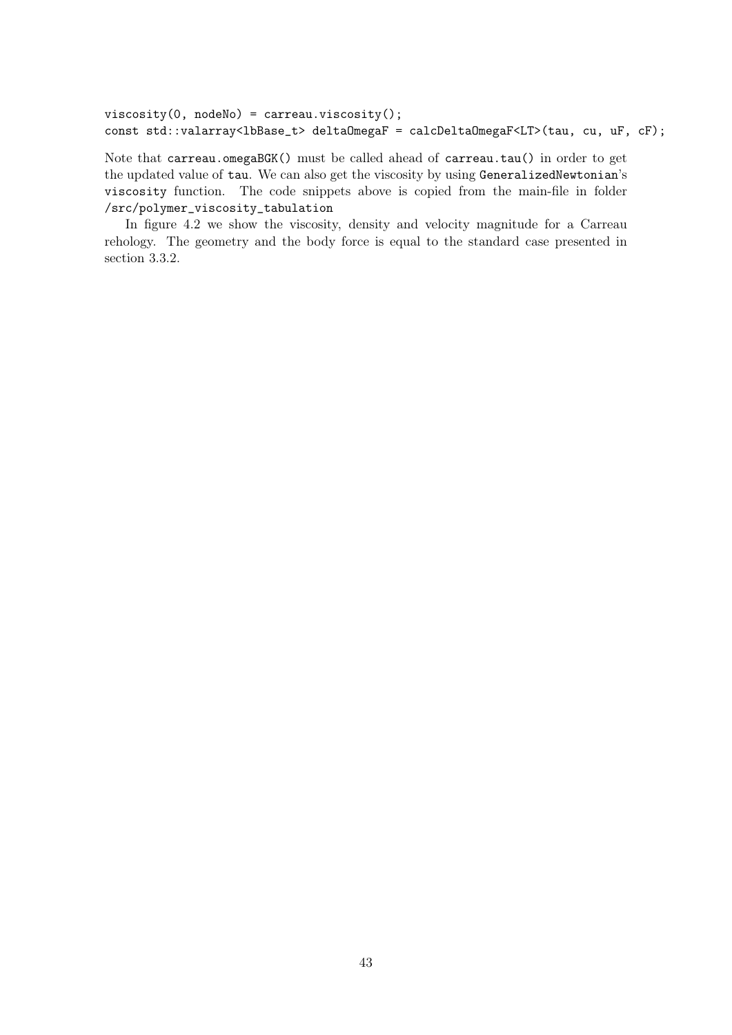```
viscosity(0, nodeNo) = carreau.viscosity();
const std::valarray<lbBase_t> deltaOmegaF = calcDeltaOmegaF<LT>(tau, cu, uF, cF);
```

Note that `carreau.omegaBGK()` must be called ahead of `carreau.tau()` in order to get the updated value of `tau`. We can also get the viscosity by using `GeneralizedNewtonian`'s `viscosity` function. The code snippets above is copied from the main-file in folder `/src/polymer_viscosity_tabulation`

In figure 4.2 we show the viscosity, density and velocity magnitude for a Carreau rehology. The geometry and the body force is equal to the standard case presented in section 3.3.2.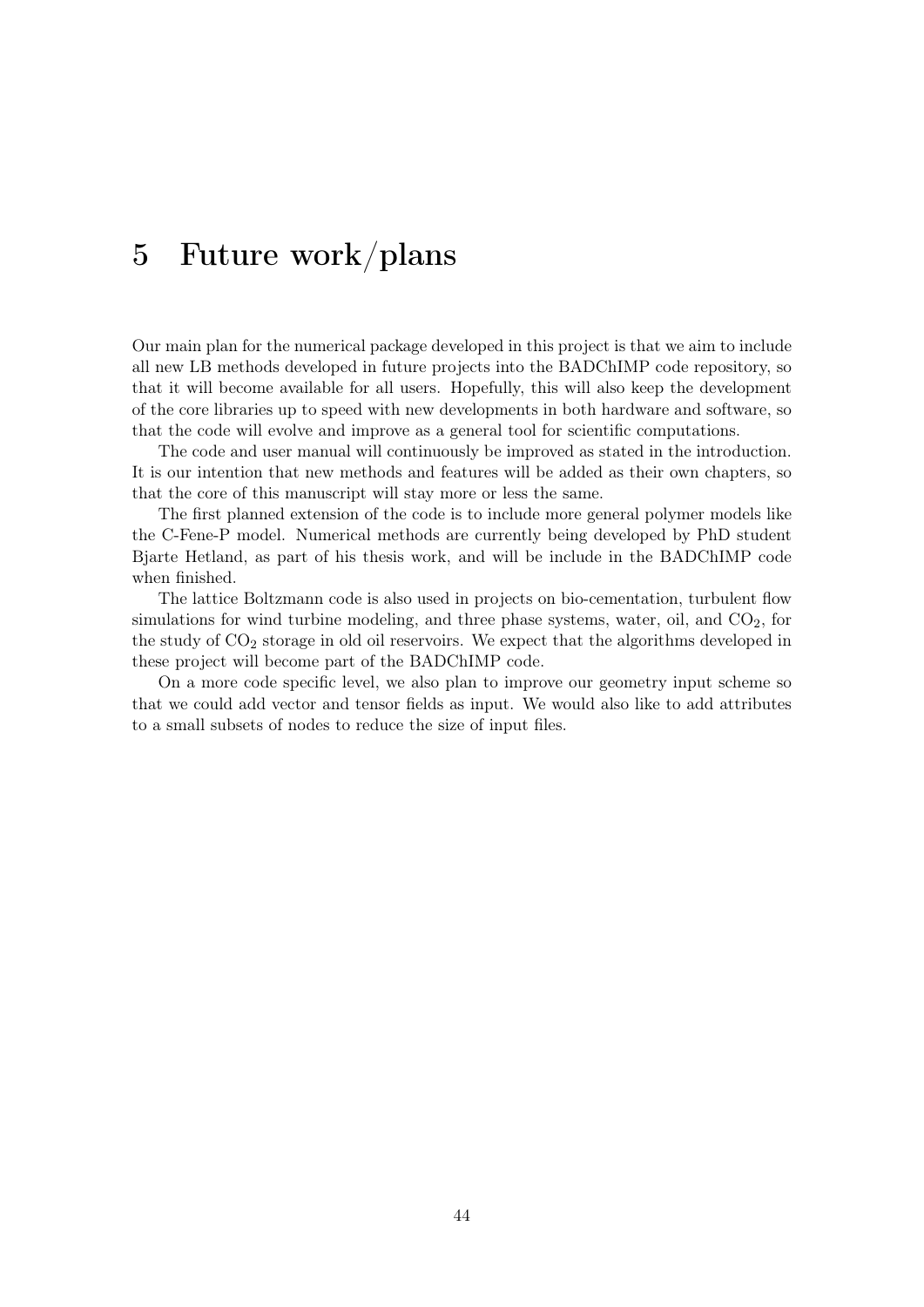# 5 Future work/plans

Our main plan for the numerical package developed in this project is that we aim to include all new LB methods developed in future projects into the BADChIMP code repository, so that it will become available for all users. Hopefully, this will also keep the development of the core libraries up to speed with new developments in both hardware and software, so that the code will evolve and improve as a general tool for scientific computations.

The code and user manual will continuously be improved as stated in the introduction. It is our intention that new methods and features will be added as their own chapters, so that the core of this manuscript will stay more or less the same.

The first planned extension of the code is to include more general polymer models like the C-Fene-P model. Numerical methods are currently being developed by PhD student Bjarte Hetland, as part of his thesis work, and will be include in the BADChIMP code when finished.

The lattice Boltzmann code is also used in projects on bio-cementation, turbulent flow simulations for wind turbine modeling, and three phase systems, water, oil, and $CO_2$, for the study of $CO_2$ storage in old oil reservoirs. We expect that the algorithms developed in these project will become part of the BADChIMP code.

On a more code specific level, we also plan to improve our geometry input scheme so that we could add vector and tensor fields as input. We would also like to add attributes to a small subsets of nodes to reduce the size of input files.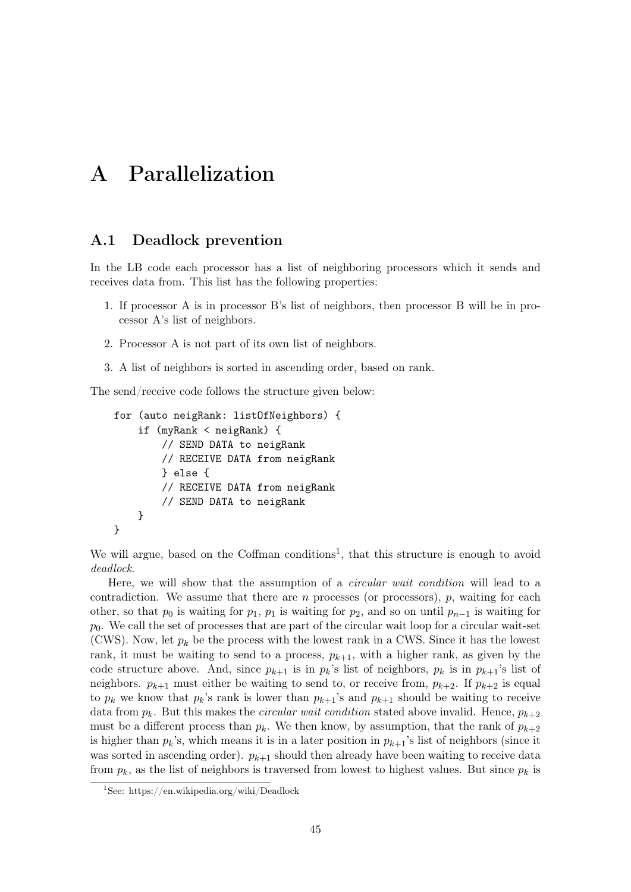# A Parallelization

## A.1 Deadlock prevention

In the LB code each processor has a list of neighboring processors which it sends and receives data from. This list has the following properties:

1. If processor A is in processor B's list of neighbors, then processor B will be in processor A's list of neighbors.
2. Processor A is not part of its own list of neighbors.
3. A list of neighbors is sorted in ascending order, based on rank.

The send/receive code follows the structure given below:

```
for (auto neigRank: listOfNeighbors) {
    if (myRank < neigRank) {
        // SEND DATA to neigRank
        // RECEIVE DATA from neigRank
        } else {
        // RECEIVE DATA from neigRank
        // SEND DATA to neigRank
    }
}
```

We will argue, based on the Coffman conditions[1], that this structure is enough to avoid *deadlock*.

Here, we will show that the assumption of a *circular wait condition* will lead to a contradiction. We assume that there are $n$ processes (or processors), $p$, waiting for each other, so that $p_0$ is waiting for $p_1$, $p_1$ is waiting for $p_2$, and so on until $p_{n-1}$ is waiting for $p_0$. We call the set of processes that are part of the circular wait loop for a circular wait-set (CWS). Now, let $p_k$ be the process with the lowest rank in a CWS. Since it has the lowest rank, it must be waiting to send to a process, $p_{k+1}$, with a higher rank, as given by the code structure above. And, since $p_{k+1}$ is in $p_k$'s list of neighbors, $p_k$ is in $p_{k+1}$'s list of neighbors. $p_{k+1}$ must either be waiting to send to, or receive from, $p_{k+2}$. If $p_{k+2}$ is equal to $p_k$ we know that $p_k$'s rank is lower than $p_{k+1}$'s and $p_{k+1}$ should be waiting to receive data from $p_k$. But this makes the *circular wait condition* stated above invalid. Hence, $p_{k+2}$ must be a different process than $p_k$. We then know, by assumption, that the rank of $p_{k+2}$ is higher than $p_k$'s, which means it is in a later position in $p_{k+1}$'s list of neighbors (since it was sorted in ascending order). $p_{k+1}$ should then already have been waiting to receive data from $p_k$, as the list of neighbors is traversed from lowest to highest values. But since $p_k$ is

[1] See: https://en.wikipedia.org/wiki/Deadlock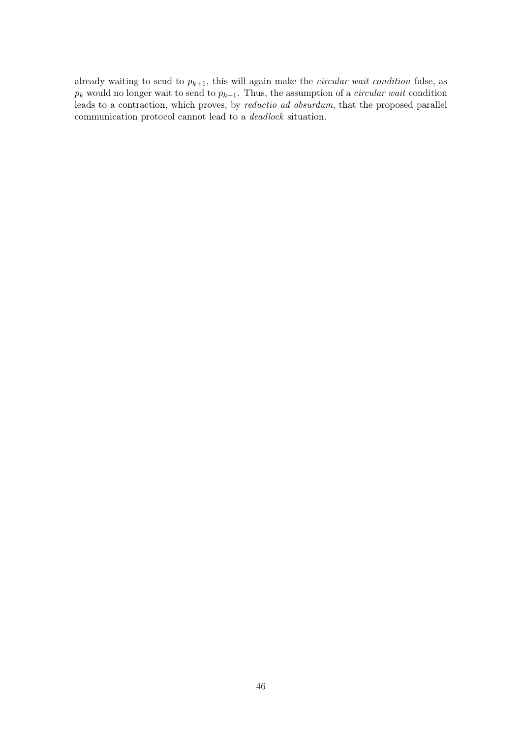already waiting to send to $p_{k+1}$, this will again make the *circular wait condition* false, as $p_k$ would no longer wait to send to $p_{k+1}$. Thus, the assumption of a *circular wait* condition leads to a contraction, which proves, by *reductio ad absurdum*, that the proposed parallel communication protocol cannot lead to a *deadlock* situation.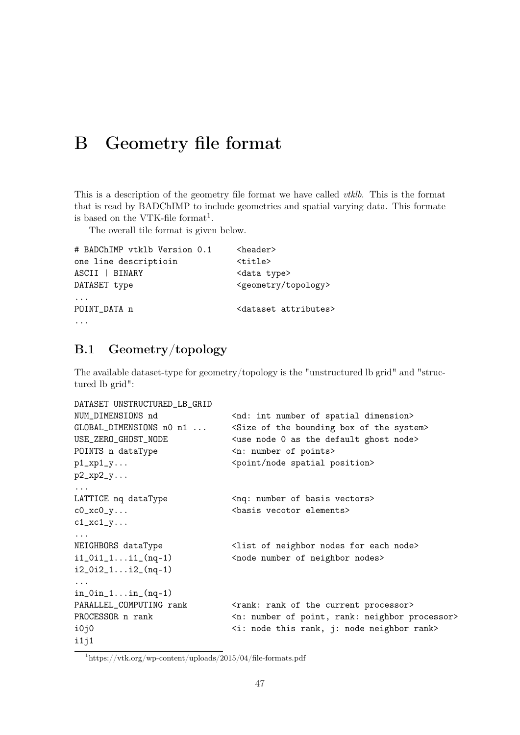# B Geometry file format

This is a description of the geometry file format we have called *vtklb*. This is the format that is read by BADChIMP to include geometries and spatial varying data. This formate is based on the VTK-file format[1].

The overall tile format is given below.

```
# BADChIMP vtklb Version 0.1      <header>
one line descriptioin             <title>
ASCII | BINARY                    <data type>
DATASET type                      <geometry/topology>
...
POINT_DATA n                      <dataset attributes>
...
```

## B.1 Geometry/topology

The available dataset-type for geometry/topology is the "unstructured lb grid" and "structured lb grid":

```
DATASET UNSTRUCTURED_LB_GRID
NUM_DIMENSIONS nd               <nd: int number of spatial dimension>
GLOBAL_DIMENSIONS n0 n1 ...     <Size of the bounding box of the system>
USE_ZERO_GHOST_NODE             <use node 0 as the default ghost node>
POINTS n dataType               <n: number of points>
p1_xp1_y...                     <point/node spatial position>
p2_xp2_y...
...
LATTICE nq dataType             <nq: number of basis vectors>
c0_xc0_y...                     <basis vecotor elements>
c1_xc1_y...
...
NEIGHBORS dataType              <list of neighbor nodes for each node>
i1_0i1_1...i1_(nq-1)            <node number of neighbor nodes>
i2_0i2_1...i2_(nq-1)
...
in_0in_1...in_(nq-1)
PARALLEL_COMPUTING rank         <rank: rank of the current processor>
PROCESSOR n rank                <n: number of point, rank: neighbor processor>
i0j0                            <i: node this rank, j: node neighbor rank>
i1j1
```

[1] https://vtk.org/wp-content/uploads/2015/04/file-formats.pdf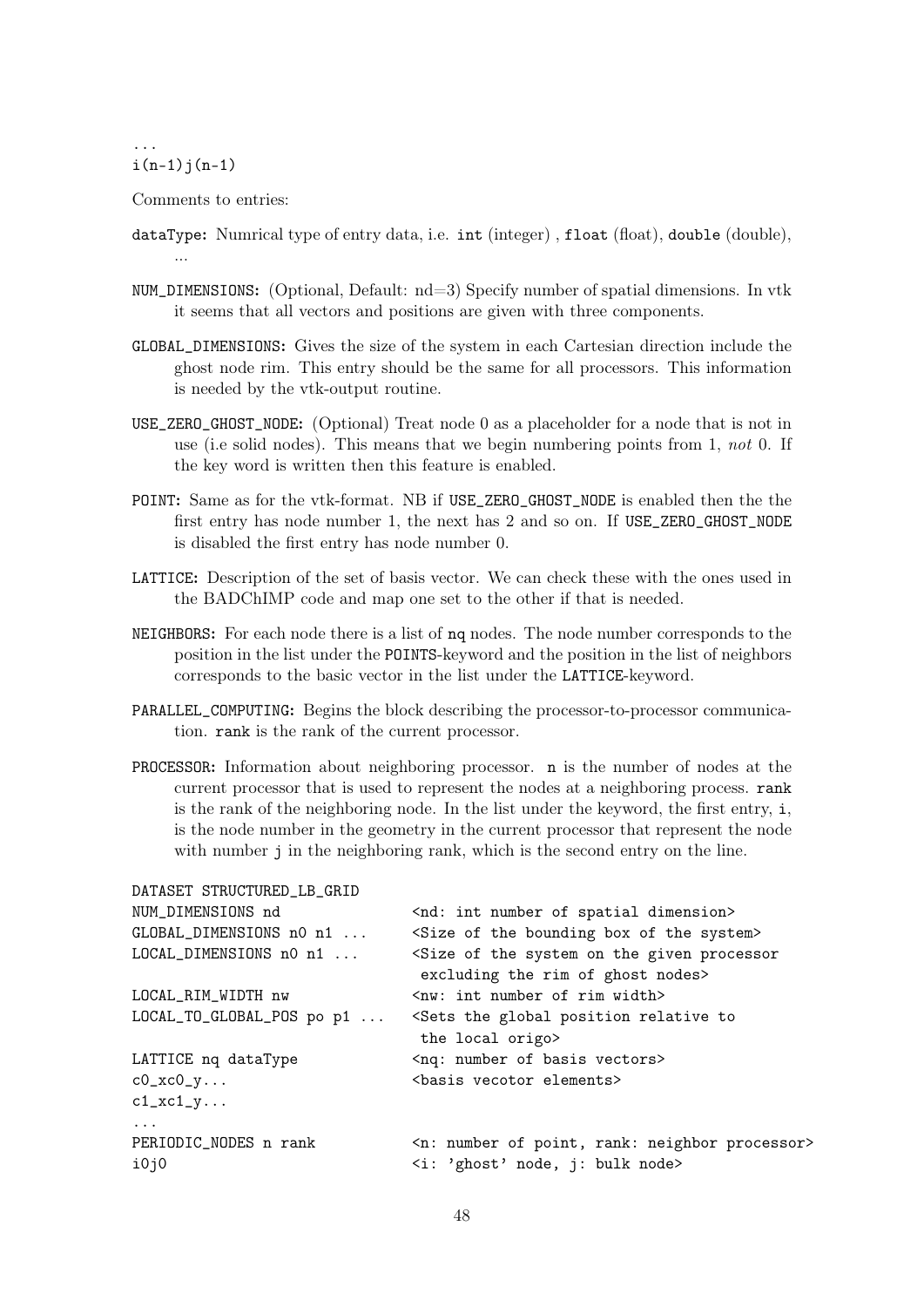```
...
i(n-1)j(n-1)
```

Comments to entries:

- **dataType:** Numrical type of entry data, i.e. `int` (integer) , `float` (float), `double` (double), ...
- **NUM_DIMENSIONS:** (Optional, Default: nd=3) Specify number of spatial dimensions. In vtk it seems that all vectors and positions are given with three components.
- **GLOBAL_DIMENSIONS:** Gives the size of the system in each Cartesian direction include the ghost node rim. This entry should be the same for all processors. This information is needed by the vtk-output routine.
- **USE_ZERO_GHOST_NODE:** (Optional) Treat node 0 as a placeholder for a node that is not in use (i.e solid nodes). This means that we begin numbering points from 1, *not* 0. If the key word is written then this feature is enabled.
- **POINT:** Same as for the vtk-format. NB if `USE_ZERO_GHOST_NODE` is enabled then the the first entry has node number 1, the next has 2 and so on. If `USE_ZERO_GHOST_NODE` is disabled the first entry has node number 0.
- **LATTICE:** Description of the set of basis vector. We can check these with the ones used in the BADChIMP code and map one set to the other if that is needed.
- **NEIGHBORS:** For each node there is a list of `nq` nodes. The node number corresponds to the position in the list under the `POINTS`-keyword and the position in the list of neighbors corresponds to the basic vector in the list under the `LATTICE`-keyword.
- **PARALLEL_COMPUTING:** Begins the block describing the processor-to-processor communication. `rank` is the rank of the current processor.
- **PROCESSOR:** Information about neighboring processor. `n` is the number of nodes at the current processor that is used to represent the nodes at a neighboring process. `rank` is the rank of the neighboring node. In the list under the keyword, the first entry, `i`, is the node number in the geometry in the current processor that represent the node with number `j` in the neighboring rank, which is the second entry on the line.

```
DATASET STRUCTURED_LB_GRID
NUM_DIMENSIONS nd              <nd: int number of spatial dimension>
GLOBAL_DIMENSIONS n0 n1 ...    <Size of the bounding box of the system>
LOCAL_DIMENSIONS n0 n1 ...     <Size of the system on the given processor
                                excluding the rim of ghost nodes>
LOCAL_RIM_WIDTH nw             <nw: int number of rim width>
LOCAL_TO_GLOBAL_POS po p1 ...  <Sets the global position relative to
                                the local origo>
LATTICE nq dataType            <nq: number of basis vectors>
c0_xc0_y...                    <basis vecotor elements>
c1_xc1_y...
...
PERIODIC_NODES n rank          <n: number of point, rank: neighbor processor>
i0j0                           <i: 'ghost' node, j: bulk node>
```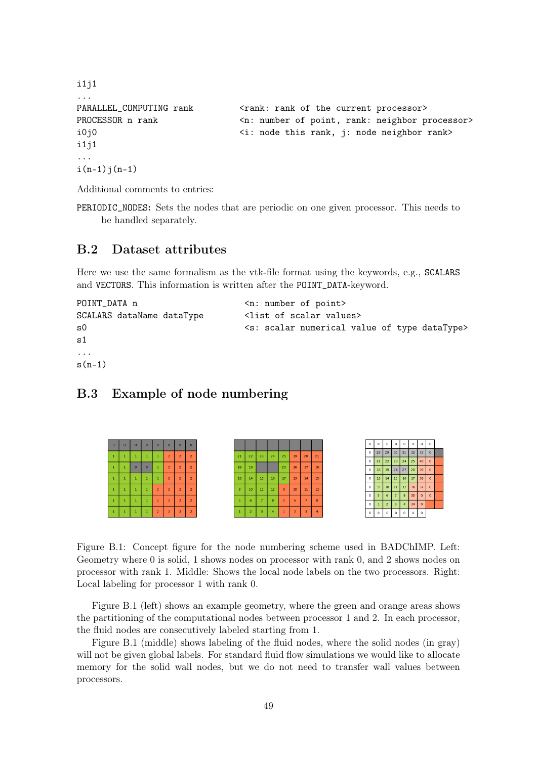```
i1j1
...
PARALLEL_COMPUTING rank          <rank: rank of the current processor>
PROCESSOR n rank                 <n: number of point, rank: neighbor processor>
i0j0                             <i: node this rank, j: node neighbor rank>
i1j1
...
i(n-1)j(n-1)
```

Additional comments to entries:

PERIODIC_NODES: Sets the nodes that are periodic on one given processor. This needs to be handled separately.

## B.2 Dataset attributes

Here we use the same formalism as the vtk-file format using the keywords, e.g., SCALARS and VECTORS. This information is written after the POINT_DATA-keyword.

```
POINT_DATA n                     <n: number of point>
SCALARS dataName dataType        <list of scalar values>
s0                               <s: scalar numerical value of type dataType>
s1
...
s(n-1)
```

## B.3 Example of node numbering

Figure B.1: Concept figure for the node numbering scheme used in BADChIMP. Left: Geometry where 0 is solid, 1 shows nodes on processor with rank 0, and 2 shows nodes on processor with rank 1. Middle: Shows the local node labels on the two processors. Right: Local labeling for processor 1 with rank 0.

Figure B.1 (left) shows an example geometry, where the green and orange areas shows the partitioning of the computational nodes between processor 1 and 2. In each processor, the fluid nodes are consecutively labeled starting from 1.

Figure B.1 (middle) shows labeling of the fluid nodes, where the solid nodes (in gray) will not be given global labels. For standard fluid flow simulations we would like to allocate memory for the solid wall nodes, but we do not need to transfer wall values between processors.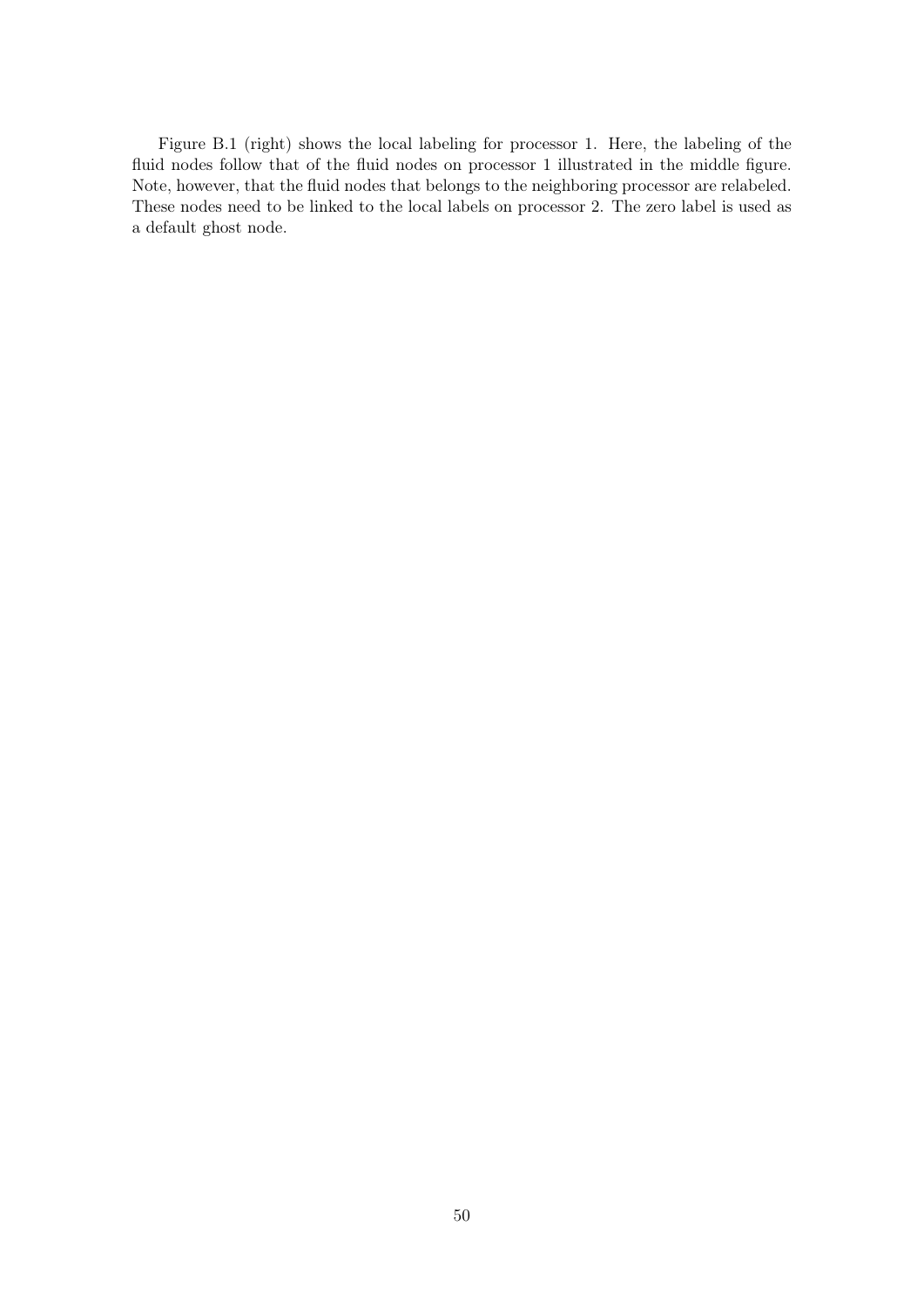Figure B.1 (right) shows the local labeling for processor 1. Here, the labeling of the fluid nodes follow that of the fluid nodes on processor 1 illustrated in the middle figure. Note, however, that the fluid nodes that belongs to the neighboring processor are relabeled. These nodes need to be linked to the local labels on processor 2. The zero label is used as a default ghost node.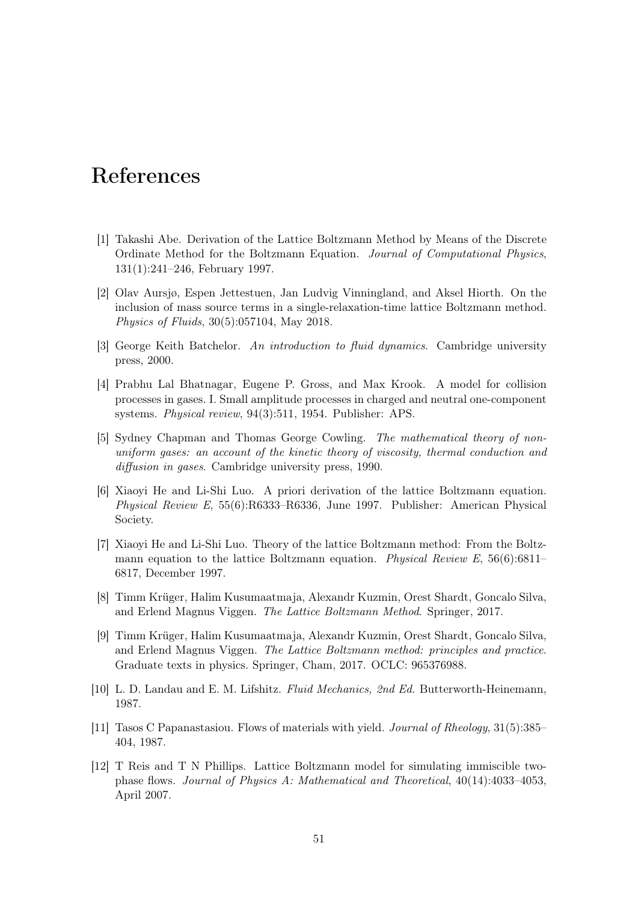# References

[1] Takashi Abe. Derivation of the Lattice Boltzmann Method by Means of the Discrete Ordinate Method for the Boltzmann Equation. *Journal of Computational Physics*, 131(1):241–246, February 1997.

[2] Olav Aursjø, Espen Jettestuen, Jan Ludvig Vinningland, and Aksel Hiorth. On the inclusion of mass source terms in a single-relaxation-time lattice Boltzmann method. *Physics of Fluids*, 30(5):057104, May 2018.

[3] George Keith Batchelor. *An introduction to fluid dynamics*. Cambridge university press, 2000.

[4] Prabhu Lal Bhatnagar, Eugene P. Gross, and Max Krook. A model for collision processes in gases. I. Small amplitude processes in charged and neutral one-component systems. *Physical review*, 94(3):511, 1954. Publisher: APS.

[5] Sydney Chapman and Thomas George Cowling. *The mathematical theory of non-uniform gases: an account of the kinetic theory of viscosity, thermal conduction and diffusion in gases*. Cambridge university press, 1990.

[6] Xiaoyi He and Li-Shi Luo. A priori derivation of the lattice Boltzmann equation. *Physical Review E*, 55(6):R6333–R6336, June 1997. Publisher: American Physical Society.

[7] Xiaoyi He and Li-Shi Luo. Theory of the lattice Boltzmann method: From the Boltzmann equation to the lattice Boltzmann equation. *Physical Review E*, 56(6):6811–6817, December 1997.

[8] Timm Krüger, Halim Kusumaatmaja, Alexandr Kuzmin, Orest Shardt, Goncalo Silva, and Erlend Magnus Viggen. *The Lattice Boltzmann Method*. Springer, 2017.

[9] Timm Krüger, Halim Kusumaatmaja, Alexandr Kuzmin, Orest Shardt, Goncalo Silva, and Erlend Magnus Viggen. *The Lattice Boltzmann method: principles and practice*. Graduate texts in physics. Springer, Cham, 2017. OCLC: 965376988.

[10] L. D. Landau and E. M. Lifshitz. *Fluid Mechanics, 2nd Ed*. Butterworth-Heinemann, 1987.

[11] Tasos C Papanastasiou. Flows of materials with yield. *Journal of Rheology*, 31(5):385–404, 1987.

[12] T Reis and T N Phillips. Lattice Boltzmann model for simulating immiscible two-phase flows. *Journal of Physics A: Mathematical and Theoretical*, 40(14):4033–4053, April 2007.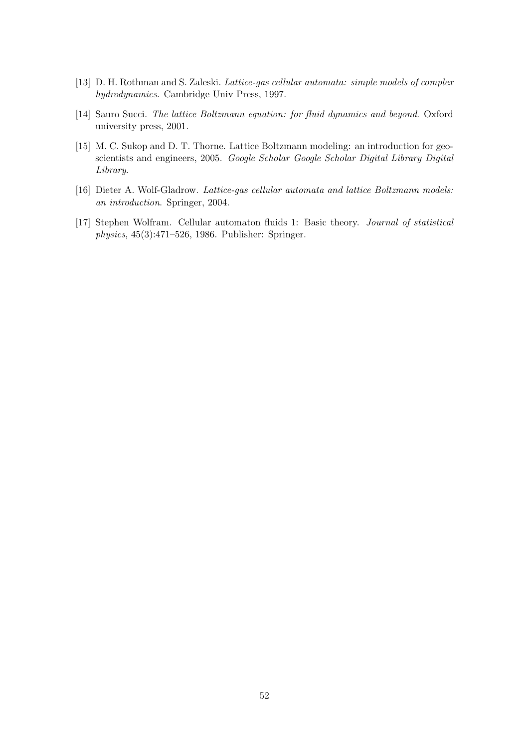[13] D. H. Rothman and S. Zaleski. *Lattice-gas cellular automata: simple models of complex hydrodynamics*. Cambridge Univ Press, 1997.

[14] Sauro Succi. *The lattice Boltzmann equation: for fluid dynamics and beyond*. Oxford university press, 2001.

[15] M. C. Sukop and D. T. Thorne. Lattice Boltzmann modeling: an introduction for geoscientists and engineers, 2005. *Google Scholar Google Scholar Digital Library Digital Library*.

[16] Dieter A. Wolf-Gladrow. *Lattice-gas cellular automata and lattice Boltzmann models: an introduction*. Springer, 2004.

[17] Stephen Wolfram. Cellular automaton fluids 1: Basic theory. *Journal of statistical physics*, 45(3):471–526, 1986. Publisher: Springer.